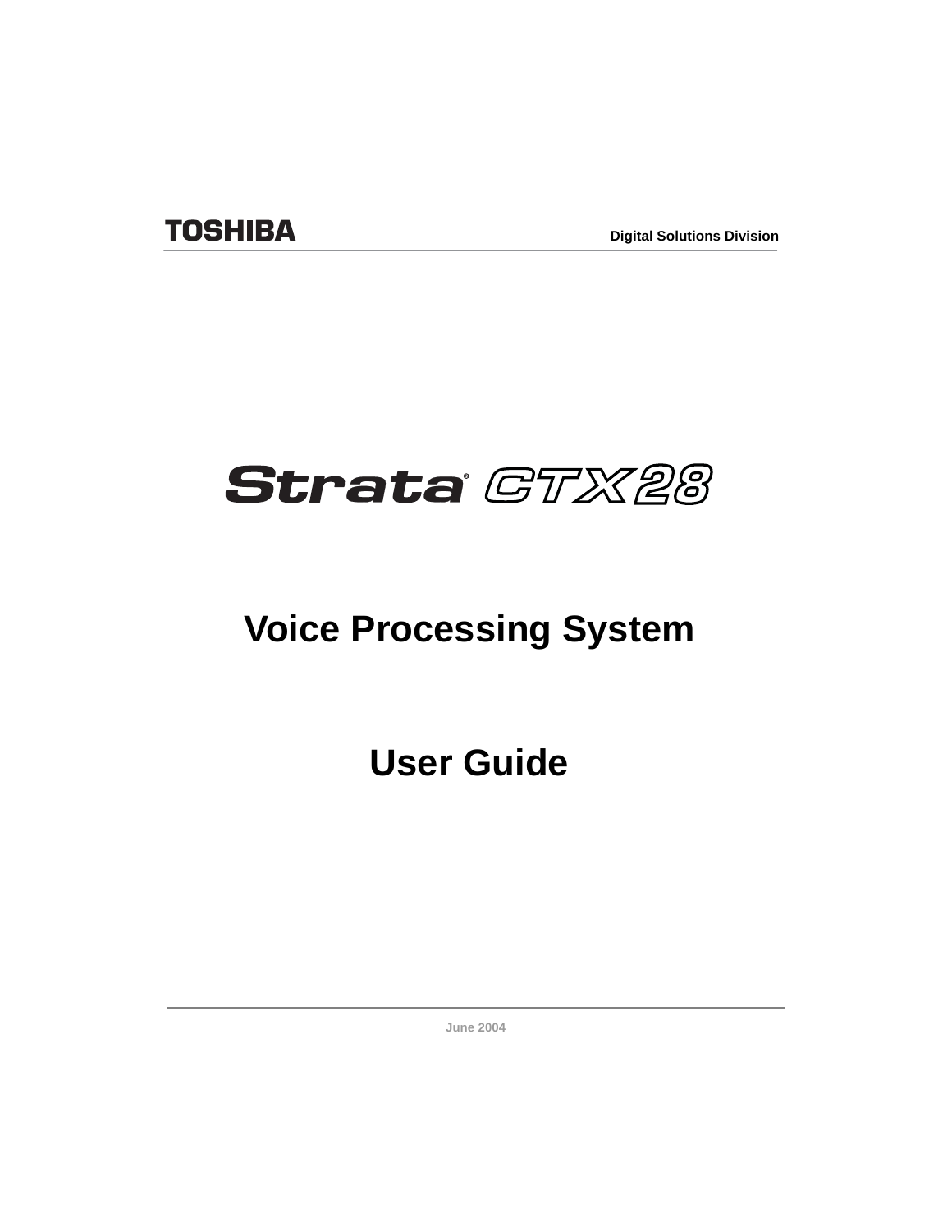TOSHIBA

Digital Solutions Division

# Strata® CTX28

# Voice Processing System

# User Guide

June 2004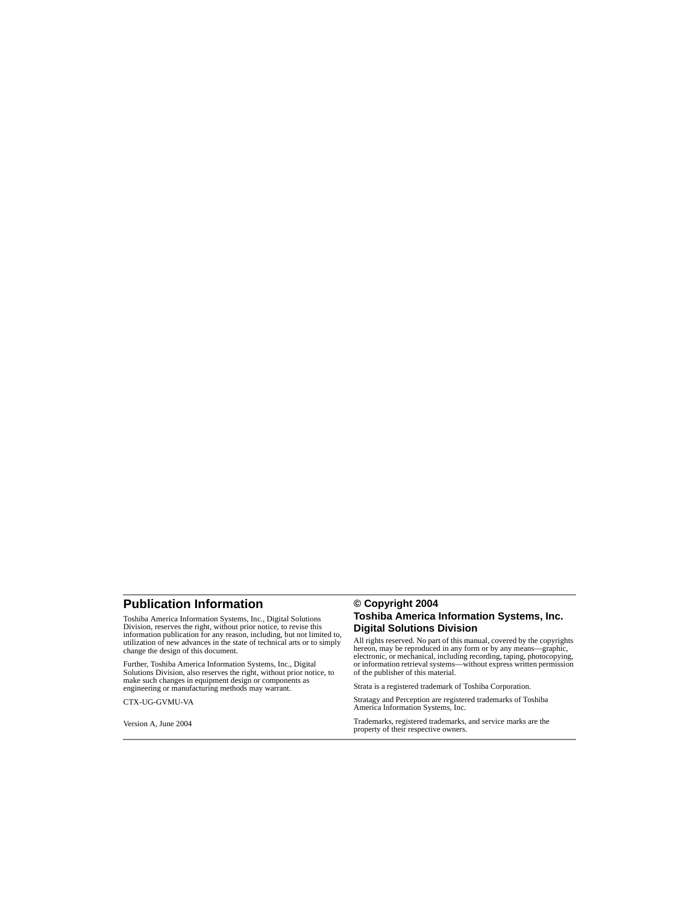## Publication Information

Toshiba America Information Systems, Inc., Digital Solutions Division, reserves the right, without prior notice, to revise this information publication for any reason, including, but not limited to, utilization of new advances in the state of technical arts or to simply change the design of this document.

Further, Toshiba America Information Systems, Inc., Digital Solutions Division, also reserves the right, without prior notice, to make such changes in equipment design or components as engineering or manufacturing methods may warrant.

CTX-UG-GVMU-VA

Version A, June 2004

## © Copyright 2004
## Toshiba America Information Systems, Inc. Digital Solutions Division

All rights reserved. No part of this manual, covered by the copyrights hereon, may be reproduced in any form or by any means—graphic, electronic, or mechanical, including recording, taping, photocopying, or information retrieval systems—without express written permission of the publisher of this material.

Strata is a registered trademark of Toshiba Corporation.

Stratagy and Perception are registered trademarks of Toshiba America Information Systems, Inc.

Trademarks, registered trademarks, and service marks are the property of their respective owners.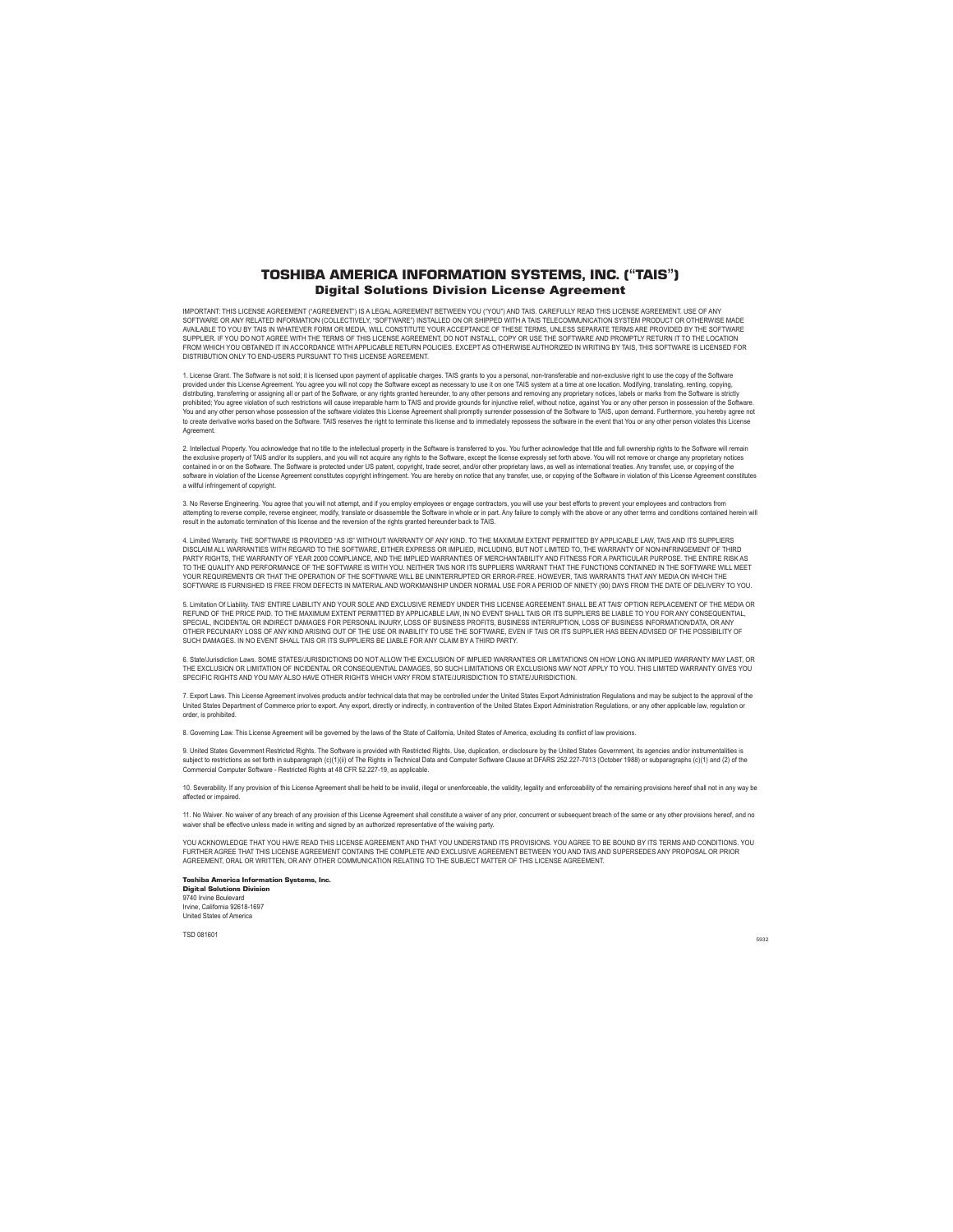# TOSHIBA AMERICA INFORMATION SYSTEMS, INC. ("TAIS")
## Digital Solutions Division License Agreement

IMPORTANT: THIS LICENSE AGREEMENT ("AGREEMENT") IS A LEGAL AGREEMENT BETWEEN YOU ("YOU") AND TAIS. CAREFULLY READ THIS LICENSE AGREEMENT. USE OF ANY SOFTWARE OR ANY RELATED INFORMATION (COLLECTIVELY, "SOFTWARE") INSTALLED ON OR SHIPPED WITH A TAIS TELECOMMUNICATION SYSTEM PRODUCT OR OTHERWISE MADE AVAILABLE TO YOU BY TAIS IN WHATEVER FORM OR MEDIA, WILL CONSTITUTE YOUR ACCEPTANCE OF THESE TERMS, UNLESS SEPARATE TERMS ARE PROVIDED BY THE SOFTWARE SUPPLIER. IF YOU DO NOT AGREE WITH THE TERMS OF THIS LICENSE AGREEMENT, DO NOT INSTALL, COPY OR USE THE SOFTWARE AND PROMPTLY RETURN IT TO THE LOCATION FROM WHICH YOU OBTAINED IT IN ACCORDANCE WITH APPLICABLE RETURN POLICIES. EXCEPT AS OTHERWISE AUTHORIZED IN WRITING BY TAIS, THIS SOFTWARE IS LICENSED FOR DISTRIBUTION ONLY TO END-USERS PURSUANT TO THIS LICENSE AGREEMENT.

1. License Grant. The Software is not sold; it is licensed upon payment of applicable charges. TAIS grants to you a personal, non-transferable and non-exclusive right to use the copy of the Software provided under this License Agreement. You agree you will not copy the Software except as necessary to use it on one TAIS system at a time at one location. Modifying, translating, renting, copying, distributing, transferring or assigning all or part of the Software, or any rights granted hereunder, to any other persons and removing any proprietary notices, labels or marks from the Software is strictly prohibited; You agree violation of such restrictions will cause irreparable harm to TAIS and provide grounds for injunctive relief, without notice, against You or any other person in possession of the Software. You and any other person whose possession of the software violates this License Agreement shall promptly surrender possession of the Software to TAIS, upon demand. Furthermore, you hereby agree not to create derivative works based on the Software. TAIS reserves the right to terminate this license and to immediately repossess the software in the event that You or any other person violates this License Agreement.

2. Intellectual Property. You acknowledge that no title to the intellectual property in the Software is transferred to you. You further acknowledge that title and full ownership rights to the Software will remain the exclusive property of TAIS and/or its suppliers, and you will not acquire any rights to the Software, except the license expressly set forth above. You will not remove or change any proprietary notices contained in or on the Software. The Software is protected under US patent, copyright, trade secret, and/or other proprietary laws, as well as international treaties. Any transfer, use, or copying of the software in violation of the License Agreement constitutes copyright infringement. You are hereby on notice that any transfer, use, or copying of the Software in violation of this License Agreement constitutes a willful infringement of copyright.

3. No Reverse Engineering. You agree that you will not attempt, and if you employ employees or engage contractors, you will use your best efforts to prevent your employees and contractors from attempting to reverse compile, reverse engineer, modify, translate or disassemble the Software in whole or in part. Any failure to comply with the above or any other terms and conditions contained herein will result in the automatic termination of this license and the reversion of the rights granted hereunder back to TAIS.

4. Limited Warranty. THE SOFTWARE IS PROVIDED "AS IS" WITHOUT WARRANTY OF ANY KIND. TO THE MAXIMUM EXTENT PERMITTED BY APPLICABLE LAW, TAIS AND ITS SUPPLIERS DISCLAIM ALL WARRANTIES WITH REGARD TO THE SOFTWARE, EITHER EXPRESS OR IMPLIED, INCLUDING, BUT NOT LIMITED TO, THE WARRANTY OF NON-INFRINGEMENT OF THIRD PARTY RIGHTS, THE WARRANTY OF YEAR 2000 COMPLIANCE, AND THE IMPLIED WARRANTIES OF MERCHANTABILITY AND FITNESS FOR A PARTICULAR PURPOSE. THE ENTIRE RISK AS TO THE QUALITY AND PERFORMANCE OF THE SOFTWARE IS WITH YOU. NEITHER TAIS NOR ITS SUPPLIERS WARRANT THAT THE FUNCTIONS CONTAINED IN THE SOFTWARE WILL MEET YOUR REQUIREMENTS OR THAT THE OPERATION OF THE SOFTWARE WILL BE UNINTERRUPTED OR ERROR-FREE. HOWEVER, TAIS WARRANTS THAT ANY MEDIA ON WHICH THE SOFTWARE IS FURNISHED IS FREE FROM DEFECTS IN MATERIAL AND WORKMANSHIP UNDER NORMAL USE FOR A PERIOD OF NINETY (90) DAYS FROM THE DATE OF DELIVERY TO YOU.

5. Limitation Of Liability. TAIS' ENTIRE LIABILITY AND YOUR SOLE AND EXCLUSIVE REMEDY UNDER THIS LICENSE AGREEMENT SHALL BE AT TAIS' OPTION REPLACEMENT OF THE MEDIA OR REFUND OF THE PRICE PAID. TO THE MAXIMUM EXTENT PERMITTED BY APPLICABLE LAW, IN NO EVENT SHALL TAIS OR ITS SUPPLIERS BE LIABLE TO YOU FOR ANY CONSEQUENTIAL, SPECIAL, INCIDENTAL OR INDIRECT DAMAGES FOR PERSONAL INJURY, LOSS OF BUSINESS PROFITS, BUSINESS INTERRUPTION, LOSS OF BUSINESS INFORMATION/DATA, OR ANY OTHER PECUNIARY LOSS OF ANY KIND ARISING OUT OF THE USE OR INABILITY TO USE THE SOFTWARE, EVEN IF TAIS OR ITS SUPPLIER HAS BEEN ADVISED OF THE POSSIBILITY OF SUCH DAMAGES. IN NO EVENT SHALL TAIS OR ITS SUPPLIERS BE LIABLE FOR ANY CLAIM BY A THIRD PARTY.

6. State/Jurisdiction Laws. SOME STATES/JURISDICTIONS DO NOT ALLOW THE EXCLUSION OF IMPLIED WARRANTIES OR LIMITATIONS ON HOW LONG AN IMPLIED WARRANTY MAY LAST, OR THE EXCLUSION OR LIMITATION OF INCIDENTAL OR CONSEQUENTIAL DAMAGES, SO SUCH LIMITATIONS OR EXCLUSIONS MAY NOT APPLY TO YOU. THIS LIMITED WARRANTY GIVES YOU SPECIFIC RIGHTS AND YOU MAY ALSO HAVE OTHER RIGHTS WHICH VARY FROM STATE/JURISDICTION TO STATE/JURISDICTION.

7. Export Laws. This License Agreement involves products and/or technical data that may be controlled under the United States Export Administration Regulations and may be subject to the approval of the United States Department of Commerce prior to export. Any export, directly or indirectly, in contravention of the United States Export Administration Regulations, or any other applicable law, regulation or order, is prohibited.

8. Governing Law. This License Agreement will be governed by the laws of the State of California, United States of America, excluding its conflict of law provisions.

9. United States Government Restricted Rights. The Software is provided with Restricted Rights. Use, duplication, or disclosure by the United States Government, its agencies and/or instrumentalities is subject to restrictions as set forth in subparagraph (c)(1)(ii) of The Rights in Technical Data and Computer Software Clause at DFARS 252.227-7013 (October 1988) or subparagraphs (c)(1) and (2) of the Commercial Computer Software - Restricted Rights at 48 CFR 52.227-19, as applicable.

10. Severability. If any provision of this License Agreement shall be held to be invalid, illegal or unenforceable, the validity, legality and enforceability of the remaining provisions hereof shall not in any way be affected or impaired.

11. No Waiver. No waiver of any breach of any provision of this License Agreement shall constitute a waiver of any prior, concurrent or subsequent breach of the same or any other provisions hereof, and no waiver shall be effective unless made in writing and signed by an authorized representative of the waiving party.

YOU ACKNOWLEDGE THAT YOU HAVE READ THIS LICENSE AGREEMENT AND THAT YOU UNDERSTAND ITS PROVISIONS. YOU AGREE TO BE BOUND BY ITS TERMS AND CONDITIONS. YOU FURTHER AGREE THAT THIS LICENSE AGREEMENT CONTAINS THE COMPLETE AND EXCLUSIVE AGREEMENT BETWEEN YOU AND TAIS AND SUPERSEDES ANY PROPOSAL OR PRIOR AGREEMENT, ORAL OR WRITTEN, OR ANY OTHER COMMUNICATION RELATING TO THE SUBJECT MATTER OF THIS LICENSE AGREEMENT.

**Toshiba America Information Systems, Inc.**
**Digital Solutions Division**
9740 Irvine Boulevard
Irvine, California 92618-1697
United States of America

TSD 081601

5932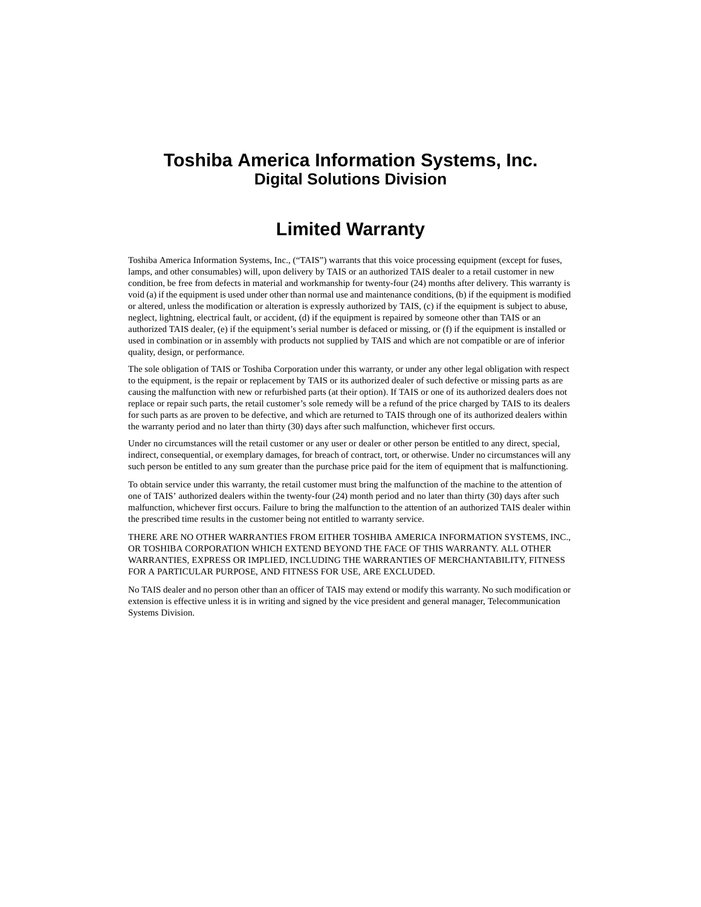# Toshiba America Information Systems, Inc.

## Digital Solutions Division

# Limited Warranty

Toshiba America Information Systems, Inc., (“TAIS”) warrants that this voice processing equipment (except for fuses, lamps, and other consumables) will, upon delivery by TAIS or an authorized TAIS dealer to a retail customer in new condition, be free from defects in material and workmanship for twenty-four (24) months after delivery. This warranty is void (a) if the equipment is used under other than normal use and maintenance conditions, (b) if the equipment is modified or altered, unless the modification or alteration is expressly authorized by TAIS, (c) if the equipment is subject to abuse, neglect, lightning, electrical fault, or accident, (d) if the equipment is repaired by someone other than TAIS or an authorized TAIS dealer, (e) if the equipment’s serial number is defaced or missing, or (f) if the equipment is installed or used in combination or in assembly with products not supplied by TAIS and which are not compatible or are of inferior quality, design, or performance.

The sole obligation of TAIS or Toshiba Corporation under this warranty, or under any other legal obligation with respect to the equipment, is the repair or replacement by TAIS or its authorized dealer of such defective or missing parts as are causing the malfunction with new or refurbished parts (at their option). If TAIS or one of its authorized dealers does not replace or repair such parts, the retail customer’s sole remedy will be a refund of the price charged by TAIS to its dealers for such parts as are proven to be defective, and which are returned to TAIS through one of its authorized dealers within the warranty period and no later than thirty (30) days after such malfunction, whichever first occurs.

Under no circumstances will the retail customer or any user or dealer or other person be entitled to any direct, special, indirect, consequential, or exemplary damages, for breach of contract, tort, or otherwise. Under no circumstances will any such person be entitled to any sum greater than the purchase price paid for the item of equipment that is malfunctioning.

To obtain service under this warranty, the retail customer must bring the malfunction of the machine to the attention of one of TAIS’ authorized dealers within the twenty-four (24) month period and no later than thirty (30) days after such malfunction, whichever first occurs. Failure to bring the malfunction to the attention of an authorized TAIS dealer within the prescribed time results in the customer being not entitled to warranty service.

THERE ARE NO OTHER WARRANTIES FROM EITHER TOSHIBA AMERICA INFORMATION SYSTEMS, INC., OR TOSHIBA CORPORATION WHICH EXTEND BEYOND THE FACE OF THIS WARRANTY. ALL OTHER WARRANTIES, EXPRESS OR IMPLIED, INCLUDING THE WARRANTIES OF MERCHANTABILITY, FITNESS FOR A PARTICULAR PURPOSE, AND FITNESS FOR USE, ARE EXCLUDED.

No TAIS dealer and no person other than an officer of TAIS may extend or modify this warranty. No such modification or extension is effective unless it is in writing and signed by the vice president and general manager, Telecommunication Systems Division.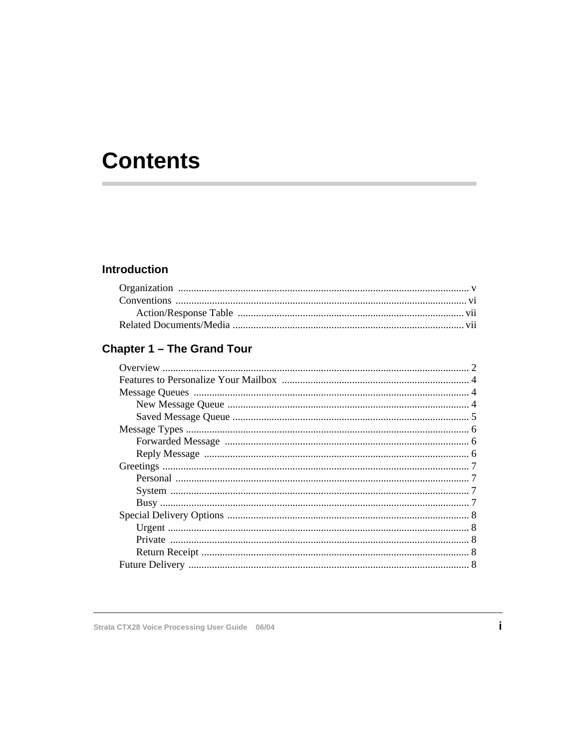# Contents

## Introduction

Organization ............................................................................................................. v
Conventions ............................................................................................................. vi
  Action/Response Table ....................................................................................... vii
Related Documents/Media ......................................................................................... vii

## Chapter 1 – The Grand Tour

Overview ..................................................................................................................... 2
Features to Personalize Your Mailbox ....................................................................... 4
Message Queues ......................................................................................................... 4
  New Message Queue ............................................................................................ 4
  Saved Message Queue .......................................................................................... 5
Message Types ............................................................................................................ 6
  Forwarded Message ............................................................................................. 6
  Reply Message ..................................................................................................... 6
Greetings ..................................................................................................................... 7
  Personal ................................................................................................................ 7
  System .................................................................................................................. 7
  Busy ...................................................................................................................... 7
Special Delivery Options ............................................................................................ 8
  Urgent ................................................................................................................... 8
  Private .................................................................................................................. 8
  Return Receipt ...................................................................................................... 8
Future Delivery ........................................................................................................... 8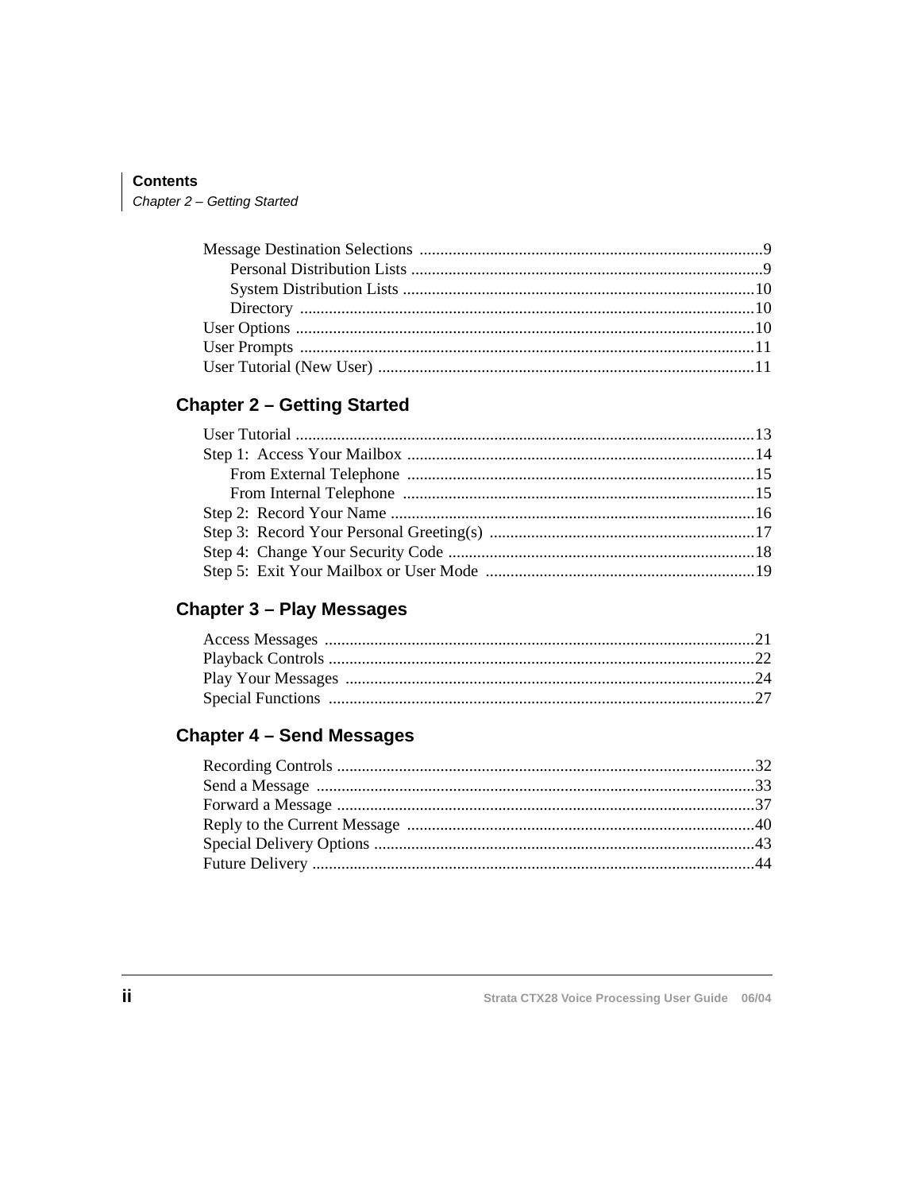Message Destination Selections ..................................................................................9
   Personal Distribution Lists ....................................................................................9
   System Distribution Lists ....................................................................................10
   Directory .............................................................................................................10
User Options ..............................................................................................................10
User Prompts .............................................................................................................11
User Tutorial (New User) ..........................................................................................11

## Chapter 2 – Getting Started

User Tutorial ..............................................................................................................13
Step 1: Access Your Mailbox ...................................................................................14
   From External Telephone ....................................................................................15
   From Internal Telephone .....................................................................................15
Step 2: Record Your Name ........................................................................................16
Step 3: Record Your Personal Greeting(s) ................................................................17
Step 4: Change Your Security Code ..........................................................................18
Step 5: Exit Your Mailbox or User Mode .................................................................19

## Chapter 3 – Play Messages

Access Messages .......................................................................................................21
Playback Controls ......................................................................................................22
Play Your Messages ..................................................................................................24
Special Functions ......................................................................................................27

## Chapter 4 – Send Messages

Recording Controls ....................................................................................................32
Send a Message .........................................................................................................33
Forward a Message ....................................................................................................37
Reply to the Current Message ...................................................................................40
Special Delivery Options ...........................................................................................43
Future Delivery ..........................................................................................................44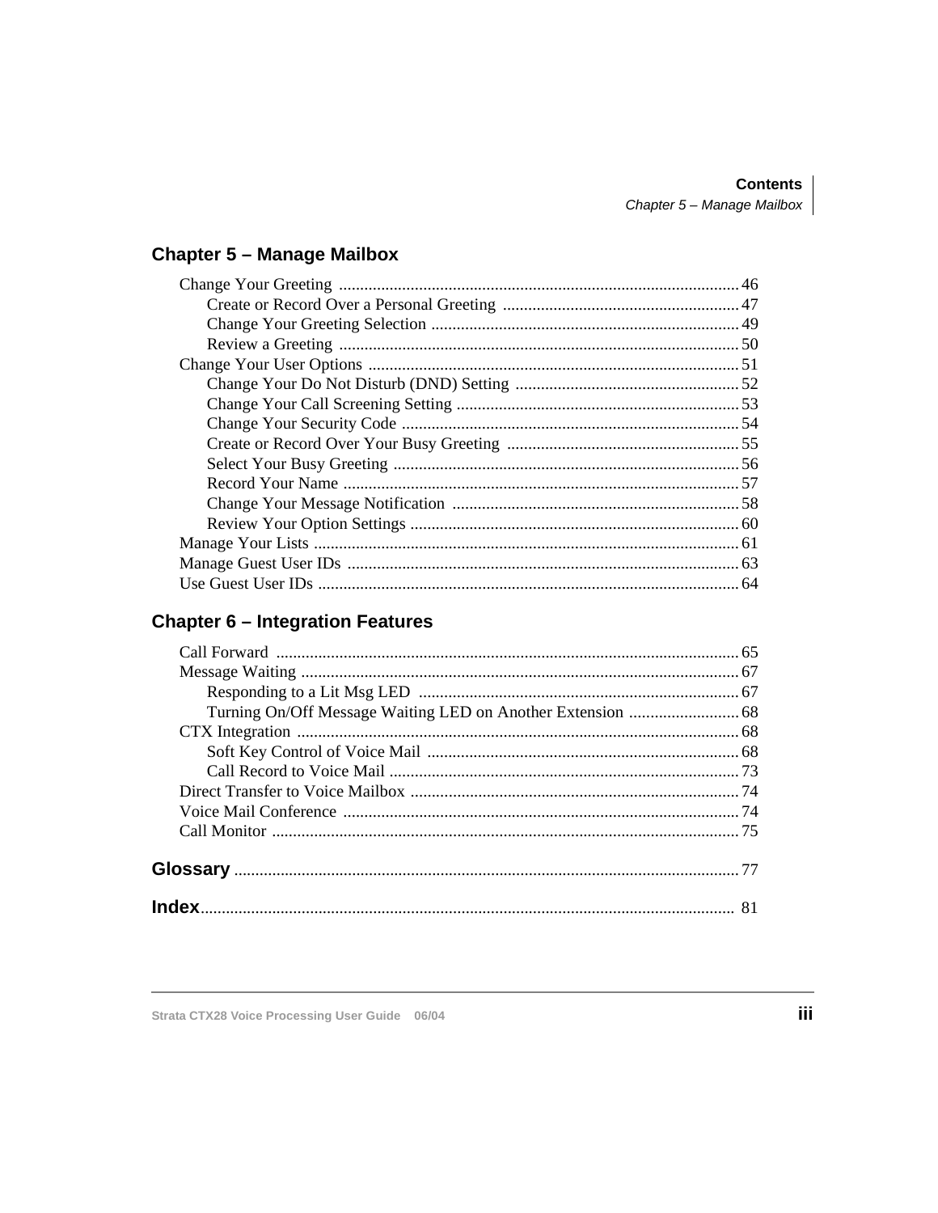## Chapter 5 – Manage Mailbox

Change Your Greeting .............................................................................................. 46
- Create or Record Over a Personal Greeting ........................................................ 47
- Change Your Greeting Selection ......................................................................... 49
- Review a Greeting .............................................................................................. 50

Change Your User Options ....................................................................................... 51
- Change Your Do Not Disturb (DND) Setting ..................................................... 52
- Change Your Call Screening Setting ................................................................... 53
- Change Your Security Code ................................................................................ 54
- Create or Record Over Your Busy Greeting ....................................................... 55
- Select Your Busy Greeting .................................................................................. 56
- Record Your Name .............................................................................................. 57
- Change Your Message Notification .................................................................... 58
- Review Your Option Settings .............................................................................. 60

Manage Your Lists .................................................................................................... 61

Manage Guest User IDs ............................................................................................ 63

Use Guest User IDs ................................................................................................... 64

## Chapter 6 – Integration Features

Call Forward ............................................................................................................. 65

Message Waiting ....................................................................................................... 67
- Responding to a Lit Msg LED ............................................................................ 67
- Turning On/Off Message Waiting LED on Another Extension .......................... 68

CTX Integration ........................................................................................................ 68
- Soft Key Control of Voice Mail .......................................................................... 68
- Call Record to Voice Mail ................................................................................... 73

Direct Transfer to Voice Mailbox ............................................................................. 74

Voice Mail Conference ............................................................................................. 74

Call Monitor .............................................................................................................. 75

## Glossary ....................................................................................................................... 77

## Index............................................................................................................................ 81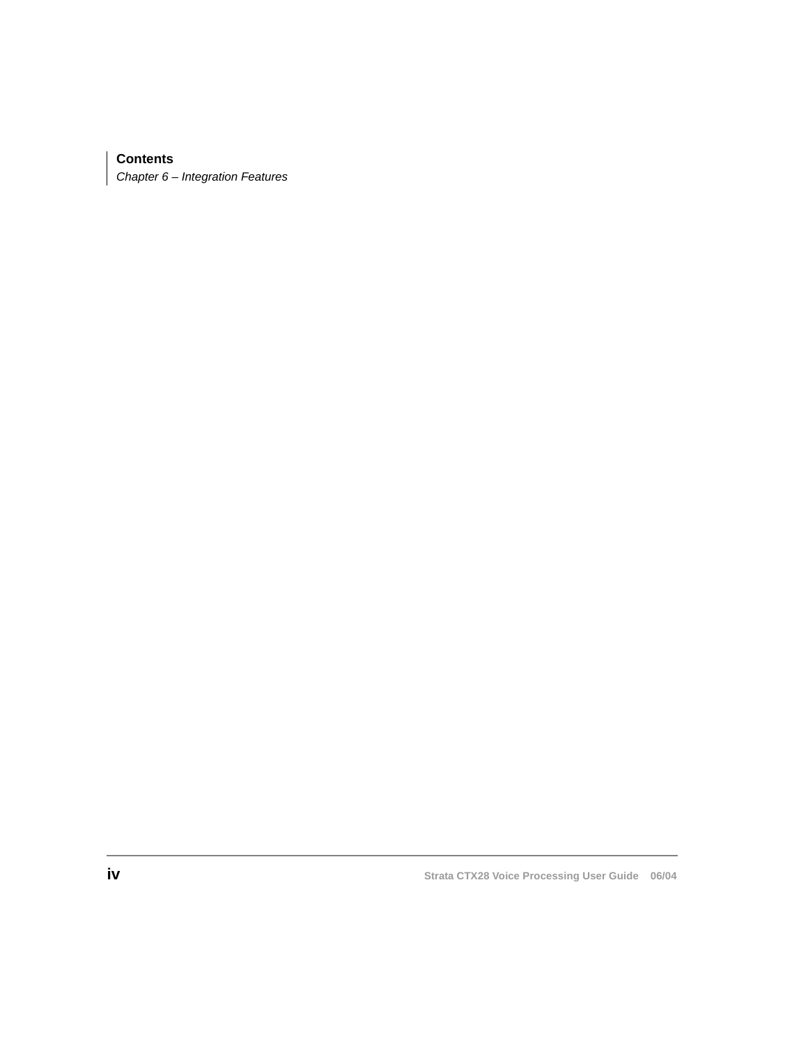**Contents**

*Chapter 6 – Integration Features*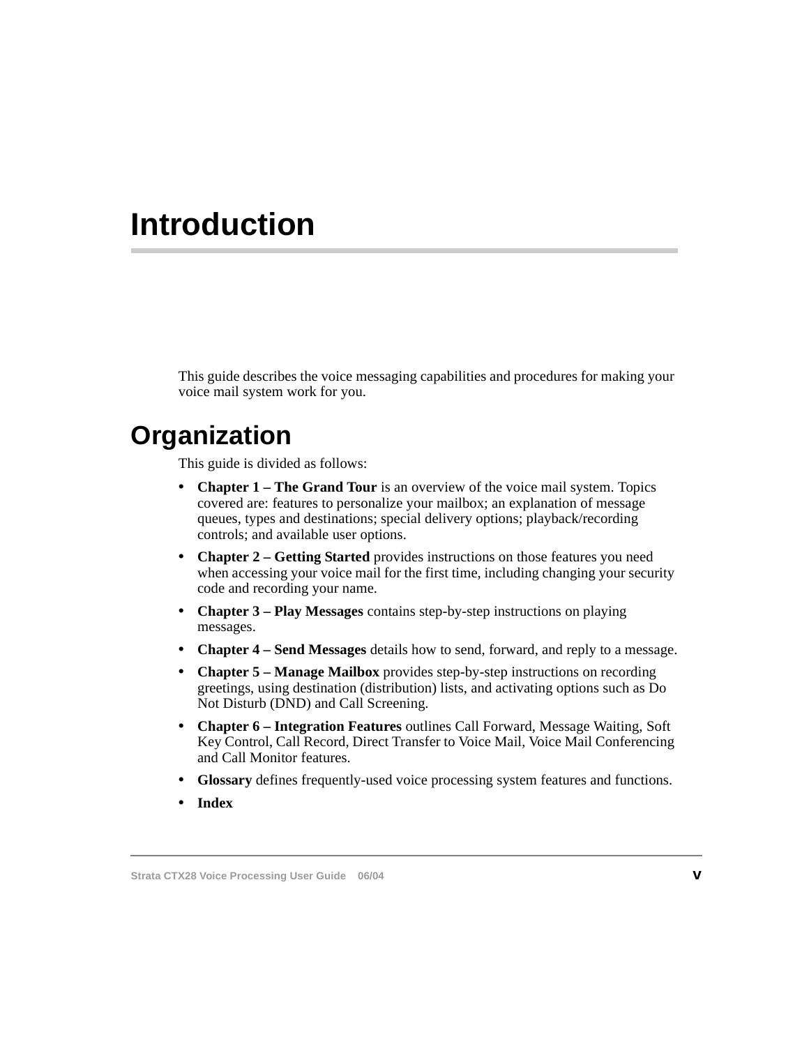# Introduction

This guide describes the voice messaging capabilities and procedures for making your voice mail system work for you.

## Organization

This guide is divided as follows:

- **Chapter 1 – The Grand Tour** is an overview of the voice mail system. Topics covered are: features to personalize your mailbox; an explanation of message queues, types and destinations; special delivery options; playback/recording controls; and available user options.
- **Chapter 2 – Getting Started** provides instructions on those features you need when accessing your voice mail for the first time, including changing your security code and recording your name.
- **Chapter 3 – Play Messages** contains step-by-step instructions on playing messages.
- **Chapter 4 – Send Messages** details how to send, forward, and reply to a message.
- **Chapter 5 – Manage Mailbox** provides step-by-step instructions on recording greetings, using destination (distribution) lists, and activating options such as Do Not Disturb (DND) and Call Screening.
- **Chapter 6 – Integration Features** outlines Call Forward, Message Waiting, Soft Key Control, Call Record, Direct Transfer to Voice Mail, Voice Mail Conferencing and Call Monitor features.
- **Glossary** defines frequently-used voice processing system features and functions.
- **Index**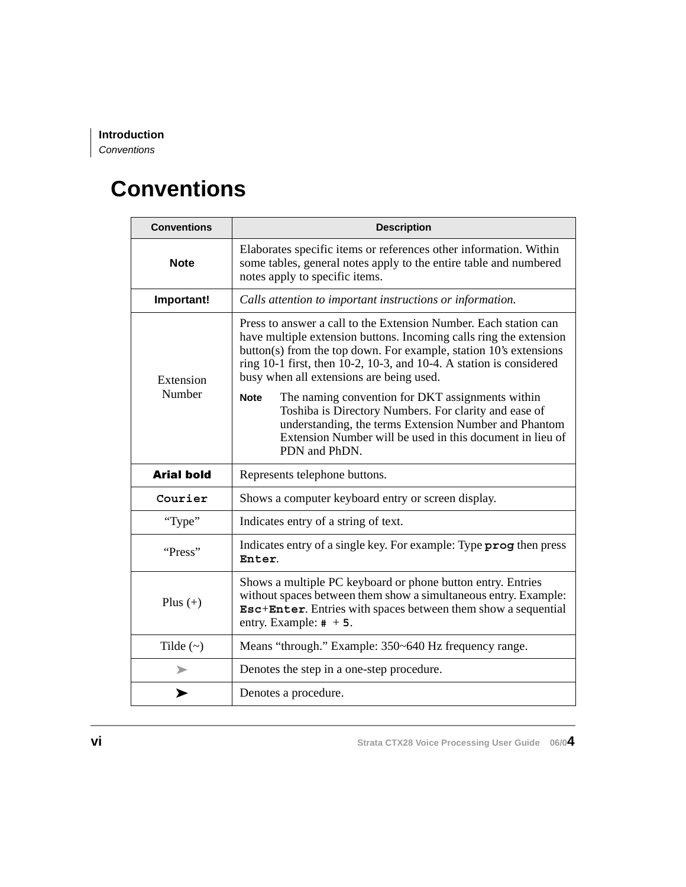# Conventions

| Conventions | Description |
|---|---|
| **Note** | Elaborates specific items or references other information. Within some tables, general notes apply to the entire table and numbered notes apply to specific items. |
| **Important!** | *Calls attention to important instructions or information.* |
| Extension Number | Press to answer a call to the Extension Number. Each station can have multiple extension buttons. Incoming calls ring the extension button(s) from the top down. For example, station 10's extensions ring 10-1 first, then 10-2, 10-3, and 10-4. A station is considered busy when all extensions are being used.<br><br>**Note** The naming convention for DKT assignments within Toshiba is Directory Numbers. For clarity and ease of understanding, the terms Extension Number and Phantom Extension Number will be used in this document in lieu of PDN and PhDN. |
| **Arial bold** | Represents telephone buttons. |
| `Courier` | Shows a computer keyboard entry or screen display. |
| "Type" | Indicates entry of a string of text. |
| "Press" | Indicates entry of a single key. For example: Type **`prog`** then press **`Enter`**. |
| Plus (+) | Shows a multiple PC keyboard or phone button entry. Entries without spaces between them show a simultaneous entry. Example: **`Esc`**+**`Enter`**. Entries with spaces between them show a sequential entry. Example: **#** + **5**. |
| Tilde (~) | Means "through." Example: 350~640 Hz frequency range. |
| ➤ | Denotes the step in a one-step procedure. |
| ➤ | Denotes a procedure. |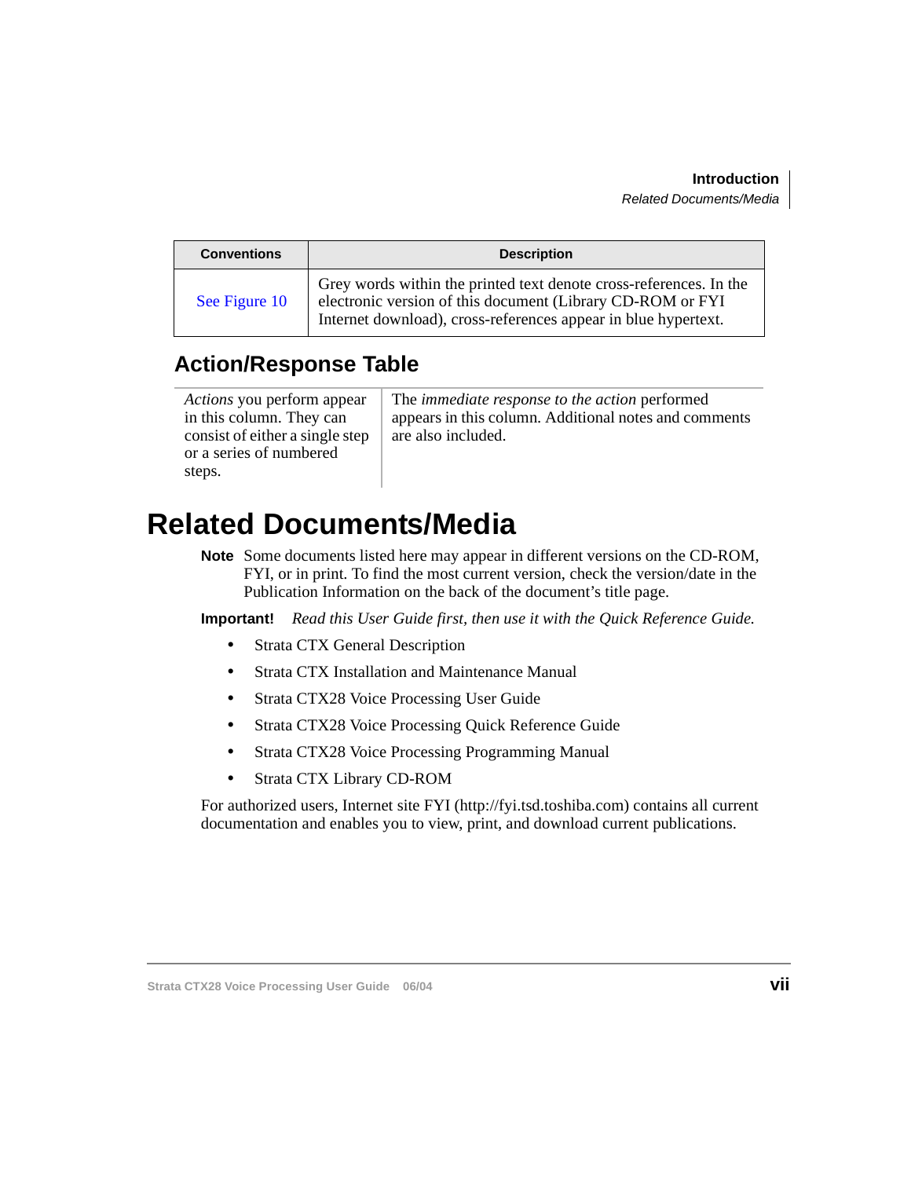| Conventions | Description |
| --- | --- |
| See Figure 10 | Grey words within the printed text denote cross-references. In the electronic version of this document (Library CD-ROM or FYI Internet download), cross-references appear in blue hypertext. |

## Action/Response Table

| | |
| --- | --- |
| *Actions* you perform appear in this column. They can consist of either a single step or a series of numbered steps. | The *immediate response to the action* performed appears in this column. Additional notes and comments are also included. |

# Related Documents/Media

**Note** Some documents listed here may appear in different versions on the CD-ROM, FYI, or in print. To find the most current version, check the version/date in the Publication Information on the back of the document's title page.

**Important!** *Read this User Guide first, then use it with the Quick Reference Guide.*

- Strata CTX General Description
- Strata CTX Installation and Maintenance Manual
- Strata CTX28 Voice Processing User Guide
- Strata CTX28 Voice Processing Quick Reference Guide
- Strata CTX28 Voice Processing Programming Manual
- Strata CTX Library CD-ROM

For authorized users, Internet site FYI (http://fyi.tsd.toshiba.com) contains all current documentation and enables you to view, print, and download current publications.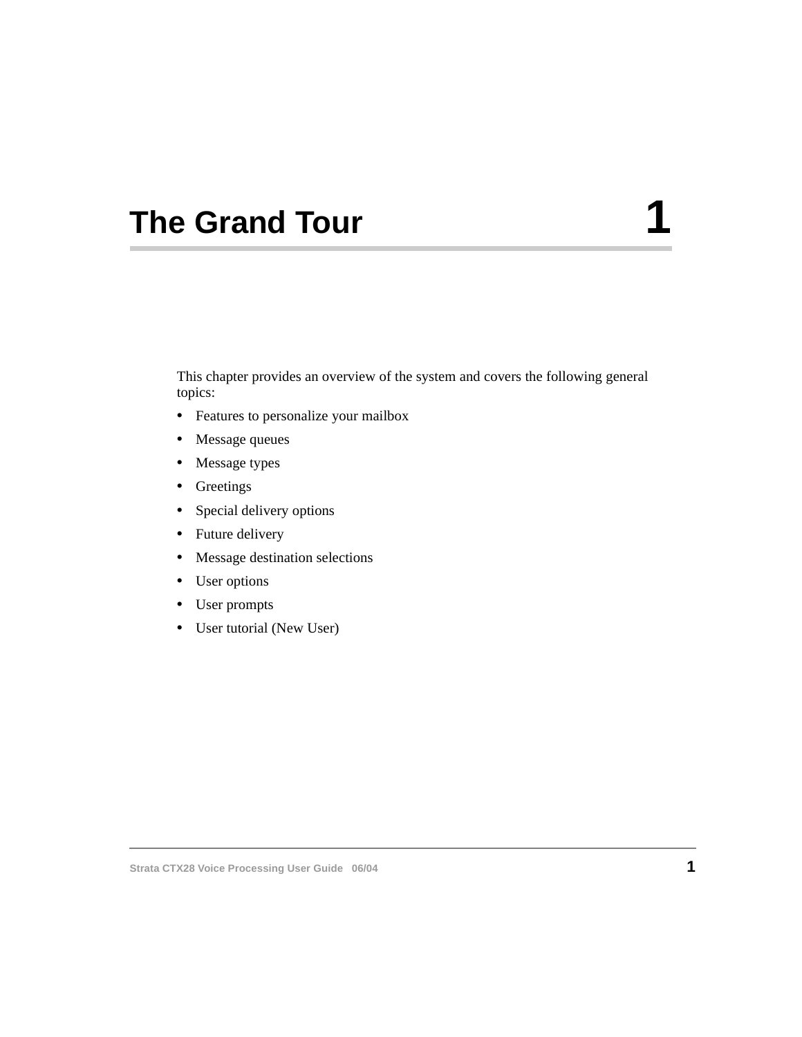# The Grand Tour 1

This chapter provides an overview of the system and covers the following general topics:

- Features to personalize your mailbox
- Message queues
- Message types
- Greetings
- Special delivery options
- Future delivery
- Message destination selections
- User options
- User prompts
- User tutorial (New User)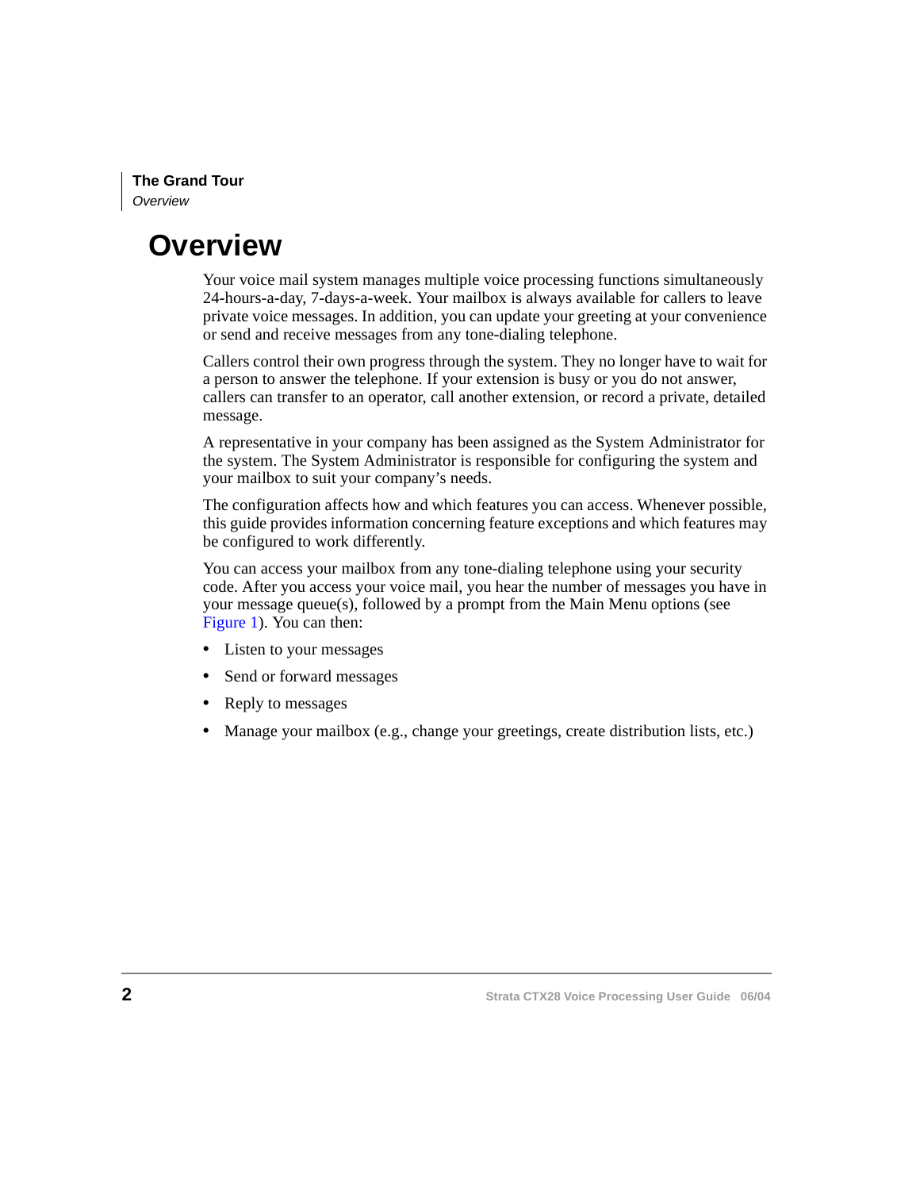# Overview

Your voice mail system manages multiple voice processing functions simultaneously 24-hours-a-day, 7-days-a-week. Your mailbox is always available for callers to leave private voice messages. In addition, you can update your greeting at your convenience or send and receive messages from any tone-dialing telephone.

Callers control their own progress through the system. They no longer have to wait for a person to answer the telephone. If your extension is busy or you do not answer, callers can transfer to an operator, call another extension, or record a private, detailed message.

A representative in your company has been assigned as the System Administrator for the system. The System Administrator is responsible for configuring the system and your mailbox to suit your company's needs.

The configuration affects how and which features you can access. Whenever possible, this guide provides information concerning feature exceptions and which features may be configured to work differently.

You can access your mailbox from any tone-dialing telephone using your security code. After you access your voice mail, you hear the number of messages you have in your message queue(s), followed by a prompt from the Main Menu options (see Figure 1). You can then:

- Listen to your messages
- Send or forward messages
- Reply to messages
- Manage your mailbox (e.g., change your greetings, create distribution lists, etc.)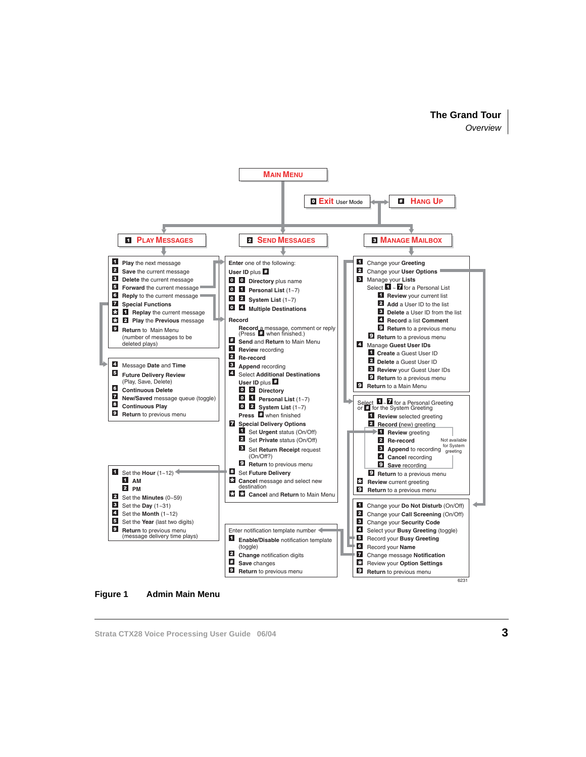# Main Menu

- **0 Exit** User Mode
- **# Hang Up**

## 1 Play Messages

- 1 **Play** the next message
- 2 **Save** the current message
- 3 **Delete** the current message
- 5 **Forward** the current message
- 6 **Reply** to the current message
- 7 **Special Functions**
- * 1 **Replay** the current message
- * 2 **Play** the **Previous** message
- 9 **Return** to Main Menu (number of messages to be deleted plays)

Special Functions:

- 4 Message **Date** and **Time**
- 5 **Future Delivery Review** (Play, Save, Delete)
- 6 **Continuous Delete**
- 7 **New/Saved** message queue (toggle)
- 8 **Continuous Play**
- 9 **Return** to previous menu

Set Future Delivery:

- 1 Set the **Hour** (1~12)
  - 1 **AM**
  - 2 **PM**
- 2 Set the **Minutes** (0~59)
- 3 Set the **Day** (1~31)
- 4 Set the **Month** (1~12)
- 5 Set the **Year** (last two digits)
- 9 **Return** to previous menu (message delivery time plays)

## 2 Send Messages

**Enter** one of the following:

**User ID** plus #

- 0 0 **Directory** plus name
- 0 1 **Personal List** (1~7)
- 0 2 **System List** (1~7)
- 0 4 **Multiple Destinations**

**Record**

- **Record** a message, comment or reply (Press # when finished.)
- # **Send** and **Return** to Main Menu
- 1 **Review** recording
- 2 **Re-record**
- 3 **Append** recording
- 4 Select **Additional Destinations**
  - **User ID** plus #
  - 0 0 **Directory**
  - 0 1 **Personal List** (1~7)
  - 0 2 **System List** (1~7)
  - **Press** # when finished
- 7 **Special Delivery Options**
  - 1 Set **Urgent** status (On/Off)
  - 2 Set **Private** status (On/Off)
  - 3 Set **Return Receipt** request (On/Off?)
  - 9 **Return** to previous menu
- 8 Set **Future Delivery**
- * **Cancel** message and select new destination
- * * **Cancel** and **Return** to Main Menu

Enter notification template number

- 1 **Enable/Disable** notification template (toggle)
- 2 **Change** notification digits
- # **Save** changes
- 9 **Return** to previous menu

## 3 Manage Mailbox

- 1 Change your **Greeting**
- 2 Change your **User Options**
- 3 Manage your **Lists**
  - Select 1 ~ 7 for a Personal List
  - 1 **Review** your current list
  - 2 **Add** a User ID to the list
  - 3 **Delete** a User ID from the list
  - 4 **Record** a list **Comment**
  - 9 **Return** to a previous menu
  - 9 **Return** to a previous menu
- 4 Manage **Guest User IDs**
  - 1 **Create** a Guest User ID
  - 2 **Delete** a Guest User ID
  - 3 **Review** your Guest User IDs
  - 9 **Return** to a previous menu
- 9 **Return** to a Main Menu

Change your Greeting:

Select 1 ~ 7 for a Personal Greeting or # for the System Greeting

- 1 **Review** selected greeting
- 2 **Record** (new) greeting
  - 1 **Review** greeting
  - 2 **Re-record**
  - 3 **Append** to recording (Not available for System greeting)
  - 4 **Cancel** recording
  - 9 **Save** recording
- 9 **Return** to a previous menu
- * **Review** current greeting
- 9 **Return** to a previous menu

Change your User Options:

- 1 Change your **Do Not Disturb** (On/Off)
- 2 Change your **Call Screening** (On/Off)
- 3 Change your **Security Code**
- 4 Select your **Busy Greeting** (toggle)
- 5 Record your **Busy Greeting**
- 6 Record your **Name**
- 7 Change message **Notification**
- * Review your **Option Settings**
- 9 **Return** to previous menu

6231

**Figure 1 Admin Main Menu**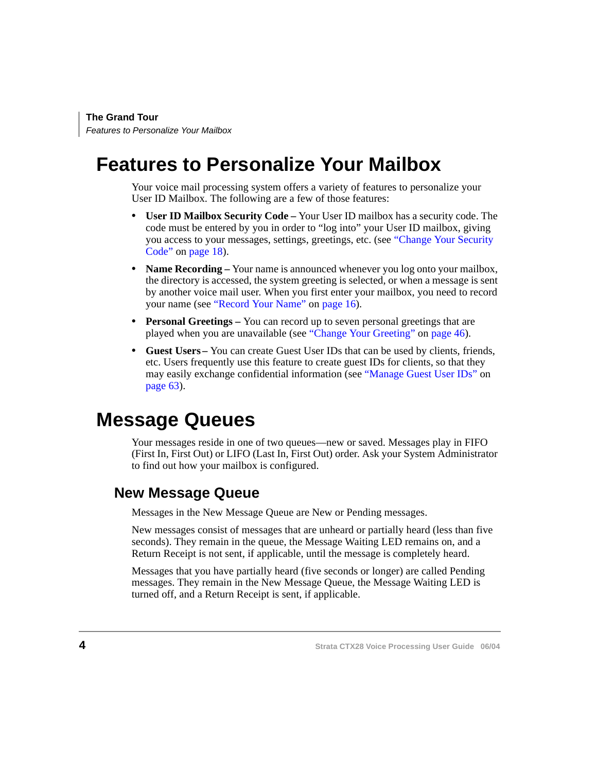# Features to Personalize Your Mailbox

Your voice mail processing system offers a variety of features to personalize your User ID Mailbox. The following are a few of those features:

- **User ID Mailbox Security Code –** Your User ID mailbox has a security code. The code must be entered by you in order to “log into” your User ID mailbox, giving you access to your messages, settings, greetings, etc. (see “Change Your Security Code” on page 18).
- **Name Recording –** Your name is announced whenever you log onto your mailbox, the directory is accessed, the system greeting is selected, or when a message is sent by another voice mail user. When you first enter your mailbox, you need to record your name (see “Record Your Name” on page 16).
- **Personal Greetings –** You can record up to seven personal greetings that are played when you are unavailable (see “Change Your Greeting” on page 46).
- **Guest Users –** You can create Guest User IDs that can be used by clients, friends, etc. Users frequently use this feature to create guest IDs for clients, so that they may easily exchange confidential information (see “Manage Guest User IDs” on page 63).

# Message Queues

Your messages reside in one of two queues—new or saved. Messages play in FIFO (First In, First Out) or LIFO (Last In, First Out) order. Ask your System Administrator to find out how your mailbox is configured.

## New Message Queue

Messages in the New Message Queue are New or Pending messages.

New messages consist of messages that are unheard or partially heard (less than five seconds). They remain in the queue, the Message Waiting LED remains on, and a Return Receipt is not sent, if applicable, until the message is completely heard.

Messages that you have partially heard (five seconds or longer) are called Pending messages. They remain in the New Message Queue, the Message Waiting LED is turned off, and a Return Receipt is sent, if applicable.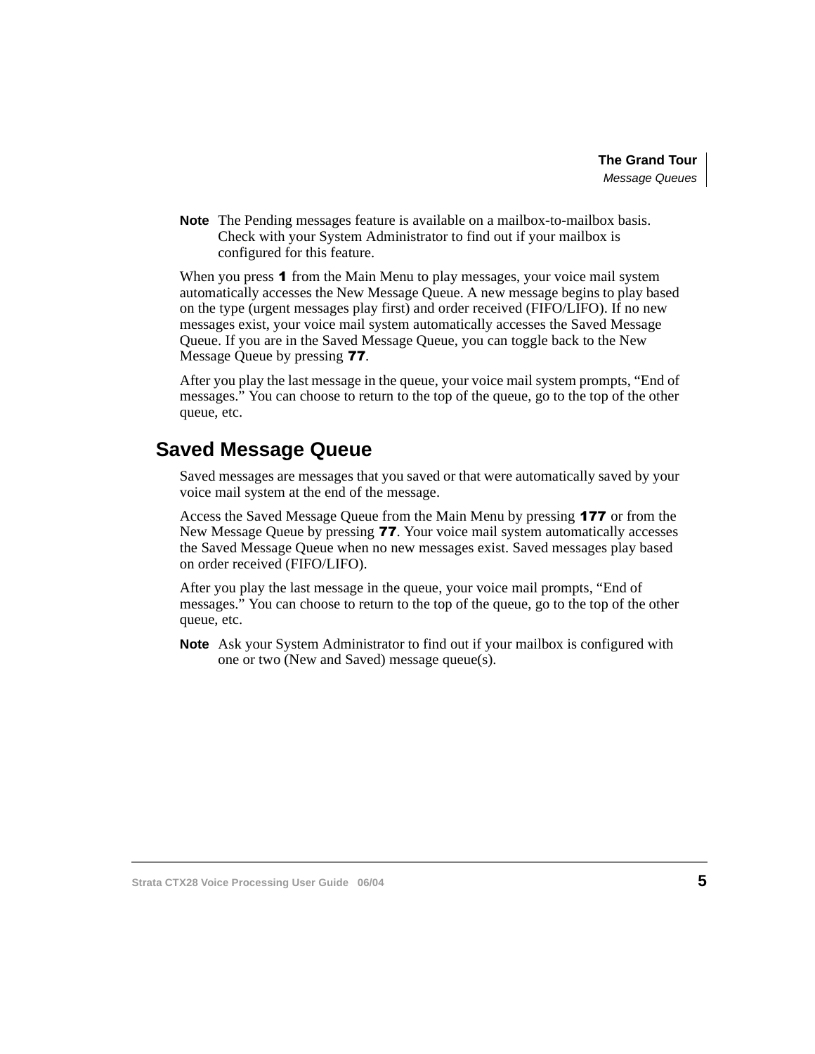**Note** The Pending messages feature is available on a mailbox-to-mailbox basis. Check with your System Administrator to find out if your mailbox is configured for this feature.

When you press **1** from the Main Menu to play messages, your voice mail system automatically accesses the New Message Queue. A new message begins to play based on the type (urgent messages play first) and order received (FIFO/LIFO). If no new messages exist, your voice mail system automatically accesses the Saved Message Queue. If you are in the Saved Message Queue, you can toggle back to the New Message Queue by pressing **77**.

After you play the last message in the queue, your voice mail system prompts, “End of messages.” You can choose to return to the top of the queue, go to the top of the other queue, etc.

## Saved Message Queue

Saved messages are messages that you saved or that were automatically saved by your voice mail system at the end of the message.

Access the Saved Message Queue from the Main Menu by pressing **177** or from the New Message Queue by pressing **77**. Your voice mail system automatically accesses the Saved Message Queue when no new messages exist. Saved messages play based on order received (FIFO/LIFO).

After you play the last message in the queue, your voice mail prompts, “End of messages.” You can choose to return to the top of the queue, go to the top of the other queue, etc.

**Note** Ask your System Administrator to find out if your mailbox is configured with one or two (New and Saved) message queue(s).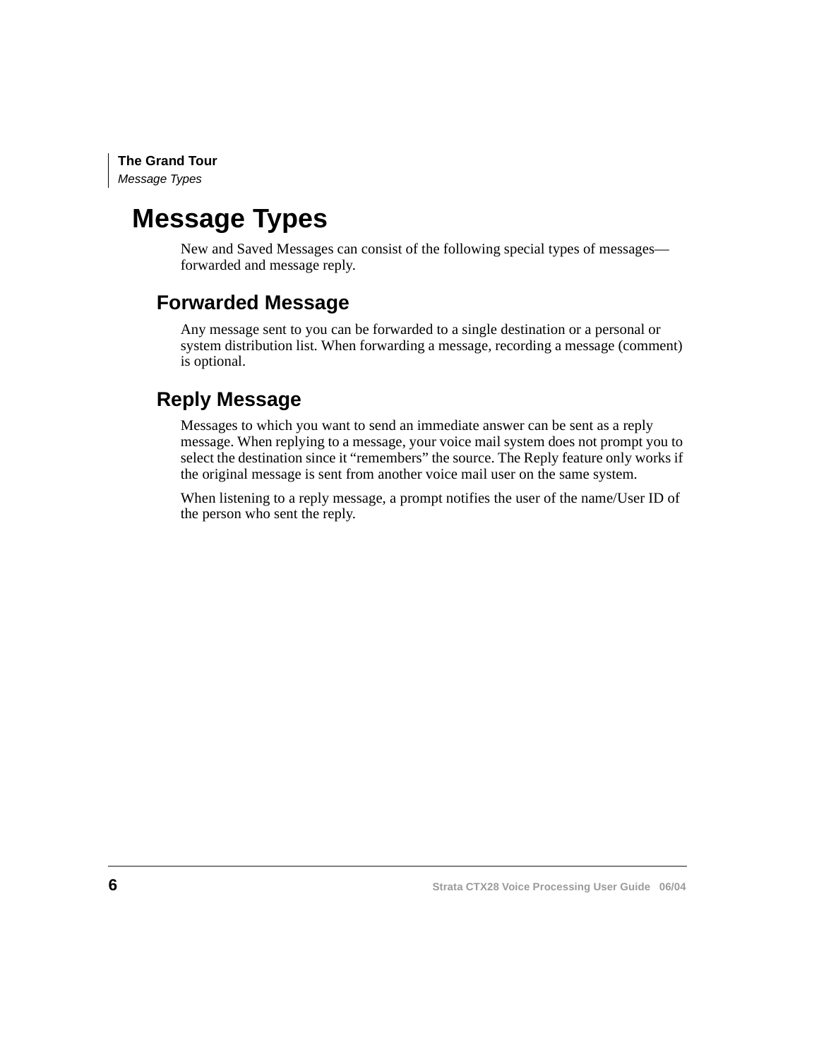# Message Types

New and Saved Messages can consist of the following special types of messages—forwarded and message reply.

## Forwarded Message

Any message sent to you can be forwarded to a single destination or a personal or system distribution list. When forwarding a message, recording a message (comment) is optional.

## Reply Message

Messages to which you want to send an immediate answer can be sent as a reply message. When replying to a message, your voice mail system does not prompt you to select the destination since it “remembers” the source. The Reply feature only works if the original message is sent from another voice mail user on the same system.

When listening to a reply message, a prompt notifies the user of the name/User ID of the person who sent the reply.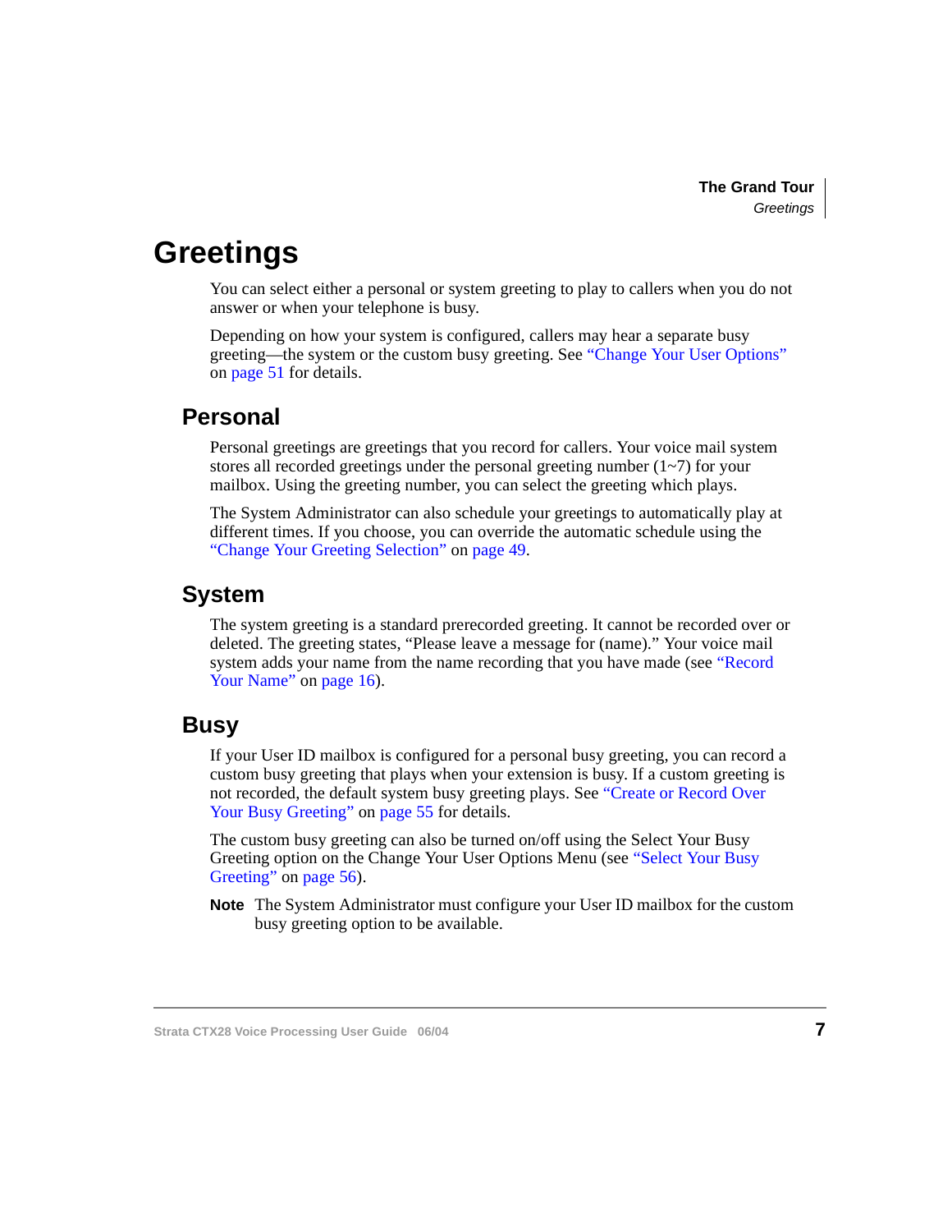# Greetings

You can select either a personal or system greeting to play to callers when you do not answer or when your telephone is busy.

Depending on how your system is configured, callers may hear a separate busy greeting—the system or the custom busy greeting. See "Change Your User Options" on page 51 for details.

## Personal

Personal greetings are greetings that you record for callers. Your voice mail system stores all recorded greetings under the personal greeting number (1~7) for your mailbox. Using the greeting number, you can select the greeting which plays.

The System Administrator can also schedule your greetings to automatically play at different times. If you choose, you can override the automatic schedule using the "Change Your Greeting Selection" on page 49.

## System

The system greeting is a standard prerecorded greeting. It cannot be recorded over or deleted. The greeting states, "Please leave a message for (name)." Your voice mail system adds your name from the name recording that you have made (see "Record Your Name" on page 16).

## Busy

If your User ID mailbox is configured for a personal busy greeting, you can record a custom busy greeting that plays when your extension is busy. If a custom greeting is not recorded, the default system busy greeting plays. See "Create or Record Over Your Busy Greeting" on page 55 for details.

The custom busy greeting can also be turned on/off using the Select Your Busy Greeting option on the Change Your User Options Menu (see "Select Your Busy Greeting" on page 56).

**Note** The System Administrator must configure your User ID mailbox for the custom busy greeting option to be available.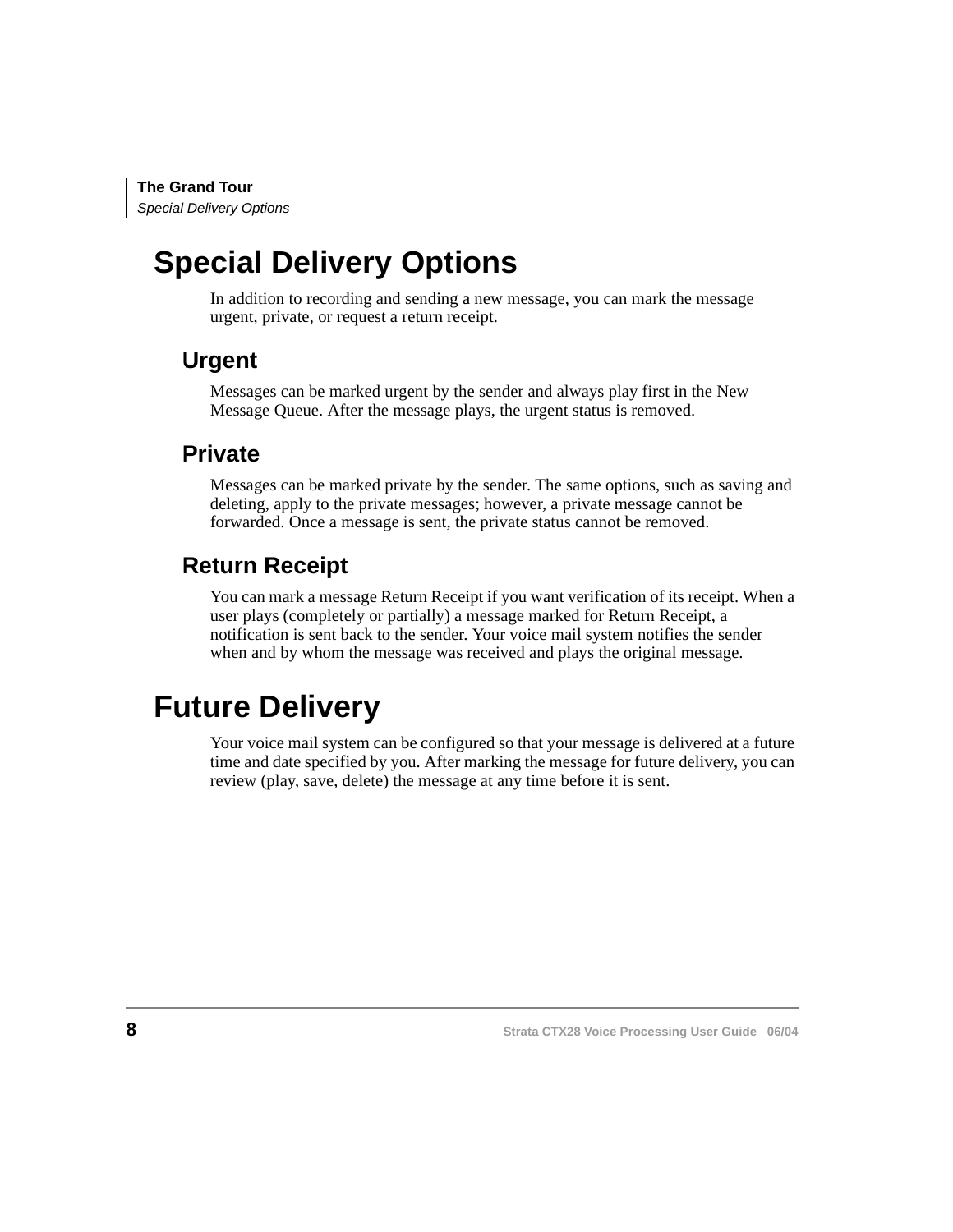# Special Delivery Options

In addition to recording and sending a new message, you can mark the message urgent, private, or request a return receipt.

## Urgent

Messages can be marked urgent by the sender and always play first in the New Message Queue. After the message plays, the urgent status is removed.

## Private

Messages can be marked private by the sender. The same options, such as saving and deleting, apply to the private messages; however, a private message cannot be forwarded. Once a message is sent, the private status cannot be removed.

## Return Receipt

You can mark a message Return Receipt if you want verification of its receipt. When a user plays (completely or partially) a message marked for Return Receipt, a notification is sent back to the sender. Your voice mail system notifies the sender when and by whom the message was received and plays the original message.

# Future Delivery

Your voice mail system can be configured so that your message is delivered at a future time and date specified by you. After marking the message for future delivery, you can review (play, save, delete) the message at any time before it is sent.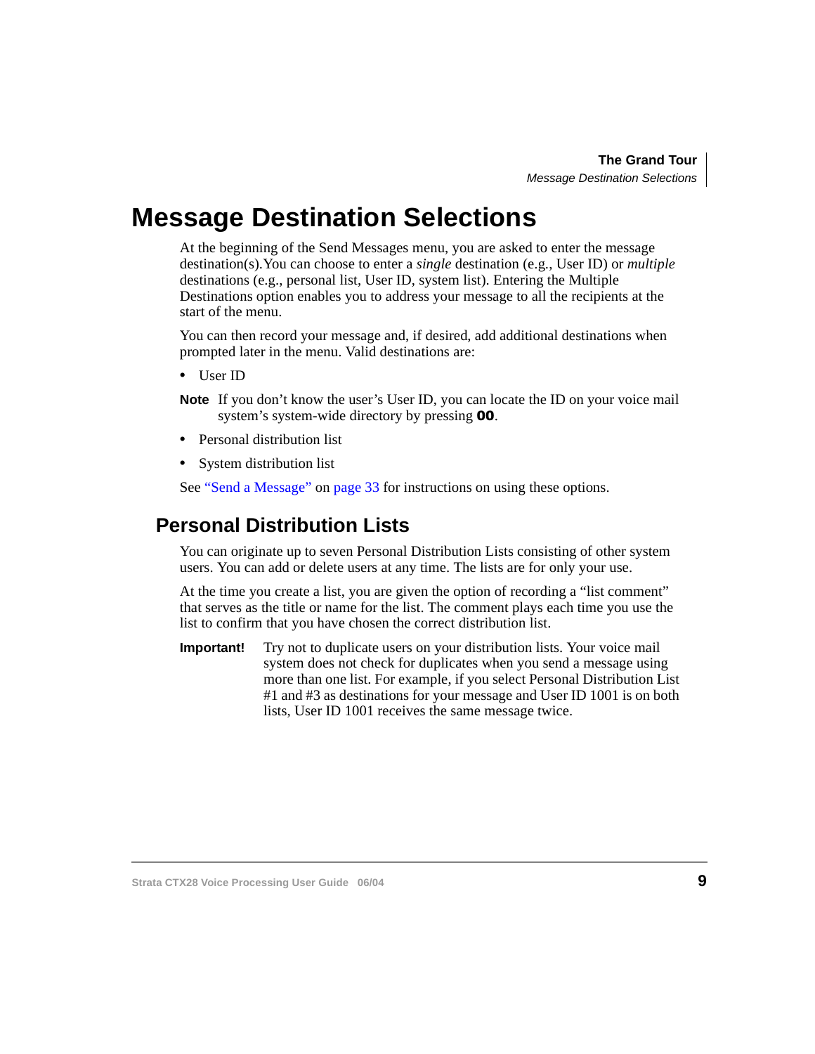# Message Destination Selections

At the beginning of the Send Messages menu, you are asked to enter the message destination(s).You can choose to enter a *single* destination (e.g., User ID) or *multiple* destinations (e.g., personal list, User ID, system list). Entering the Multiple Destinations option enables you to address your message to all the recipients at the start of the menu.

You can then record your message and, if desired, add additional destinations when prompted later in the menu. Valid destinations are:

- User ID

**Note** If you don't know the user's User ID, you can locate the ID on your voice mail system's system-wide directory by pressing **00**.

- Personal distribution list
- System distribution list

See "Send a Message" on page 33 for instructions on using these options.

## Personal Distribution Lists

You can originate up to seven Personal Distribution Lists consisting of other system users. You can add or delete users at any time. The lists are for only your use.

At the time you create a list, you are given the option of recording a "list comment" that serves as the title or name for the list. The comment plays each time you use the list to confirm that you have chosen the correct distribution list.

**Important!** Try not to duplicate users on your distribution lists. Your voice mail system does not check for duplicates when you send a message using more than one list. For example, if you select Personal Distribution List #1 and #3 as destinations for your message and User ID 1001 is on both lists, User ID 1001 receives the same message twice.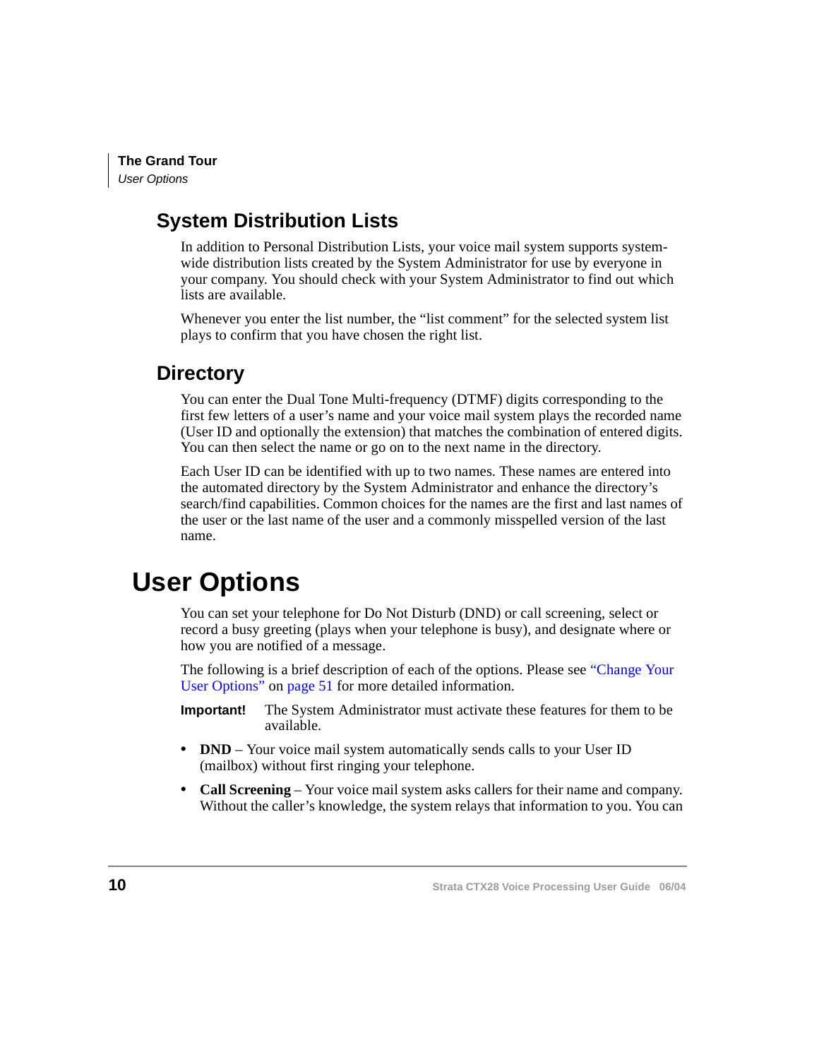## System Distribution Lists

In addition to Personal Distribution Lists, your voice mail system supports system-wide distribution lists created by the System Administrator for use by everyone in your company. You should check with your System Administrator to find out which lists are available.

Whenever you enter the list number, the "list comment" for the selected system list plays to confirm that you have chosen the right list.

## Directory

You can enter the Dual Tone Multi-frequency (DTMF) digits corresponding to the first few letters of a user's name and your voice mail system plays the recorded name (User ID and optionally the extension) that matches the combination of entered digits. You can then select the name or go on to the next name in the directory.

Each User ID can be identified with up to two names. These names are entered into the automated directory by the System Administrator and enhance the directory's search/find capabilities. Common choices for the names are the first and last names of the user or the last name of the user and a commonly misspelled version of the last name.

# User Options

You can set your telephone for Do Not Disturb (DND) or call screening, select or record a busy greeting (plays when your telephone is busy), and designate where or how you are notified of a message.

The following is a brief description of each of the options. Please see "Change Your User Options" on page 51 for more detailed information.

**Important!** The System Administrator must activate these features for them to be available.

- **DND** – Your voice mail system automatically sends calls to your User ID (mailbox) without first ringing your telephone.
- **Call Screening** – Your voice mail system asks callers for their name and company. Without the caller's knowledge, the system relays that information to you. You can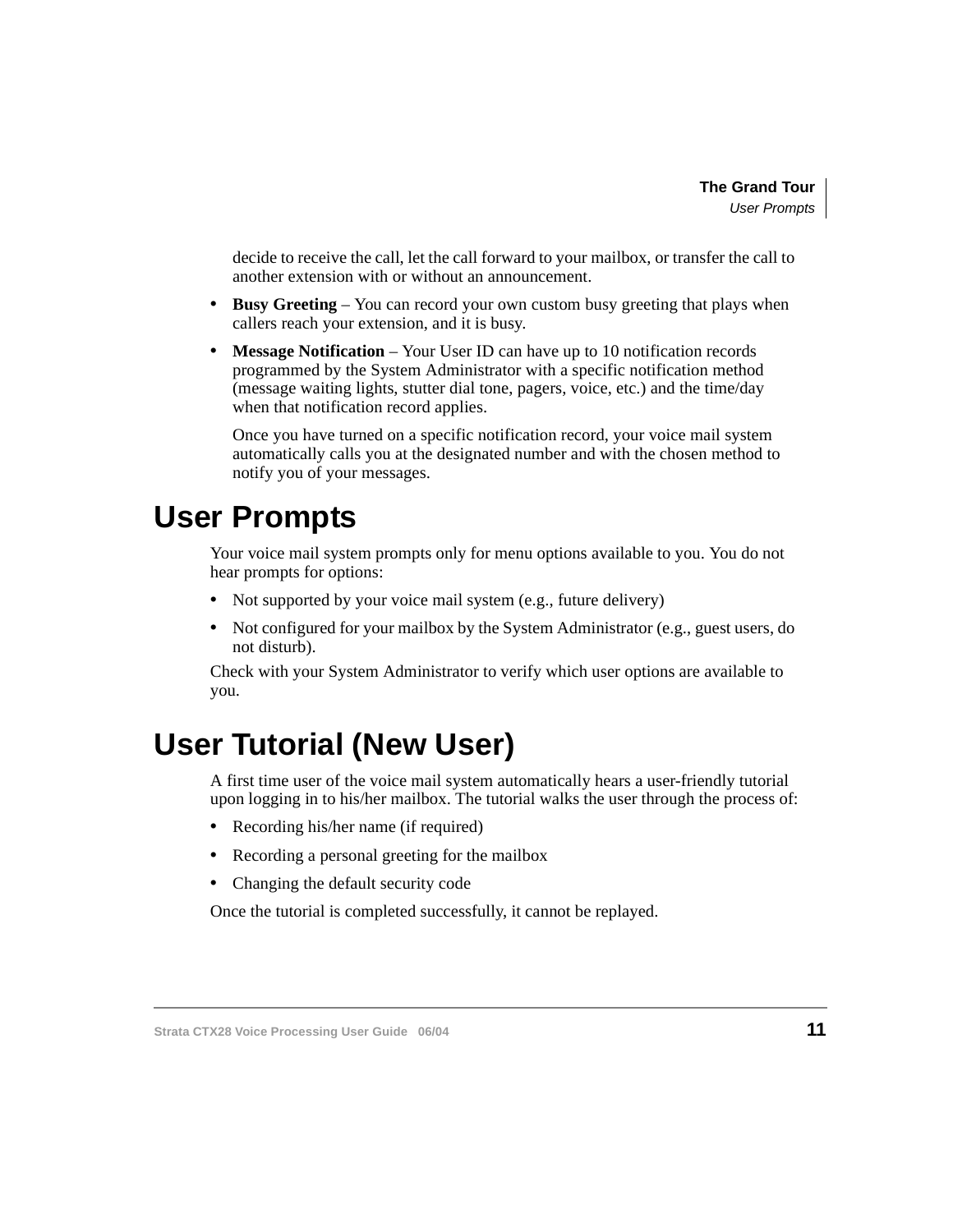decide to receive the call, let the call forward to your mailbox, or transfer the call to another extension with or without an announcement.

- **Busy Greeting** – You can record your own custom busy greeting that plays when callers reach your extension, and it is busy.
- **Message Notification** – Your User ID can have up to 10 notification records programmed by the System Administrator with a specific notification method (message waiting lights, stutter dial tone, pagers, voice, etc.) and the time/day when that notification record applies.

  Once you have turned on a specific notification record, your voice mail system automatically calls you at the designated number and with the chosen method to notify you of your messages.

# User Prompts

Your voice mail system prompts only for menu options available to you. You do not hear prompts for options:

- Not supported by your voice mail system (e.g., future delivery)
- Not configured for your mailbox by the System Administrator (e.g., guest users, do not disturb).

Check with your System Administrator to verify which user options are available to you.

# User Tutorial (New User)

A first time user of the voice mail system automatically hears a user-friendly tutorial upon logging in to his/her mailbox. The tutorial walks the user through the process of:

- Recording his/her name (if required)
- Recording a personal greeting for the mailbox
- Changing the default security code

Once the tutorial is completed successfully, it cannot be replayed.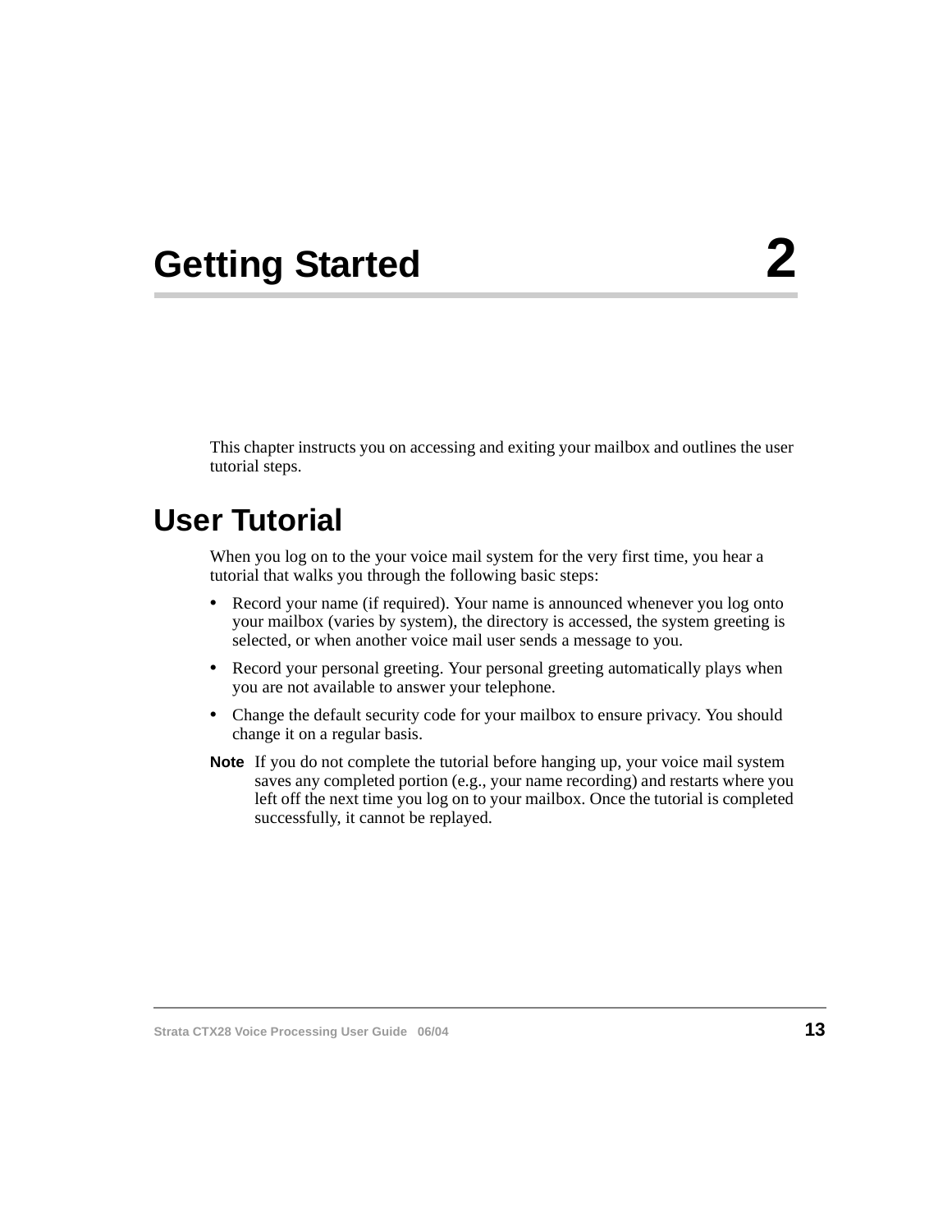# Getting Started 2

This chapter instructs you on accessing and exiting your mailbox and outlines the user tutorial steps.

## User Tutorial

When you log on to the your voice mail system for the very first time, you hear a tutorial that walks you through the following basic steps:

- Record your name (if required). Your name is announced whenever you log onto your mailbox (varies by system), the directory is accessed, the system greeting is selected, or when another voice mail user sends a message to you.
- Record your personal greeting. Your personal greeting automatically plays when you are not available to answer your telephone.
- Change the default security code for your mailbox to ensure privacy. You should change it on a regular basis.

**Note** If you do not complete the tutorial before hanging up, your voice mail system saves any completed portion (e.g., your name recording) and restarts where you left off the next time you log on to your mailbox. Once the tutorial is completed successfully, it cannot be replayed.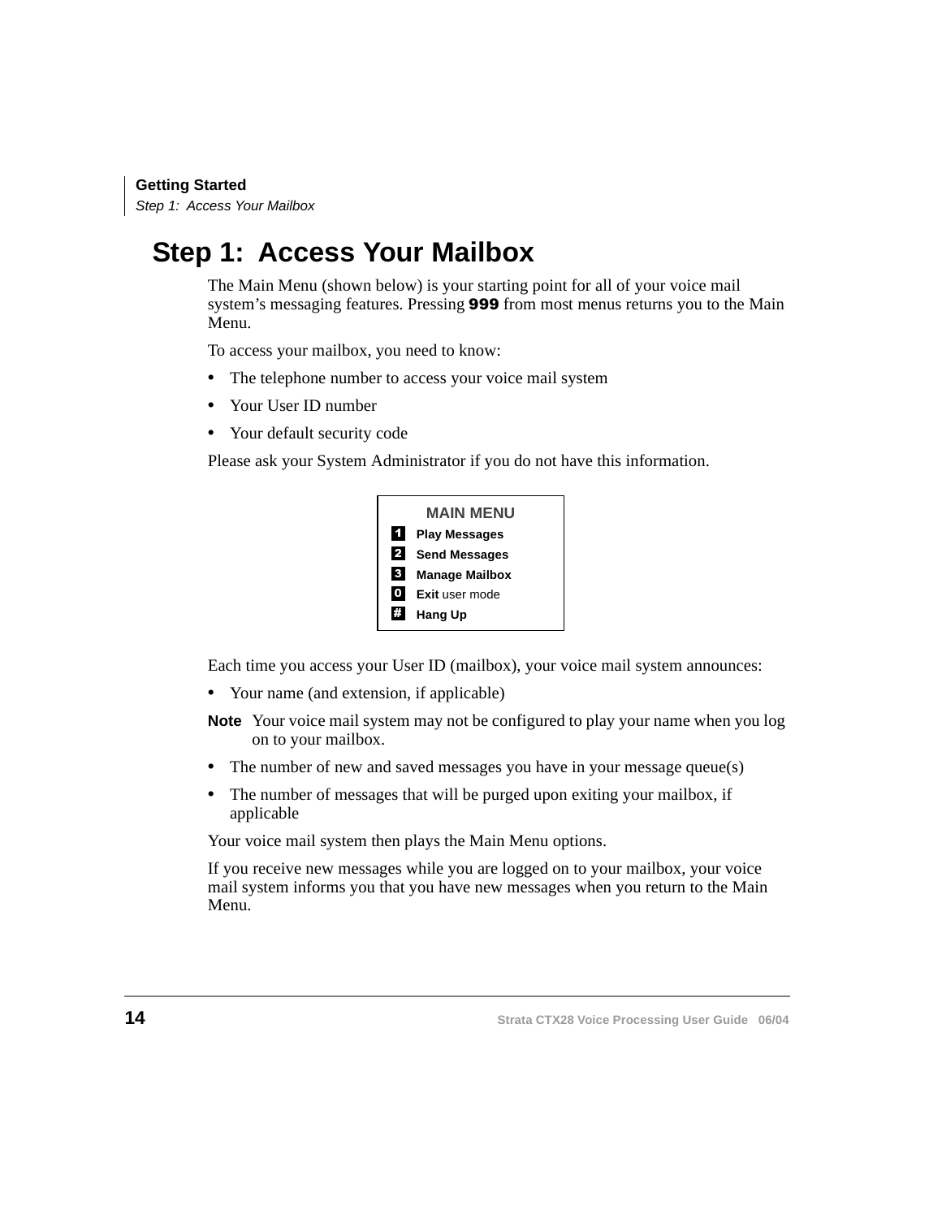# Step 1: Access Your Mailbox

The Main Menu (shown below) is your starting point for all of your voice mail system's messaging features. Pressing **999** from most menus returns you to the Main Menu.

To access your mailbox, you need to know:

- The telephone number to access your voice mail system
- Your User ID number
- Your default security code

Please ask your System Administrator if you do not have this information.

| MAIN MENU | |
|---|---|
| 1 | **Play Messages** |
| 2 | **Send Messages** |
| 3 | **Manage Mailbox** |
| 0 | **Exit** user mode |
| # | **Hang Up** |

Each time you access your User ID (mailbox), your voice mail system announces:

- Your name (and extension, if applicable)

**Note** Your voice mail system may not be configured to play your name when you log on to your mailbox.

- The number of new and saved messages you have in your message queue(s)
- The number of messages that will be purged upon exiting your mailbox, if applicable

Your voice mail system then plays the Main Menu options.

If you receive new messages while you are logged on to your mailbox, your voice mail system informs you that you have new messages when you return to the Main Menu.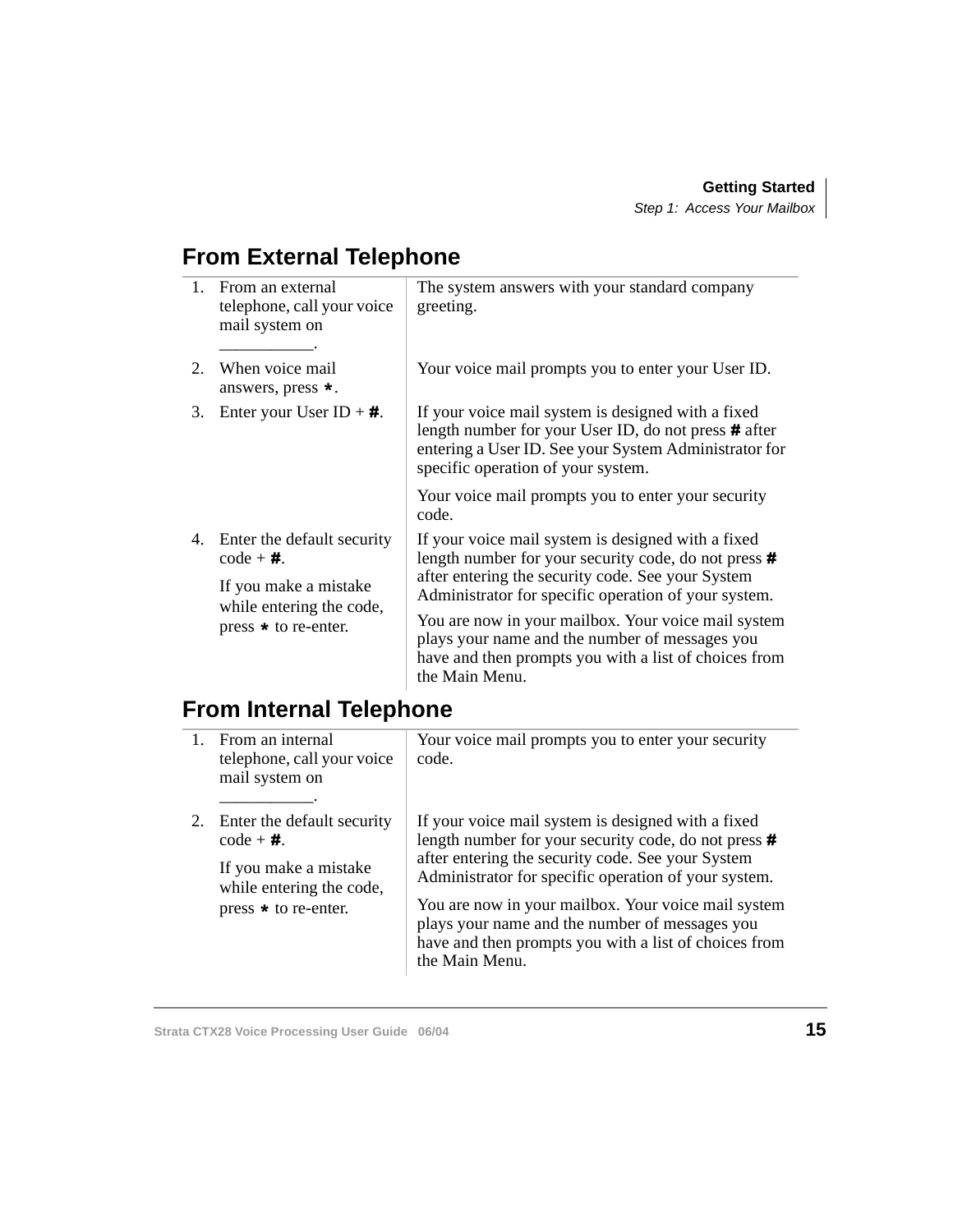## From External Telephone

| | | |
|---|---|---|
| 1. | From an external telephone, call your voice mail system on ___________. | The system answers with your standard company greeting. |
| 2. | When voice mail answers, press *. | Your voice mail prompts you to enter your User ID. |
| 3. | Enter your User ID + #. | If your voice mail system is designed with a fixed length number for your User ID, do not press # after entering a User ID. See your System Administrator for specific operation of your system.<br><br>Your voice mail prompts you to enter your security code. |
| 4. | Enter the default security code + #.<br><br>If you make a mistake while entering the code, press * to re-enter. | If your voice mail system is designed with a fixed length number for your security code, do not press # after entering the security code. See your System Administrator for specific operation of your system.<br><br>You are now in your mailbox. Your voice mail system plays your name and the number of messages you have and then prompts you with a list of choices from the Main Menu. |

## From Internal Telephone

| | | |
|---|---|---|
| 1. | From an internal telephone, call your voice mail system on ___________. | Your voice mail prompts you to enter your security code. |
| 2. | Enter the default security code + #.<br><br>If you make a mistake while entering the code, press * to re-enter. | If your voice mail system is designed with a fixed length number for your security code, do not press # after entering the security code. See your System Administrator for specific operation of your system.<br><br>You are now in your mailbox. Your voice mail system plays your name and the number of messages you have and then prompts you with a list of choices from the Main Menu. |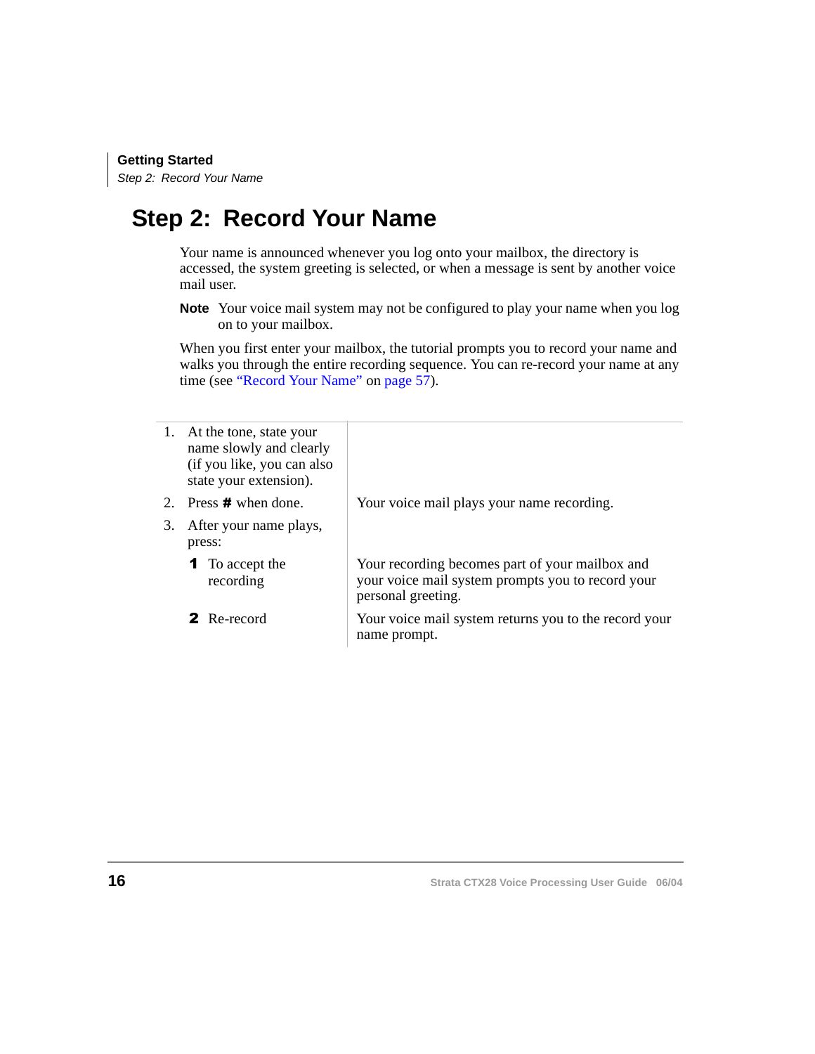# Step 2: Record Your Name

Your name is announced whenever you log onto your mailbox, the directory is accessed, the system greeting is selected, or when a message is sent by another voice mail user.

**Note** Your voice mail system may not be configured to play your name when you log on to your mailbox.

When you first enter your mailbox, the tutorial prompts you to record your name and walks you through the entire recording sequence. You can re-record your name at any time (see "Record Your Name" on page 57).

| | |
|---|---|
| 1. At the tone, state your name slowly and clearly (if you like, you can also state your extension). | |
| 2. Press **#** when done. | Your voice mail plays your name recording. |
| 3. After your name plays, press: | |
| **1** To accept the recording | Your recording becomes part of your mailbox and your voice mail system prompts you to record your personal greeting. |
| **2** Re-record | Your voice mail system returns you to the record your name prompt. |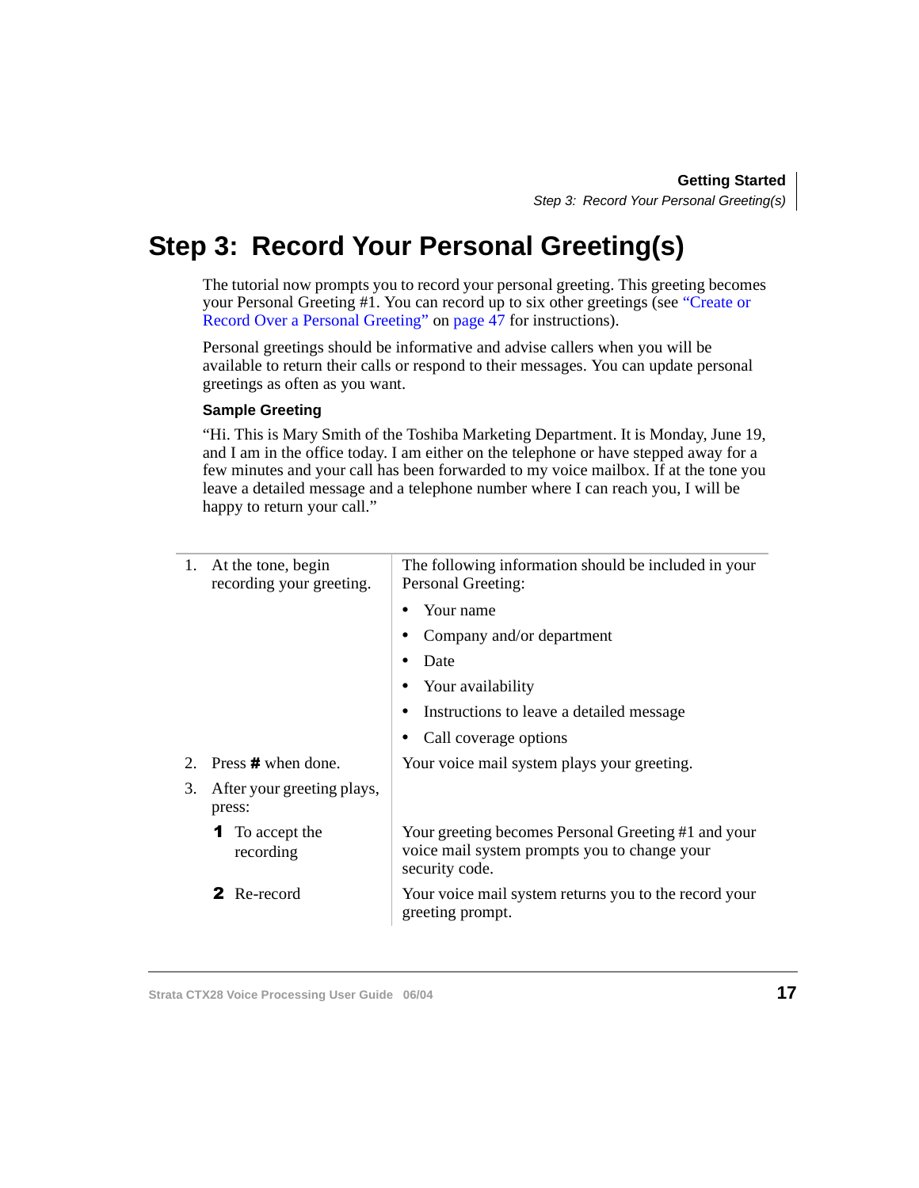# Step 3: Record Your Personal Greeting(s)

The tutorial now prompts you to record your personal greeting. This greeting becomes your Personal Greeting #1. You can record up to six other greetings (see "Create or Record Over a Personal Greeting" on page 47 for instructions).

Personal greetings should be informative and advise callers when you will be available to return their calls or respond to their messages. You can update personal greetings as often as you want.

### Sample Greeting

"Hi. This is Mary Smith of the Toshiba Marketing Department. It is Monday, June 19, and I am in the office today. I am either on the telephone or have stepped away for a few minutes and your call has been forwarded to my voice mailbox. If at the tone you leave a detailed message and a telephone number where I can reach you, I will be happy to return your call."

| | |
|---|---|
| 1. At the tone, begin recording your greeting. | The following information should be included in your Personal Greeting:<br>• Your name<br>• Company and/or department<br>• Date<br>• Your availability<br>• Instructions to leave a detailed message<br>• Call coverage options |
| 2. Press **#** when done. | Your voice mail system plays your greeting. |
| 3. After your greeting plays, press: | |
| **1** To accept the recording | Your greeting becomes Personal Greeting #1 and your voice mail system prompts you to change your security code. |
| **2** Re-record | Your voice mail system returns you to the record your greeting prompt. |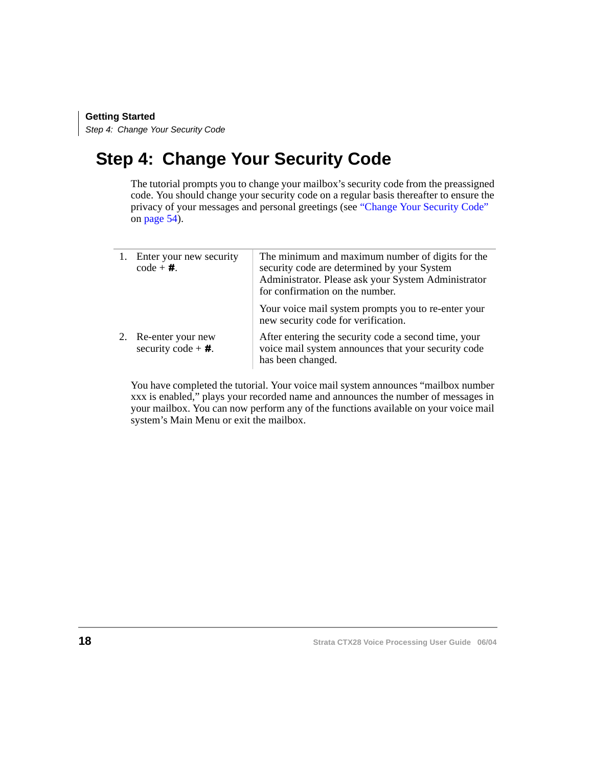# Step 4: Change Your Security Code

The tutorial prompts you to change your mailbox's security code from the preassigned code. You should change your security code on a regular basis thereafter to ensure the privacy of your messages and personal greetings (see "Change Your Security Code" on page 54).

| | |
|---|---|
| 1. Enter your new security code + **#**. | The minimum and maximum number of digits for the security code are determined by your System Administrator. Please ask your System Administrator for confirmation on the number.<br><br>Your voice mail system prompts you to re-enter your new security code for verification. |
| 2. Re-enter your new security code + **#**. | After entering the security code a second time, your voice mail system announces that your security code has been changed. |

You have completed the tutorial. Your voice mail system announces "mailbox number xxx is enabled," plays your recorded name and announces the number of messages in your mailbox. You can now perform any of the functions available on your voice mail system's Main Menu or exit the mailbox.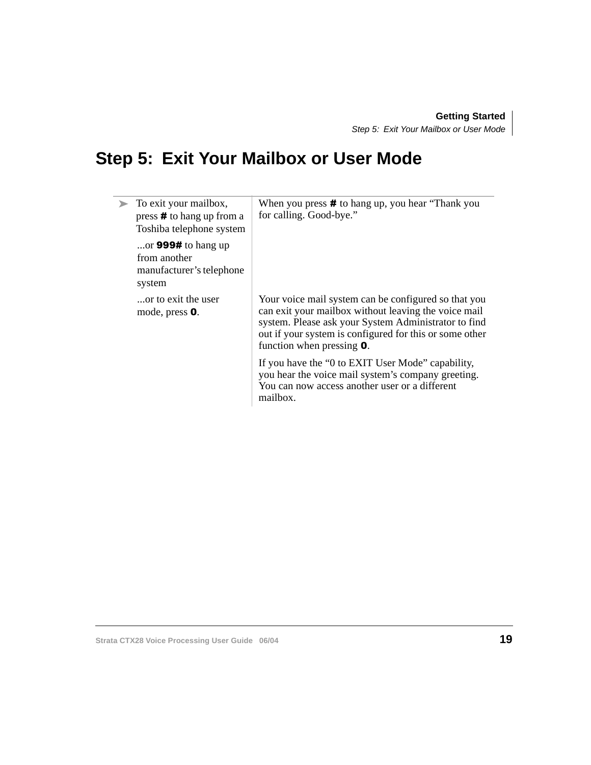# Step 5: Exit Your Mailbox or User Mode

| | |
|---|---|
| ➤ To exit your mailbox, press **#** to hang up from a Toshiba telephone system | When you press **#** to hang up, you hear "Thank you for calling. Good-bye." |
| ...or **999#** to hang up from another manufacturer's telephone system | |
| ...or to exit the user mode, press **0**. | Your voice mail system can be configured so that you can exit your mailbox without leaving the voice mail system. Please ask your System Administrator to find out if your system is configured for this or some other function when pressing **0**.<br><br>If you have the "0 to EXIT User Mode" capability, you hear the voice mail system's company greeting. You can now access another user or a different mailbox. |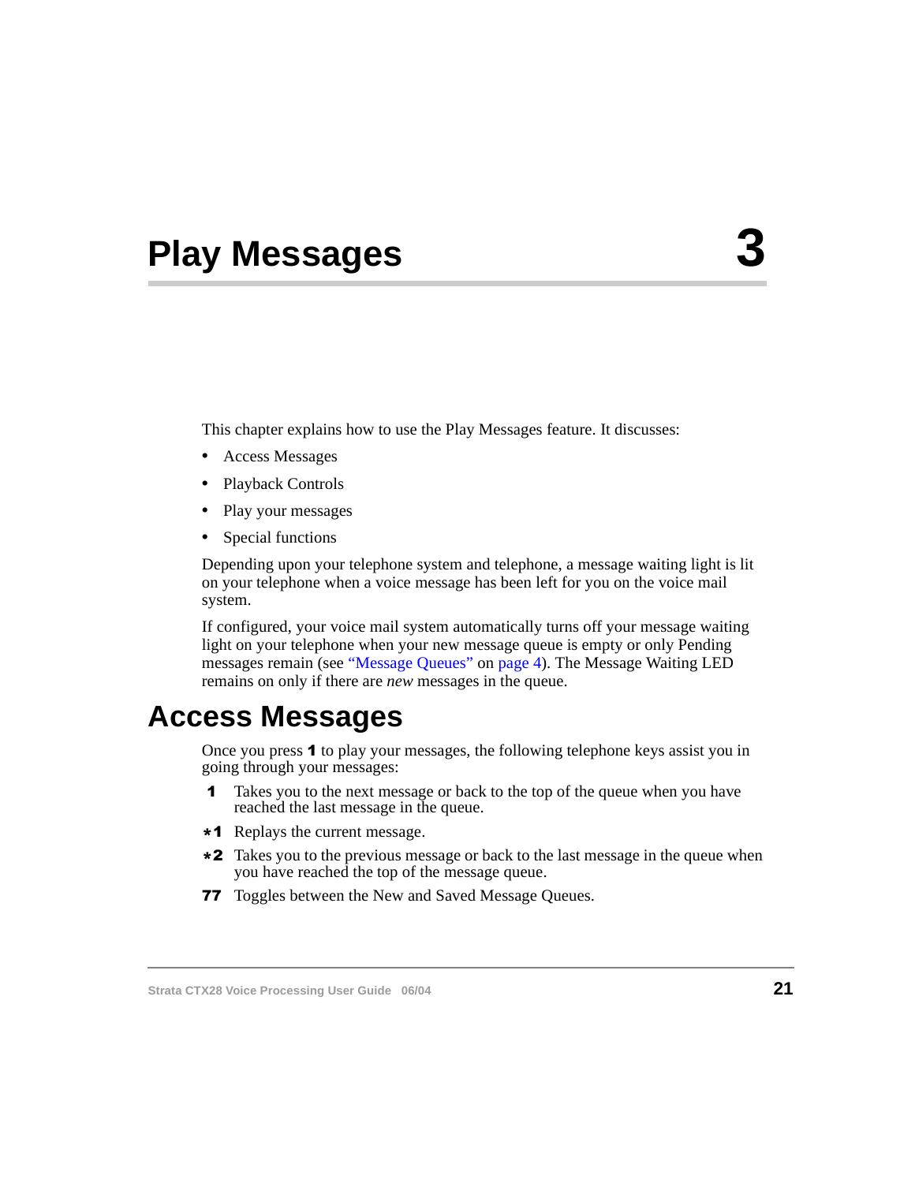# Play Messages 3

This chapter explains how to use the Play Messages feature. It discusses:

- Access Messages
- Playback Controls
- Play your messages
- Special functions

Depending upon your telephone system and telephone, a message waiting light is lit on your telephone when a voice message has been left for you on the voice mail system.

If configured, your voice mail system automatically turns off your message waiting light on your telephone when your new message queue is empty or only Pending messages remain (see "Message Queues" on page 4). The Message Waiting LED remains on only if there are *new* messages in the queue.

## Access Messages

Once you press **1** to play your messages, the following telephone keys assist you in going through your messages:

**1** Takes you to the next message or back to the top of the queue when you have reached the last message in the queue.

***1** Replays the current message.

***2** Takes you to the previous message or back to the last message in the queue when you have reached the top of the message queue.

**77** Toggles between the New and Saved Message Queues.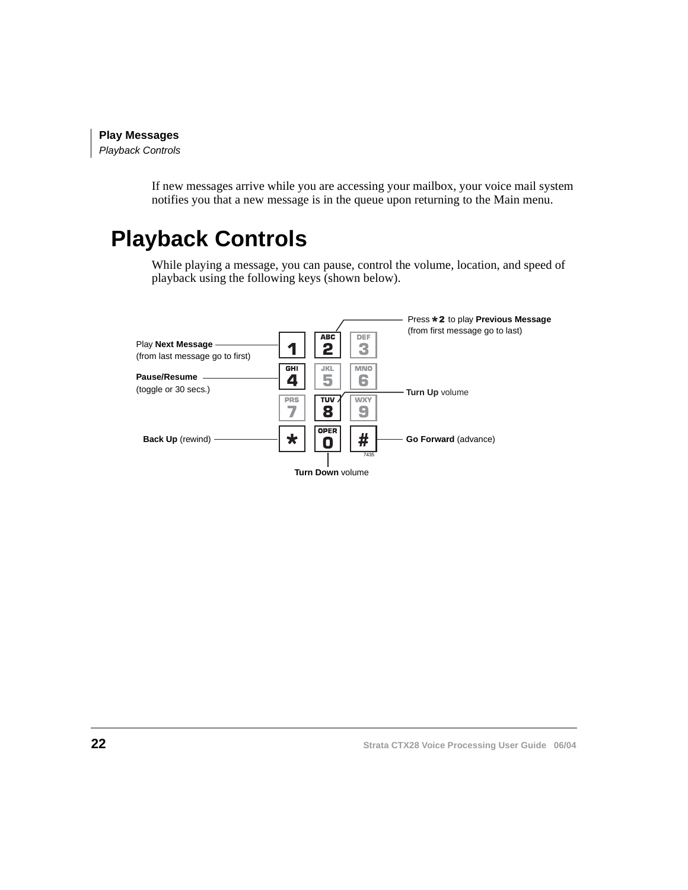If new messages arrive while you are accessing your mailbox, your voice mail system notifies you that a new message is in the queue upon returning to the Main menu.

# Playback Controls

While playing a message, you can pause, control the volume, location, and speed of playback using the following keys (shown below).

Press *2 to play **Previous Message** (from first message go to last)

Play **Next Message** (from last message go to first)

**Pause/Resume** (toggle or 30 secs.)

**Turn Up** volume

**Back Up** (rewind)

**Go Forward** (advance)

**Turn Down** volume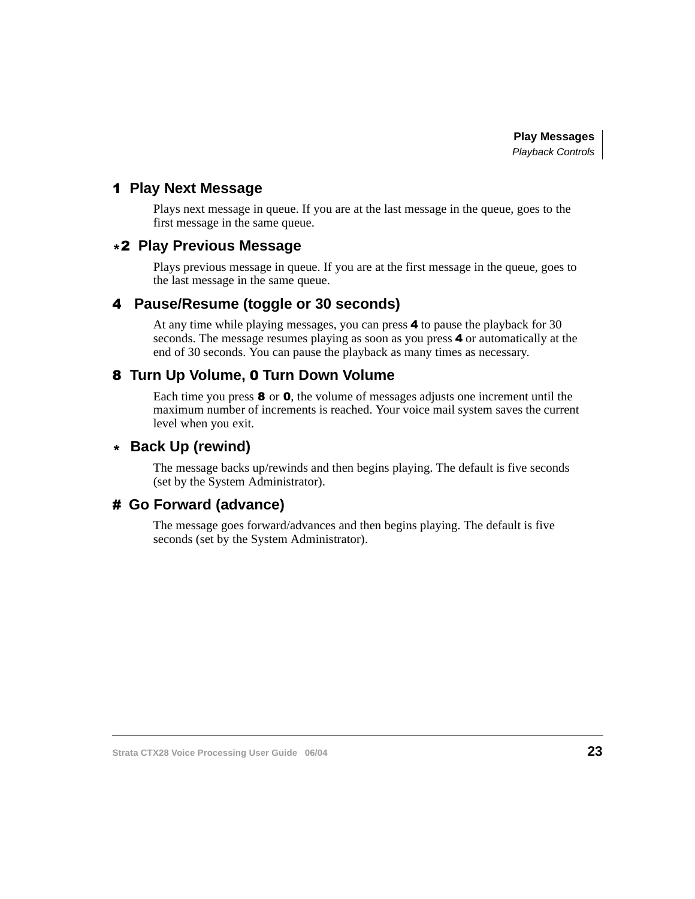### 1 Play Next Message

Plays next message in queue. If you are at the last message in the queue, goes to the first message in the same queue.

### *2 Play Previous Message

Plays previous message in queue. If you are at the first message in the queue, goes to the last message in the same queue.

### 4 Pause/Resume (toggle or 30 seconds)

At any time while playing messages, you can press **4** to pause the playback for 30 seconds. The message resumes playing as soon as you press **4** or automatically at the end of 30 seconds. You can pause the playback as many times as necessary.

### 8 Turn Up Volume, 0 Turn Down Volume

Each time you press **8** or **0**, the volume of messages adjusts one increment until the maximum number of increments is reached. Your voice mail system saves the current level when you exit.

### * Back Up (rewind)

The message backs up/rewinds and then begins playing. The default is five seconds (set by the System Administrator).

### # Go Forward (advance)

The message goes forward/advances and then begins playing. The default is five seconds (set by the System Administrator).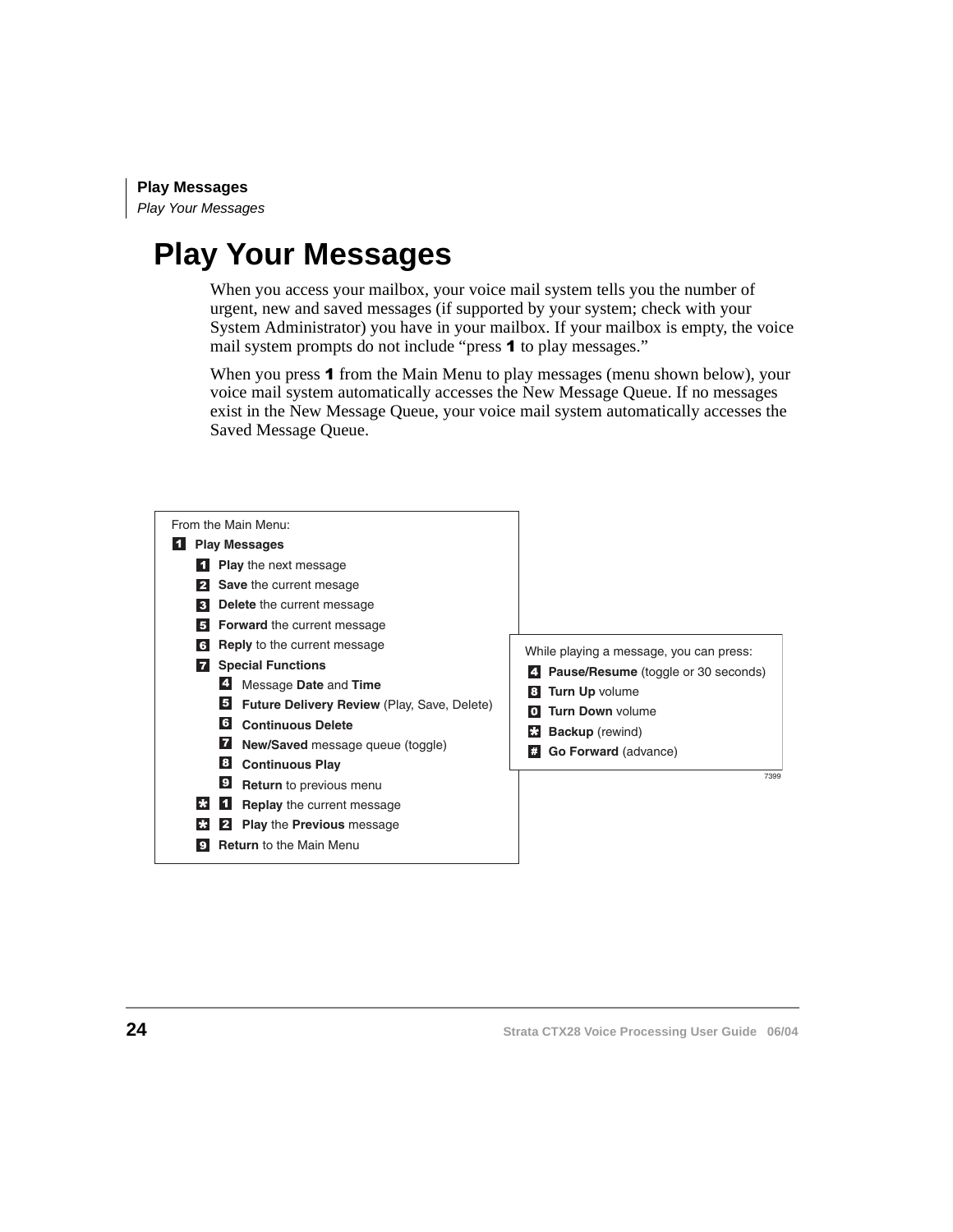# Play Your Messages

When you access your mailbox, your voice mail system tells you the number of urgent, new and saved messages (if supported by your system; check with your System Administrator) you have in your mailbox. If your mailbox is empty, the voice mail system prompts do not include "press **1** to play messages."

When you press **1** from the Main Menu to play messages (menu shown below), your voice mail system automatically accesses the New Message Queue. If no messages exist in the New Message Queue, your voice mail system automatically accesses the Saved Message Queue.

From the Main Menu:

- **1** **Play Messages**
  - **1** **Play** the next message
  - **2** **Save** the current mesage
  - **3** **Delete** the current message
  - **5** **Forward** the current message
  - **6** **Reply** to the current message
  - **7** **Special Functions**
    - **4** Message **Date** and **Time**
    - **5** **Future Delivery Review** (Play, Save, Delete)
    - **6** **Continuous Delete**
    - **7** **New/Saved** message queue (toggle)
    - **8** **Continuous Play**
    - **9** **Return** to previous menu
  - **\*** **1** **Replay** the current message
  - **\*** **2** **Play** the **Previous** message
  - **9** **Return** to the Main Menu

While playing a message, you can press:

- **4** **Pause/Resume** (toggle or 30 seconds)
- **8** **Turn Up** volume
- **0** **Turn Down** volume
- **\*** **Backup** (rewind)
- **#** **Go Forward** (advance)

7399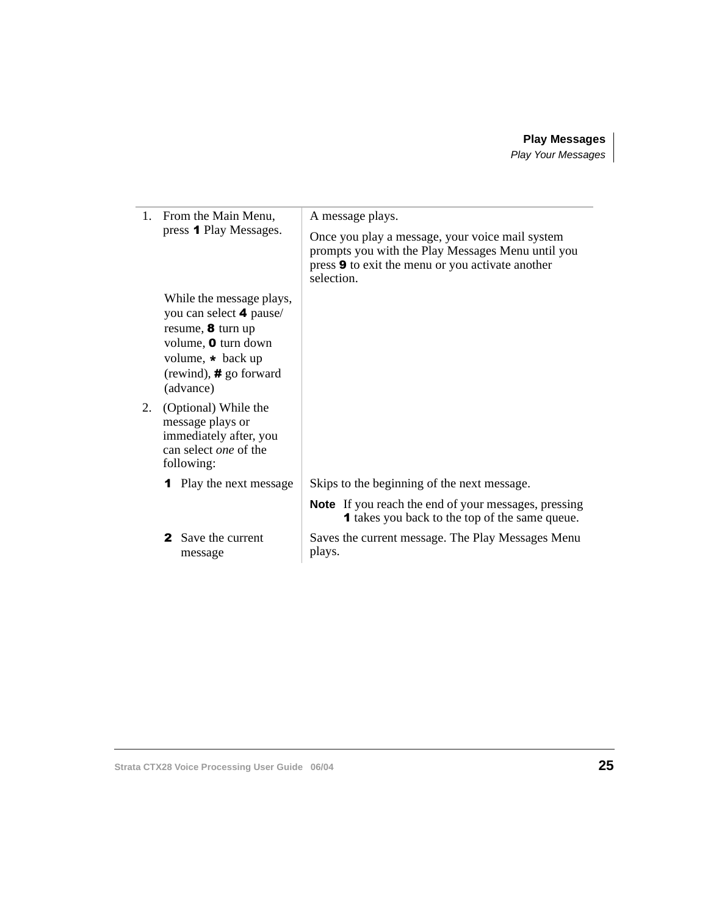| | |
|---|---|
| 1. From the Main Menu, press **1** Play Messages. | A message plays.<br><br>Once you play a message, your voice mail system prompts you with the Play Messages Menu until you press **9** to exit the menu or you activate another selection. |
| While the message plays, you can select **4** pause/resume, **8** turn up volume, **0** turn down volume, * back up (rewind), # go forward (advance) | |
| 2. (Optional) While the message plays or immediately after, you can select *one* of the following: | |
| **1** Play the next message | Skips to the beginning of the next message.<br><br>**Note** If you reach the end of your messages, pressing **1** takes you back to the top of the same queue. |
| **2** Save the current message | Saves the current message. The Play Messages Menu plays. |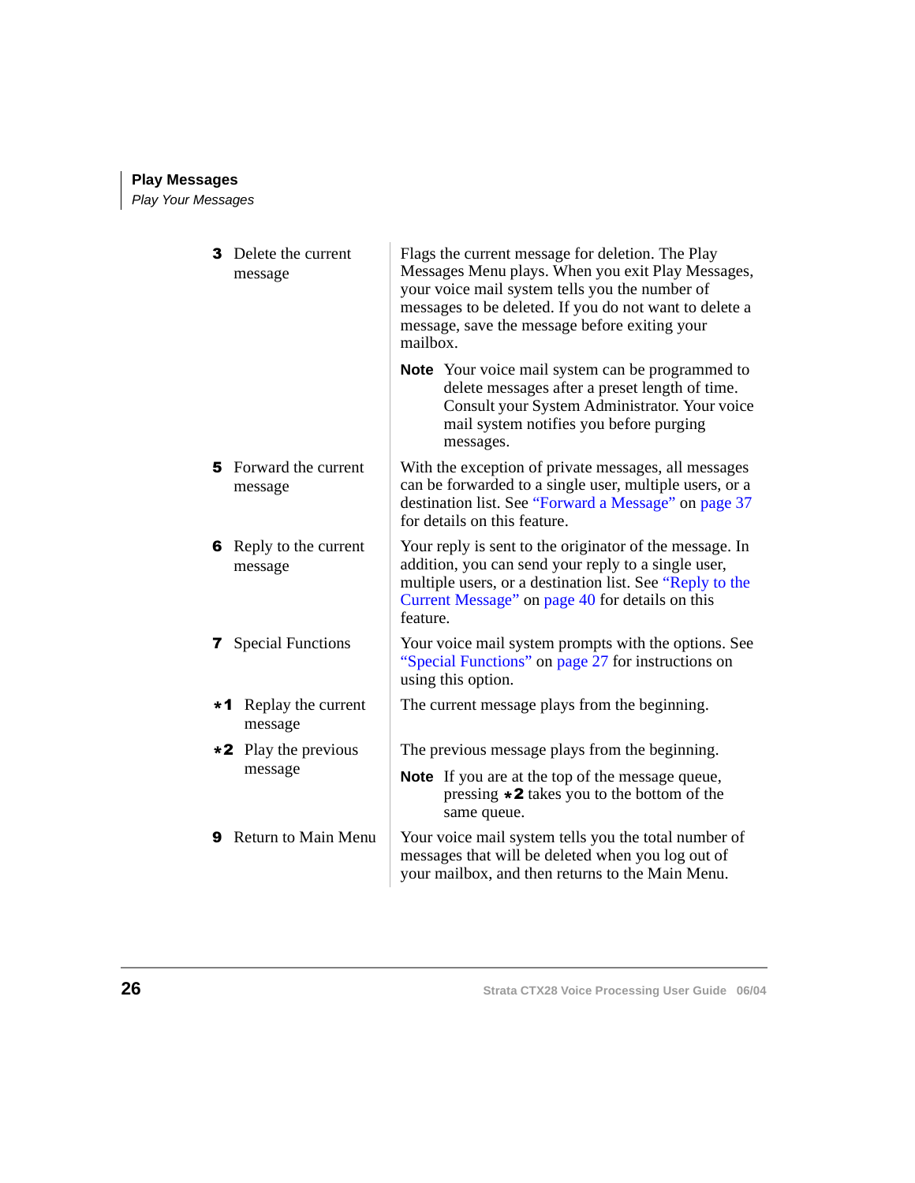| | |
|---|---|
| **3** Delete the current message | Flags the current message for deletion. The Play Messages Menu plays. When you exit Play Messages, your voice mail system tells you the number of messages to be deleted. If you do not want to delete a message, save the message before exiting your mailbox.<br><br>**Note** Your voice mail system can be programmed to delete messages after a preset length of time. Consult your System Administrator. Your voice mail system notifies you before purging messages. |
| **5** Forward the current message | With the exception of private messages, all messages can be forwarded to a single user, multiple users, or a destination list. See "Forward a Message" on page 37 for details on this feature. |
| **6** Reply to the current message | Your reply is sent to the originator of the message. In addition, you can send your reply to a single user, multiple users, or a destination list. See "Reply to the Current Message" on page 40 for details on this feature. |
| **7** Special Functions | Your voice mail system prompts with the options. See "Special Functions" on page 27 for instructions on using this option. |
| **\*1** Replay the current message | The current message plays from the beginning. |
| **\*2** Play the previous message | The previous message plays from the beginning.<br><br>**Note** If you are at the top of the message queue, pressing **\*2** takes you to the bottom of the same queue. |
| **9** Return to Main Menu | Your voice mail system tells you the total number of messages that will be deleted when you log out of your mailbox, and then returns to the Main Menu. |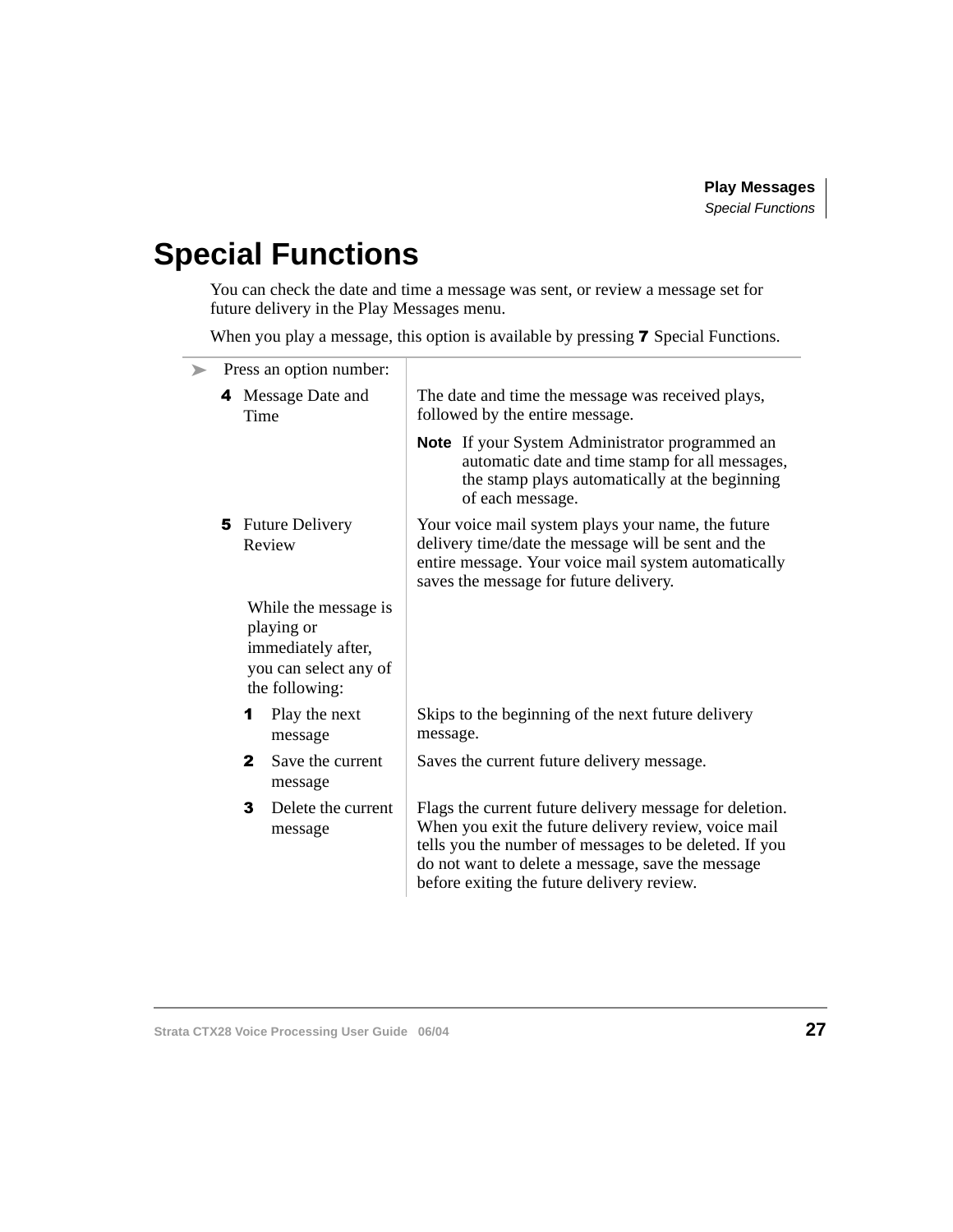# Special Functions

You can check the date and time a message was sent, or review a message set for future delivery in the Play Messages menu.

When you play a message, this option is available by pressing **7** Special Functions.

| ➤ Press an option number: | |
|---|---|
| **4** Message Date and Time | The date and time the message was received plays, followed by the entire message.<br>**Note** If your System Administrator programmed an automatic date and time stamp for all messages, the stamp plays automatically at the beginning of each message. |
| **5** Future Delivery Review | Your voice mail system plays your name, the future delivery time/date the message will be sent and the entire message. Your voice mail system automatically saves the message for future delivery. |
| While the message is playing or immediately after, you can select any of the following: | |
| **1** Play the next message | Skips to the beginning of the next future delivery message. |
| **2** Save the current message | Saves the current future delivery message. |
| **3** Delete the current message | Flags the current future delivery message for deletion. When you exit the future delivery review, voice mail tells you the number of messages to be deleted. If you do not want to delete a message, save the message before exiting the future delivery review. |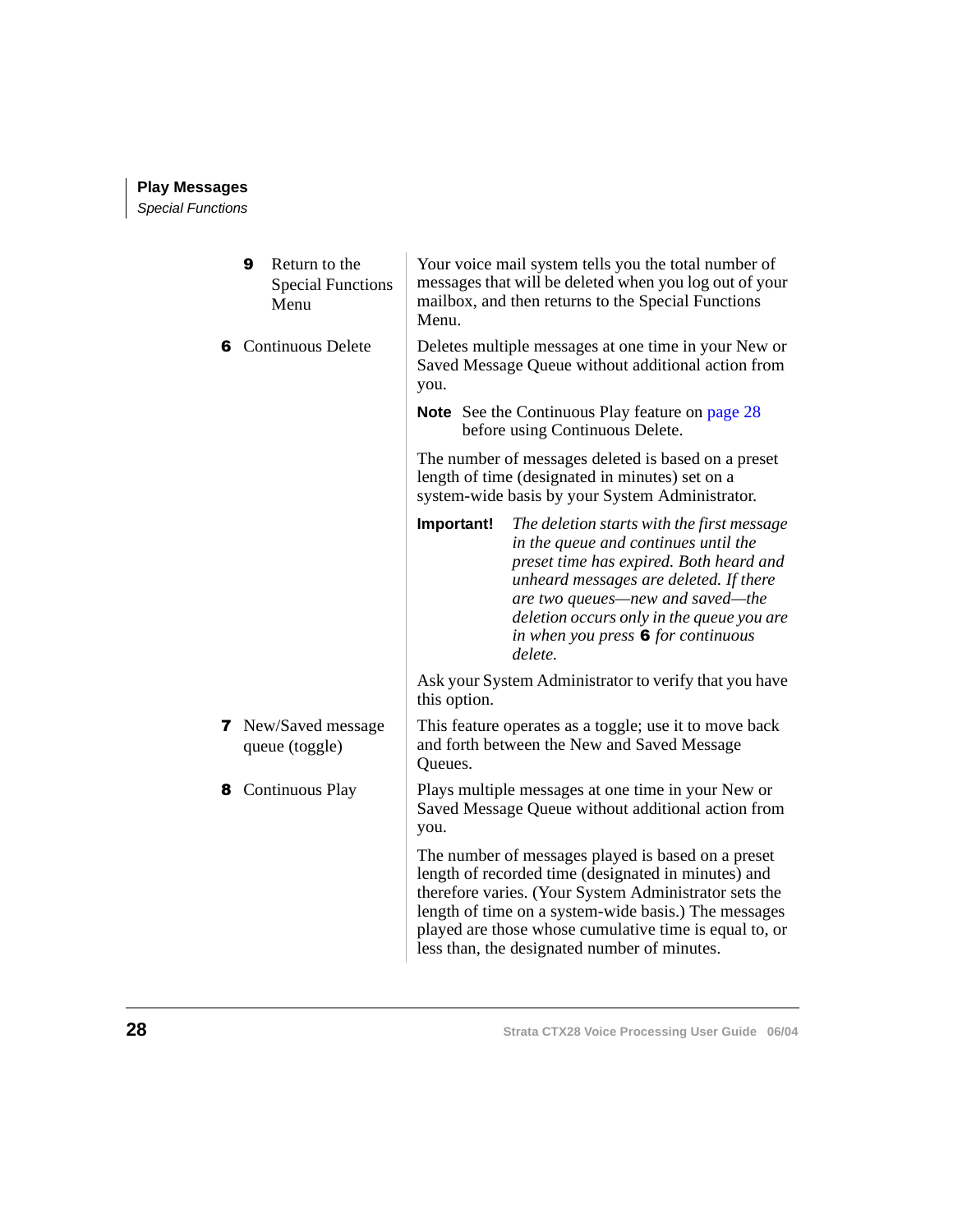| | |
|---|---|
| **9** Return to the Special Functions Menu | Your voice mail system tells you the total number of messages that will be deleted when you log out of your mailbox, and then returns to the Special Functions Menu. |
| **6** Continuous Delete | Deletes multiple messages at one time in your New or Saved Message Queue without additional action from you.<br><br>**Note** See the Continuous Play feature on page 28 before using Continuous Delete.<br><br>The number of messages deleted is based on a preset length of time (designated in minutes) set on a system-wide basis by your System Administrator.<br><br>**Important!** *The deletion starts with the first message in the queue and continues until the preset time has expired. Both heard and unheard messages are deleted. If there are two queues—new and saved—the deletion occurs only in the queue you are in when you press* **6** *for continuous delete.*<br><br>Ask your System Administrator to verify that you have this option. |
| **7** New/Saved message queue (toggle) | This feature operates as a toggle; use it to move back and forth between the New and Saved Message Queues. |
| **8** Continuous Play | Plays multiple messages at one time in your New or Saved Message Queue without additional action from you.<br><br>The number of messages played is based on a preset length of recorded time (designated in minutes) and therefore varies. (Your System Administrator sets the length of time on a system-wide basis.) The messages played are those whose cumulative time is equal to, or less than, the designated number of minutes. |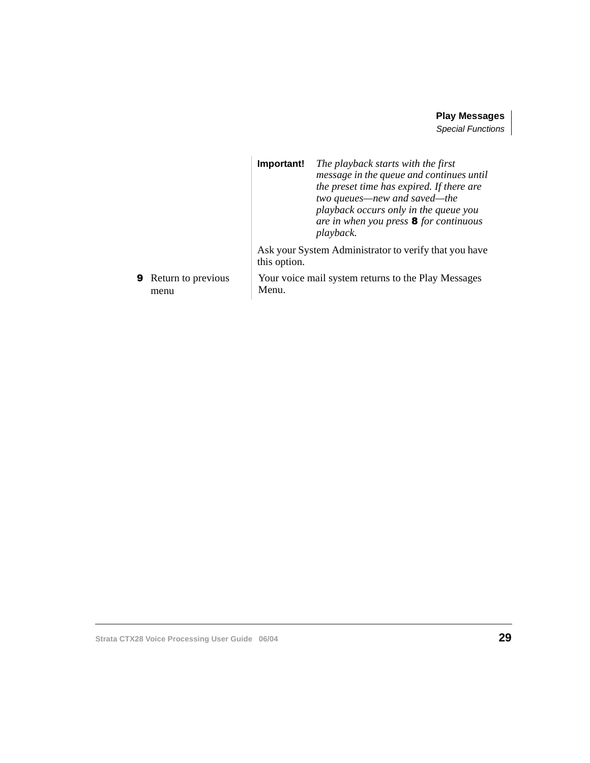| | |
|---|---|
| | **Important!** *The playback starts with the first message in the queue and continues until the preset time has expired. If there are two queues—new and saved—the playback occurs only in the queue you are in when you press* **8** *for continuous playback.*<br><br>Ask your System Administrator to verify that you have this option. |
| **9** Return to previous menu | Your voice mail system returns to the Play Messages Menu. |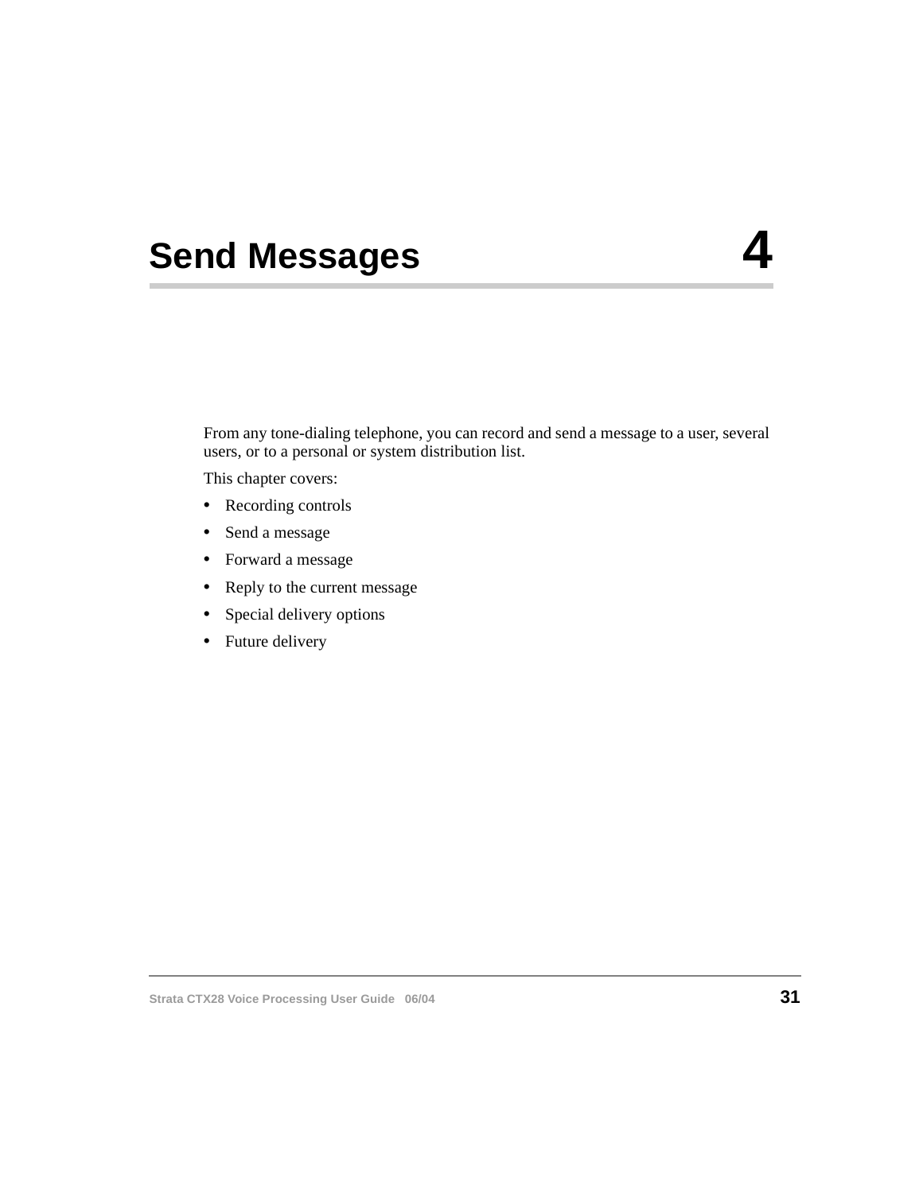# Send Messages 4

From any tone-dialing telephone, you can record and send a message to a user, several users, or to a personal or system distribution list.

This chapter covers:

- Recording controls
- Send a message
- Forward a message
- Reply to the current message
- Special delivery options
- Future delivery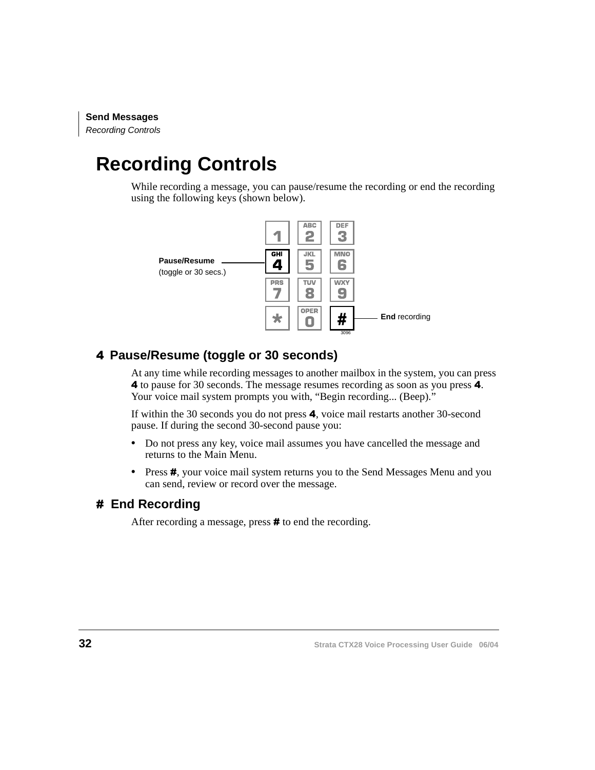# Recording Controls

While recording a message, you can pause/resume the recording or end the recording using the following keys (shown below).

Pause/Resume (toggle or 30 secs.)

**End** recording

## 4 Pause/Resume (toggle or 30 seconds)

At any time while recording messages to another mailbox in the system, you can press **4** to pause for 30 seconds. The message resumes recording as soon as you press **4**. Your voice mail system prompts you with, "Begin recording... (Beep)."

If within the 30 seconds you do not press **4**, voice mail restarts another 30-second pause. If during the second 30-second pause you:

- Do not press any key, voice mail assumes you have cancelled the message and returns to the Main Menu.
- Press **#**, your voice mail system returns you to the Send Messages Menu and you can send, review or record over the message.

## # End Recording

After recording a message, press **#** to end the recording.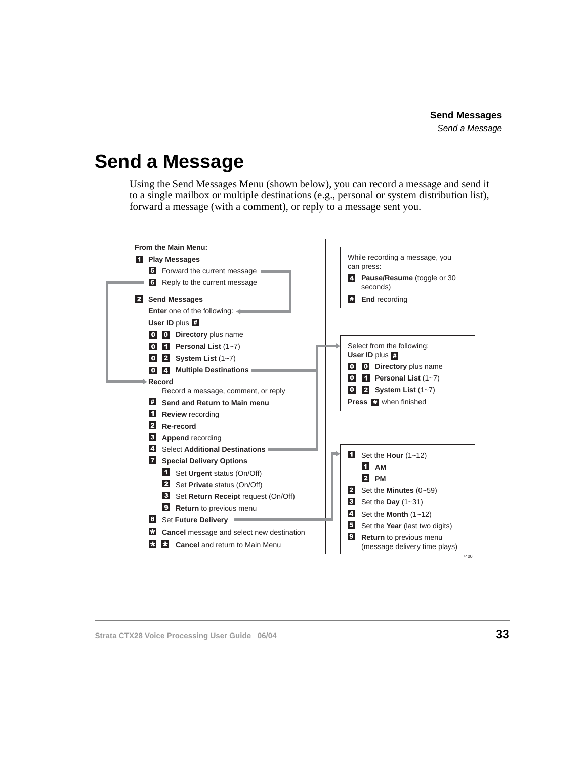# Send a Message

Using the Send Messages Menu (shown below), you can record a message and send it to a single mailbox or multiple destinations (e.g., personal or system distribution list), forward a message (with a comment), or reply to a message sent you.

**From the Main Menu:**

- **1** **Play Messages**
  - **5** Forward the current message
  - **6** Reply to the current message
- **2** **Send Messages**
  - **Enter** one of the following:
  - **User ID** plus **#**
  - **0 0** **Directory** plus name
  - **0 1** **Personal List** (1~7)
  - **0 2** **System List** (1~7)
  - **0 4** **Multiple Destinations**
  - **Record**
    Record a message, comment, or reply
    - **#** **Send and Return to Main menu**
    - **1** **Review** recording
    - **2** **Re-record**
    - **3** **Append** recording
    - **4** Select **Additional Destinations**
    - **7** **Special Delivery Options**
      - **1** Set **Urgent** status (On/Off)
      - **2** Set **Private** status (On/Off)
      - **3** Set **Return Receipt** request (On/Off)
      - **9** **Return** to previous menu
    - **8** Set **Future Delivery**
    - **\*** **Cancel** message and select new destination
    - **\* \*** **Cancel** and return to Main Menu

While recording a message, you can press:

- **4** **Pause/Resume** (toggle or 30 seconds)
- **#** **End** recording

Select from the following:

- **User ID** plus **#**
- **0 0** **Directory** plus name
- **0 1** **Personal List** (1~7)
- **0 2** **System List** (1~7)
- **Press #** when finished

Set Future Delivery:

- **1** Set the **Hour** (1~12)
  - **1** **AM**
  - **2** **PM**
- **2** Set the **Minutes** (0~59)
- **3** Set the **Day** (1~31)
- **4** Set the **Month** (1~12)
- **5** Set the **Year** (last two digits)
- **9** **Return** to previous menu (message delivery time plays)

7400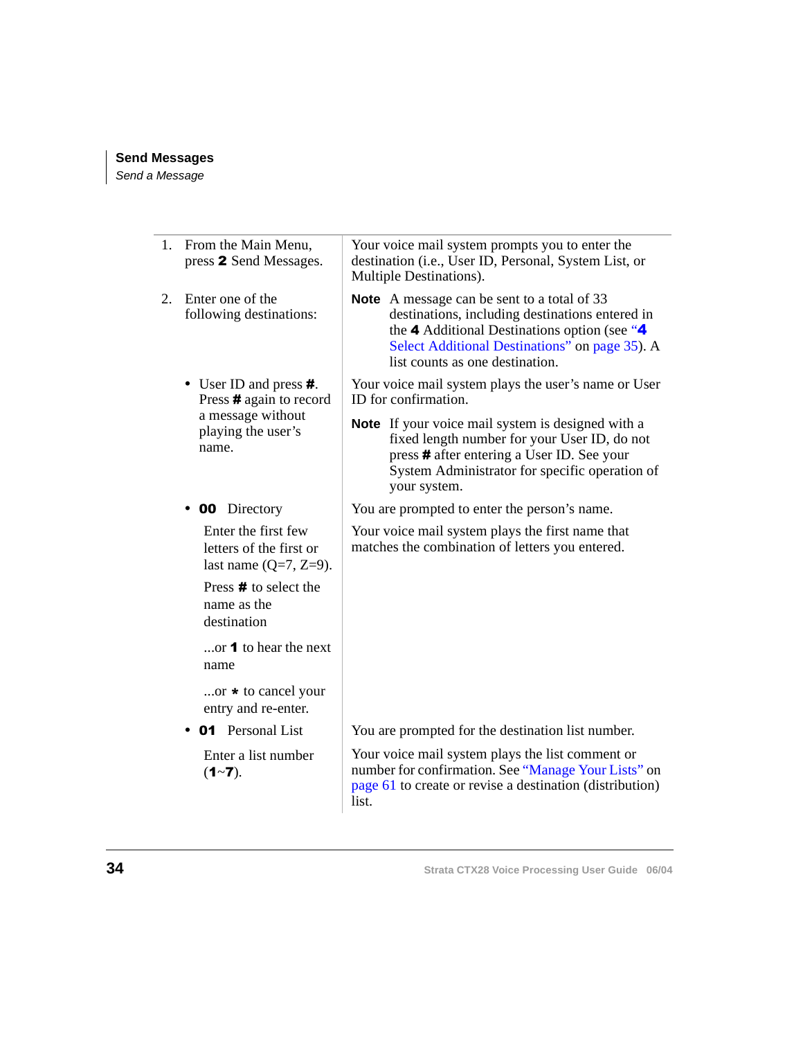| Step | Result |
|---|---|
| 1. From the Main Menu, press **2** Send Messages. | Your voice mail system prompts you to enter the destination (i.e., User ID, Personal, System List, or Multiple Destinations). |
| 2. Enter one of the following destinations: | **Note** A message can be sent to a total of 33 destinations, including destinations entered in the **4** Additional Destinations option (see "**4** Select Additional Destinations" on page 35). A list counts as one destination. |
| • User ID and press **#**. Press **#** again to record a message without playing the user's name. | Your voice mail system plays the user's name or User ID for confirmation. **Note** If your voice mail system is designed with a fixed length number for your User ID, do not press **#** after entering a User ID. See your System Administrator for specific operation of your system. |
| • **00** Directory | You are prompted to enter the person's name. |
| Enter the first few letters of the first or last name (Q=7, Z=9). | Your voice mail system plays the first name that matches the combination of letters you entered. |
| Press **#** to select the name as the destination | |
| ...or **1** to hear the next name | |
| ...or * to cancel your entry and re-enter. | |
| • **01** Personal List | You are prompted for the destination list number. |
| Enter a list number (**1**~**7**). | Your voice mail system plays the list comment or number for confirmation. See "Manage Your Lists" on page 61 to create or revise a destination (distribution) list. |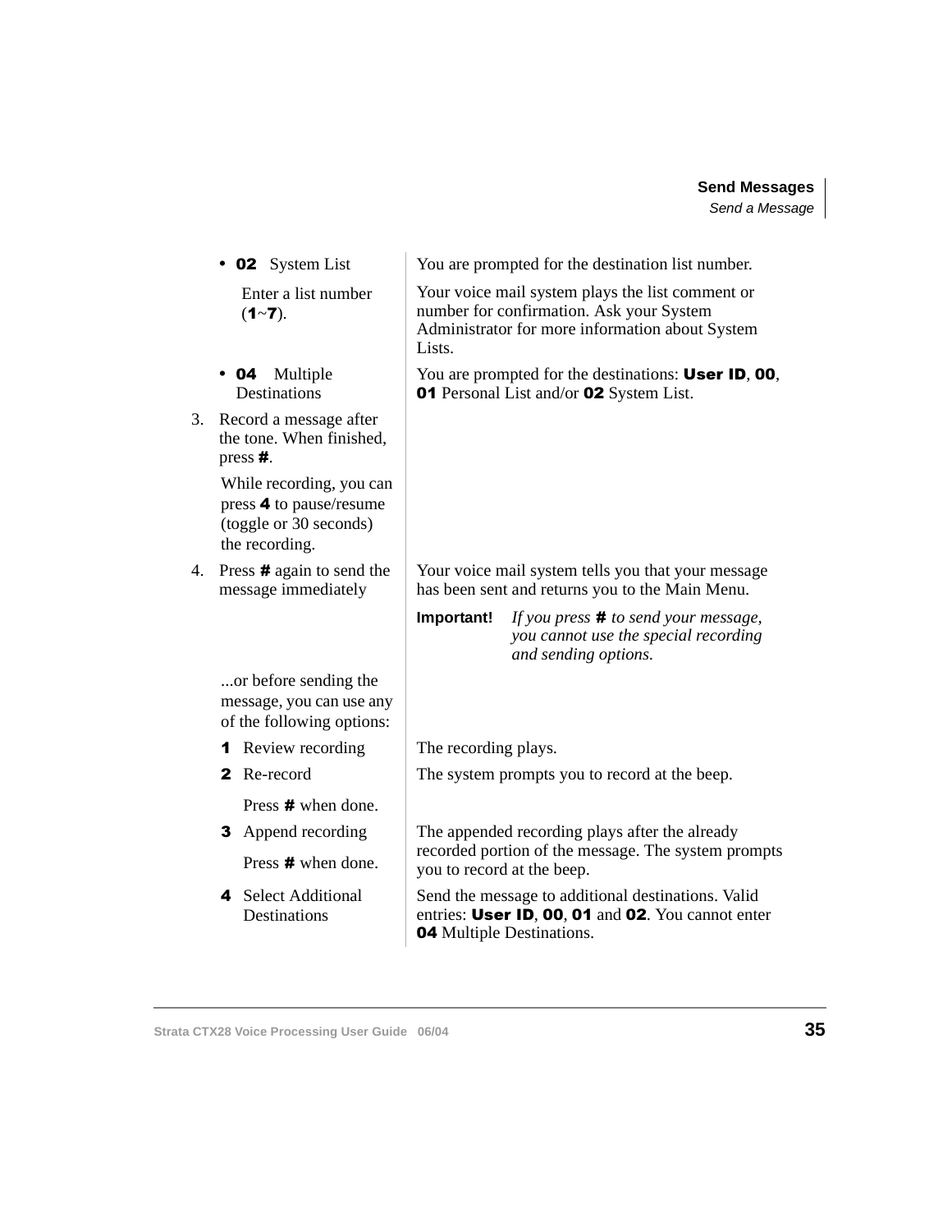| | |
|---|---|
| • **02** System List | You are prompted for the destination list number. |
| Enter a list number (**1**~**7**). | Your voice mail system plays the list comment or number for confirmation. Ask your System Administrator for more information about System Lists. |
| • **04** Multiple Destinations | You are prompted for the destinations: **User ID**, **00**, **01** Personal List and/or **02** System List. |
| 3. Record a message after the tone. When finished, press **#**. | |
| While recording, you can press **4** to pause/resume (toggle or 30 seconds) the recording. | |
| 4. Press **#** again to send the message immediately | Your voice mail system tells you that your message has been sent and returns you to the Main Menu. |
| | **Important!** *If you press **#** to send your message, you cannot use the special recording and sending options.* |
| ...or before sending the message, you can use any of the following options: | |
| **1** Review recording | The recording plays. |
| **2** Re-record<br>Press **#** when done. | The system prompts you to record at the beep. |
| **3** Append recording<br>Press **#** when done. | The appended recording plays after the already recorded portion of the message. The system prompts you to record at the beep. |
| **4** Select Additional Destinations | Send the message to additional destinations. Valid entries: **User ID**, **00**, **01** and **02**. You cannot enter **04** Multiple Destinations. |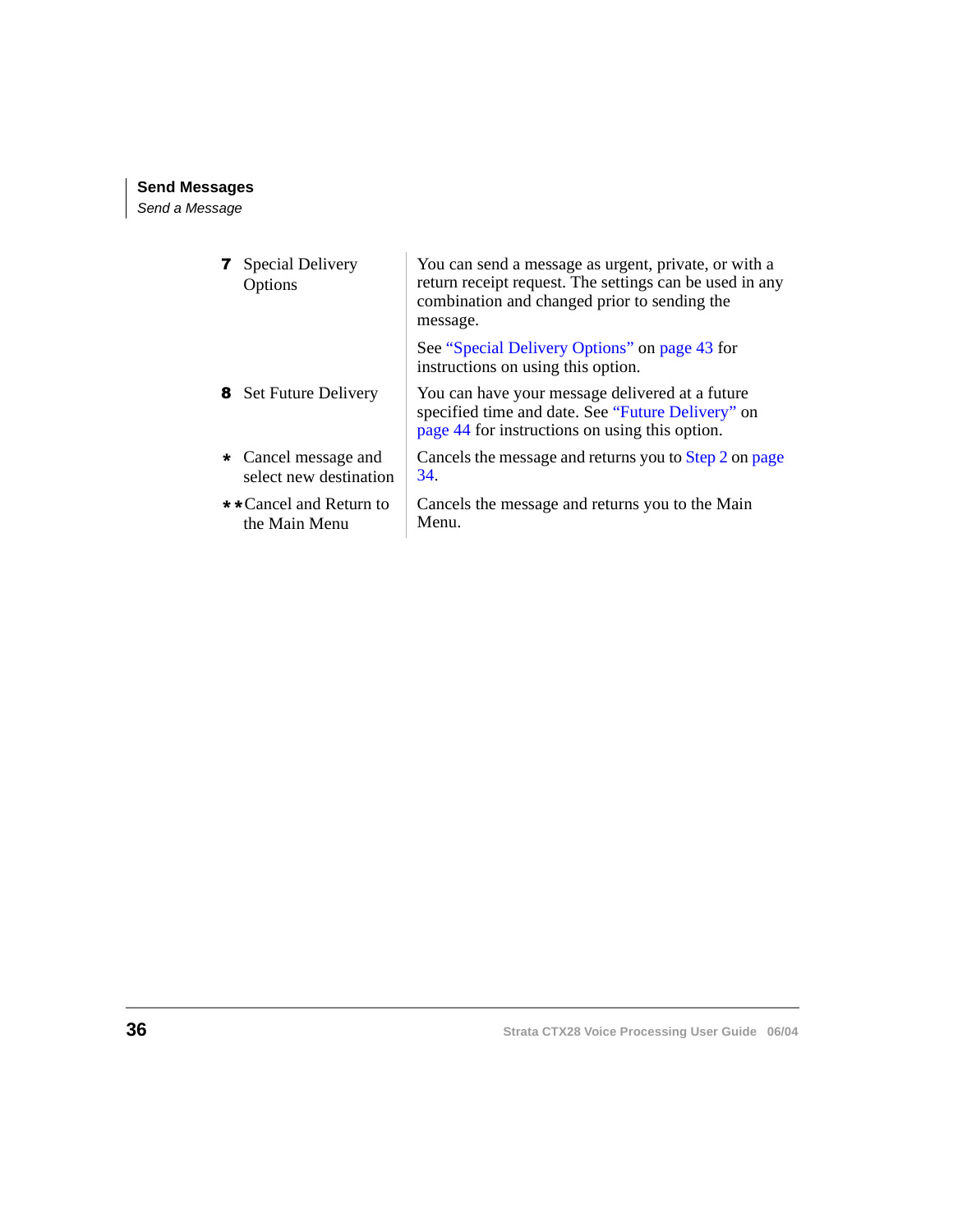| | |
|---|---|
| **7** Special Delivery Options | You can send a message as urgent, private, or with a return receipt request. The settings can be used in any combination and changed prior to sending the message.<br><br>See "Special Delivery Options" on page 43 for instructions on using this option. |
| **8** Set Future Delivery | You can have your message delivered at a future specified time and date. See "Future Delivery" on page 44 for instructions on using this option. |
| **\*** Cancel message and select new destination | Cancels the message and returns you to Step 2 on page 34. |
| **\*\*** Cancel and Return to the Main Menu | Cancels the message and returns you to the Main Menu. |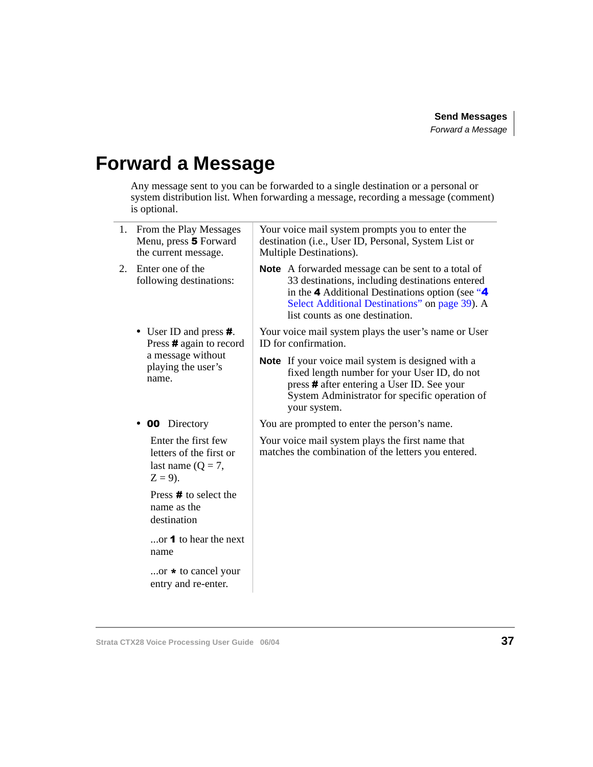# Forward a Message

Any message sent to you can be forwarded to a single destination or a personal or system distribution list. When forwarding a message, recording a message (comment) is optional.

| | |
|---|---|
| 1. From the Play Messages Menu, press **5** Forward the current message. | Your voice mail system prompts you to enter the destination (i.e., User ID, Personal, System List or Multiple Destinations). |
| 2. Enter one of the following destinations: | **Note** A forwarded message can be sent to a total of 33 destinations, including destinations entered in the **4** Additional Destinations option (see "**4** Select Additional Destinations" on page 39). A list counts as one destination. |
| • User ID and press **#**. Press **#** again to record a message without playing the user's name. | Your voice mail system plays the user's name or User ID for confirmation.<br><br>**Note** If your voice mail system is designed with a fixed length number for your User ID, do not press **#** after entering a User ID. See your System Administrator for specific operation of your system. |
| • **00** Directory | You are prompted to enter the person's name. |
| Enter the first few letters of the first or last name (Q = 7, Z = 9). | Your voice mail system plays the first name that matches the combination of the letters you entered. |
| Press **#** to select the name as the destination | |
| ...or **1** to hear the next name | |
| ...or * to cancel your entry and re-enter. | |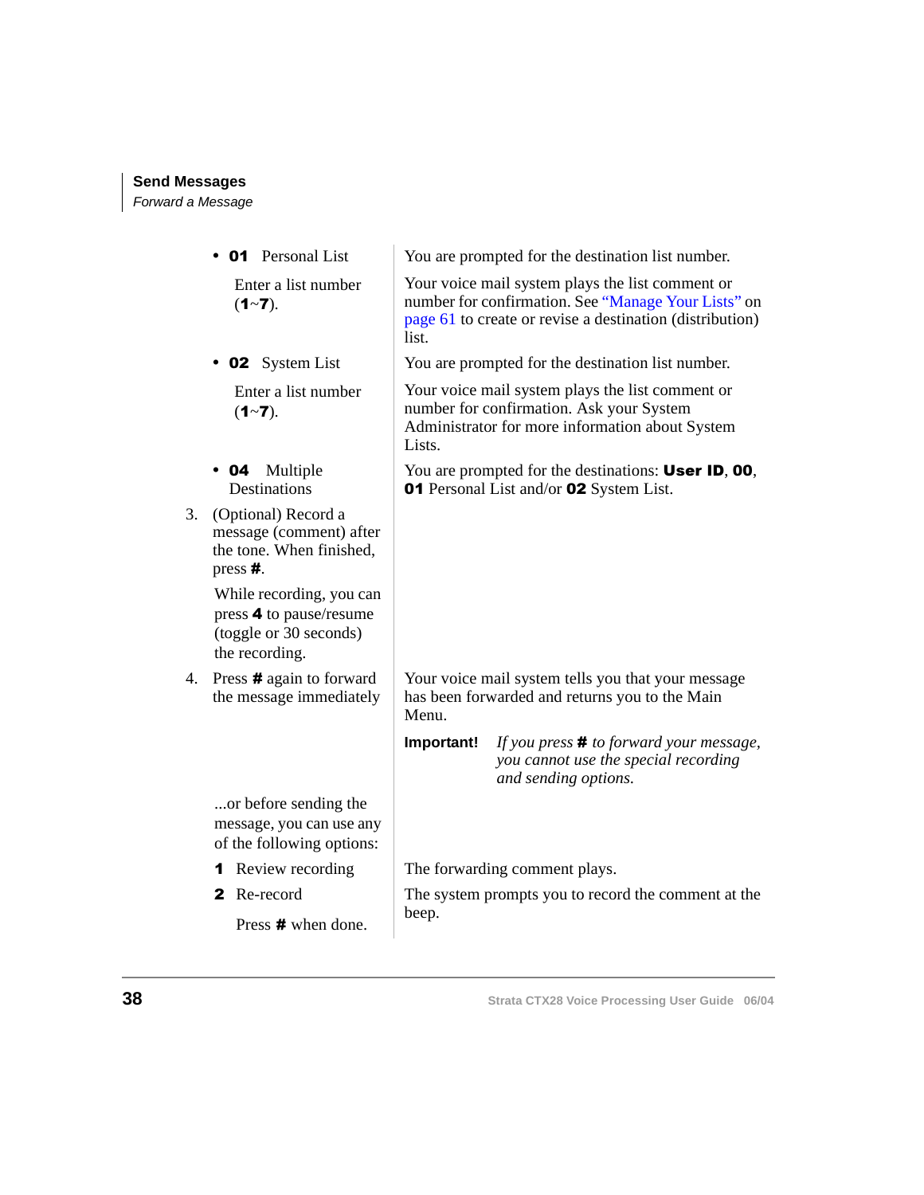| | |
|---|---|
| • **01** Personal List | You are prompted for the destination list number. |
| Enter a list number (**1**~**7**). | Your voice mail system plays the list comment or number for confirmation. See "Manage Your Lists" on page 61 to create or revise a destination (distribution) list. |
| • **02** System List | You are prompted for the destination list number. |
| Enter a list number (**1**~**7**). | Your voice mail system plays the list comment or number for confirmation. Ask your System Administrator for more information about System Lists. |
| • **04** Multiple Destinations | You are prompted for the destinations: **User ID**, **00**, **01** Personal List and/or **02** System List. |
| 3. (Optional) Record a message (comment) after the tone. When finished, press **#**. While recording, you can press **4** to pause/resume (toggle or 30 seconds) the recording. | |
| 4. Press **#** again to forward the message immediately | Your voice mail system tells you that your message has been forwarded and returns you to the Main Menu. **Important!** *If you press* **#** *to forward your message, you cannot use the special recording and sending options.* |
| ...or before sending the message, you can use any of the following options: | |
| **1** Review recording | The forwarding comment plays. |
| **2** Re-record. Press **#** when done. | The system prompts you to record the comment at the beep. |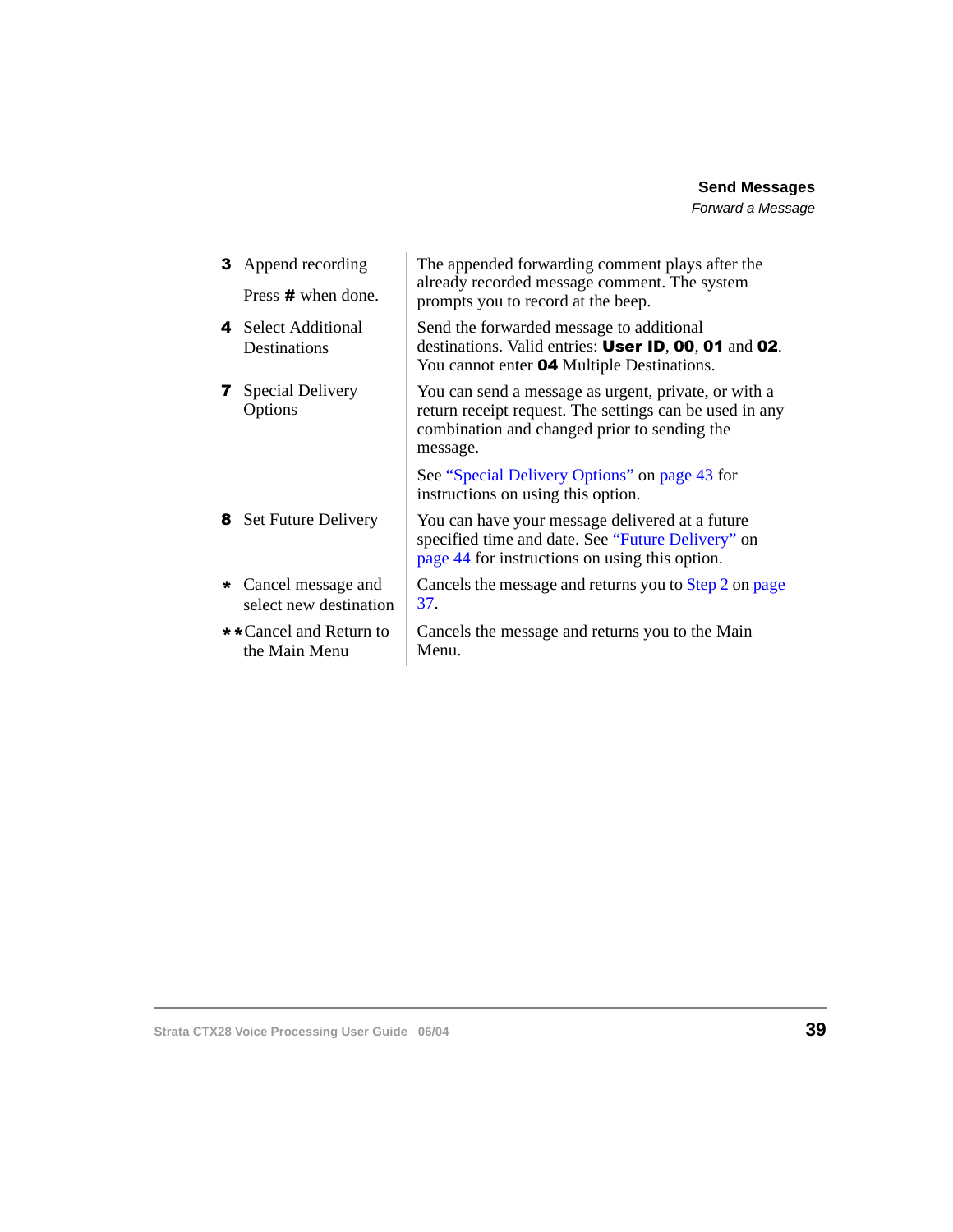| | |
|---|---|
| **3** Append recording<br><br>Press **#** when done. | The appended forwarding comment plays after the already recorded message comment. The system prompts you to record at the beep. |
| **4** Select Additional Destinations | Send the forwarded message to additional destinations. Valid entries: **User ID**, **00**, **01** and **02**. You cannot enter **04** Multiple Destinations. |
| **7** Special Delivery Options | You can send a message as urgent, private, or with a return receipt request. The settings can be used in any combination and changed prior to sending the message.<br><br>See "Special Delivery Options" on page 43 for instructions on using this option. |
| **8** Set Future Delivery | You can have your message delivered at a future specified time and date. See "Future Delivery" on page 44 for instructions on using this option. |
| **\*** Cancel message and select new destination | Cancels the message and returns you to Step 2 on page 37. |
| **\*\*** Cancel and Return to the Main Menu | Cancels the message and returns you to the Main Menu. |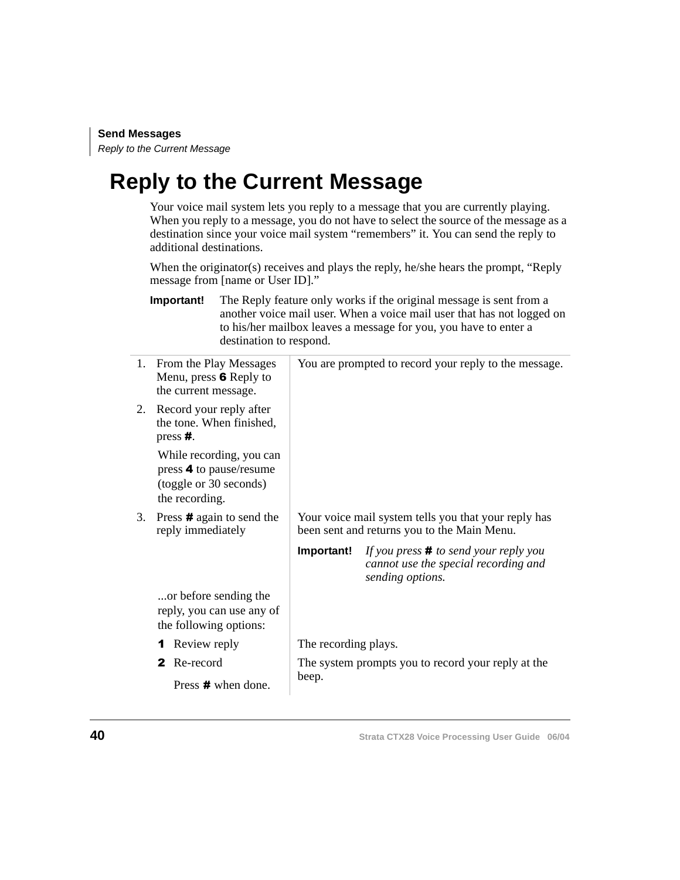# Reply to the Current Message

Your voice mail system lets you reply to a message that you are currently playing. When you reply to a message, you do not have to select the source of the message as a destination since your voice mail system "remembers" it. You can send the reply to additional destinations.

When the originator(s) receives and plays the reply, he/she hears the prompt, "Reply message from [name or User ID]."

**Important!** The Reply feature only works if the original message is sent from a another voice mail user. When a voice mail user that has not logged on to his/her mailbox leaves a message for you, you have to enter a destination to respond.

| Step | Result |
|---|---|
| 1. From the Play Messages Menu, press **6** Reply to the current message. | You are prompted to record your reply to the message. |
| 2. Record your reply after the tone. When finished, press **#**.<br><br>While recording, you can press **4** to pause/resume (toggle or 30 seconds) the recording. | |
| 3. Press **#** again to send the reply immediately | Your voice mail system tells you that your reply has been sent and returns you to the Main Menu.<br><br>**Important!** *If you press* **#** *to send your reply you cannot use the special recording and sending options.* |
| ...or before sending the reply, you can use any of the following options: | |
| **1** Review reply | The recording plays. |
| **2** Re-record<br><br>Press **#** when done. | The system prompts you to record your reply at the beep. |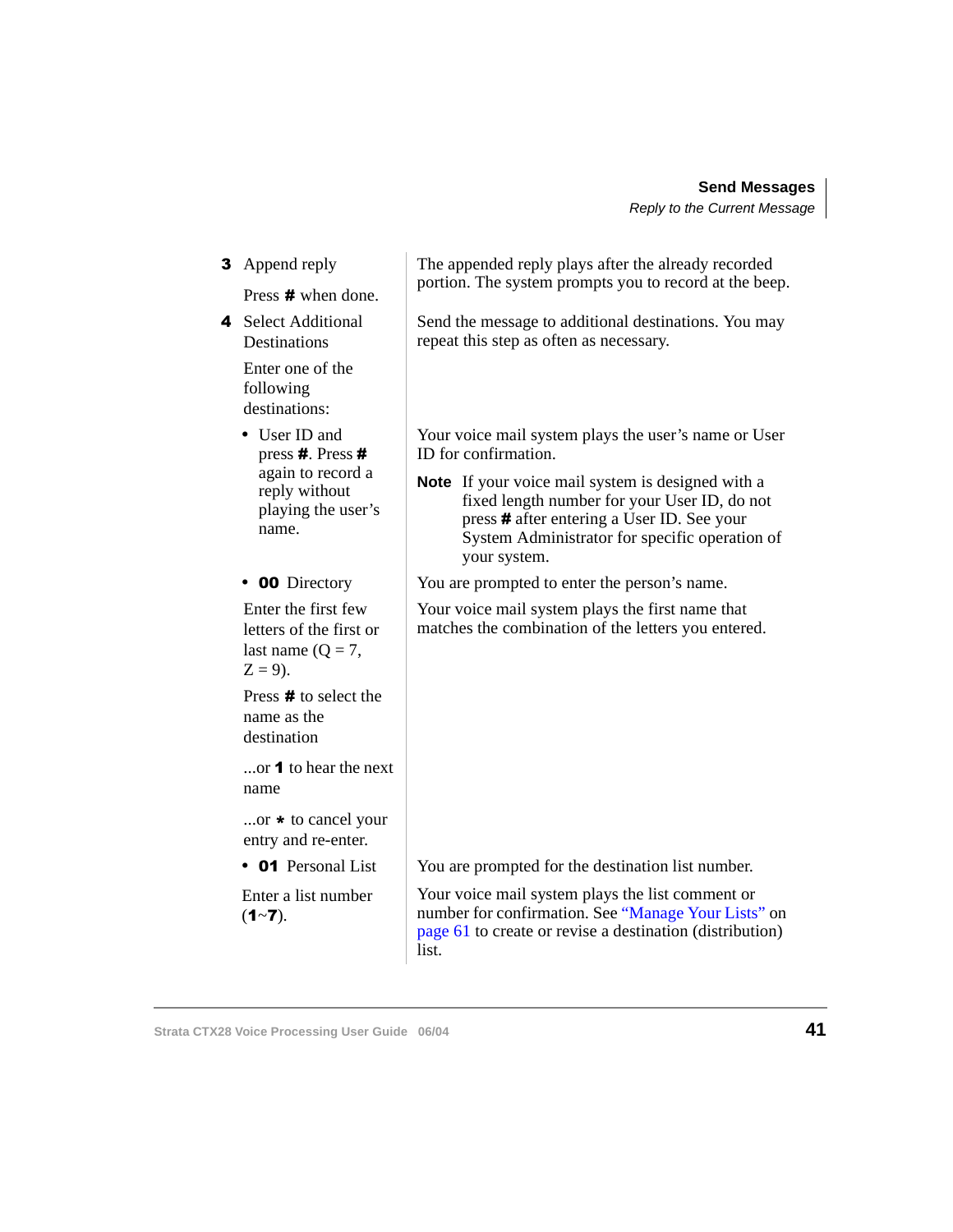| | |
|---|---|
| **3** Append reply<br><br>Press **#** when done. | The appended reply plays after the already recorded portion. The system prompts you to record at the beep. |
| **4** Select Additional Destinations<br><br>Enter one of the following destinations: | Send the message to additional destinations. You may repeat this step as often as necessary. |
| • User ID and press **#**. Press **#** again to record a reply without playing the user's name. | Your voice mail system plays the user's name or User ID for confirmation.<br><br>**Note** If your voice mail system is designed with a fixed length number for your User ID, do not press **#** after entering a User ID. See your System Administrator for specific operation of your system. |
| • **00** Directory | You are prompted to enter the person's name. |
| Enter the first few letters of the first or last name (Q = 7, Z = 9). | Your voice mail system plays the first name that matches the combination of the letters you entered. |
| Press **#** to select the name as the destination | |
| ...or **1** to hear the next name | |
| ...or **\*** to cancel your entry and re-enter. | |
| • **01** Personal List | You are prompted for the destination list number. |
| Enter a list number (**1**~**7**). | Your voice mail system plays the list comment or number for confirmation. See "Manage Your Lists" on page 61 to create or revise a destination (distribution) list. |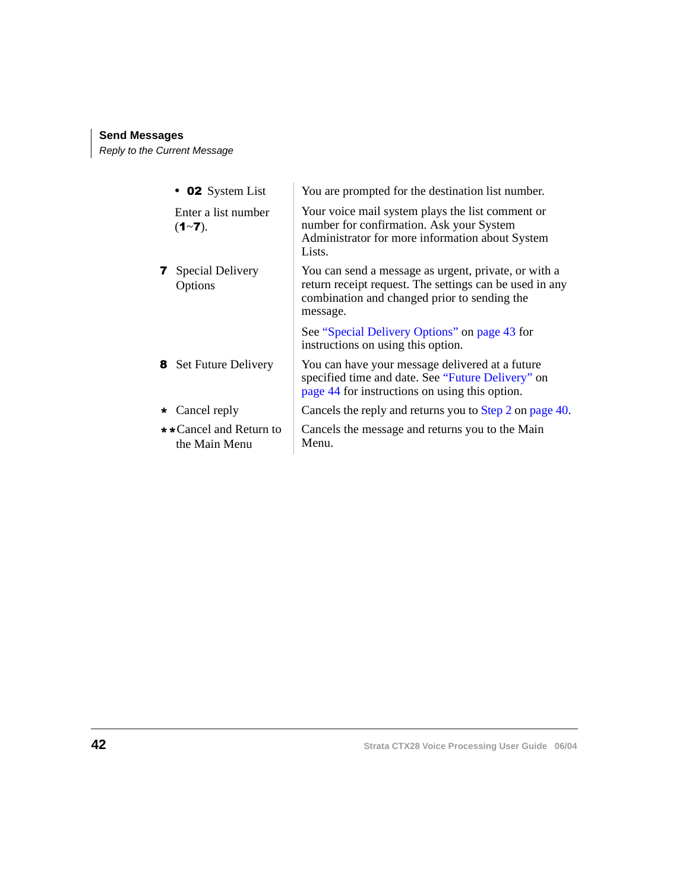**Send Messages**
*Reply to the Current Message*

| | |
|---|---|
| • **02** System List | You are prompted for the destination list number. |
| Enter a list number (**1**~**7**). | Your voice mail system plays the list comment or number for confirmation. Ask your System Administrator for more information about System Lists. |
| **7** Special Delivery Options | You can send a message as urgent, private, or with a return receipt request. The settings can be used in any combination and changed prior to sending the message.<br><br>See "Special Delivery Options" on page 43 for instructions on using this option. |
| **8** Set Future Delivery | You can have your message delivered at a future specified time and date. See "Future Delivery" on page 44 for instructions on using this option. |
| * Cancel reply | Cancels the reply and returns you to Step 2 on page 40. |
| ** Cancel and Return to the Main Menu | Cancels the message and returns you to the Main Menu. |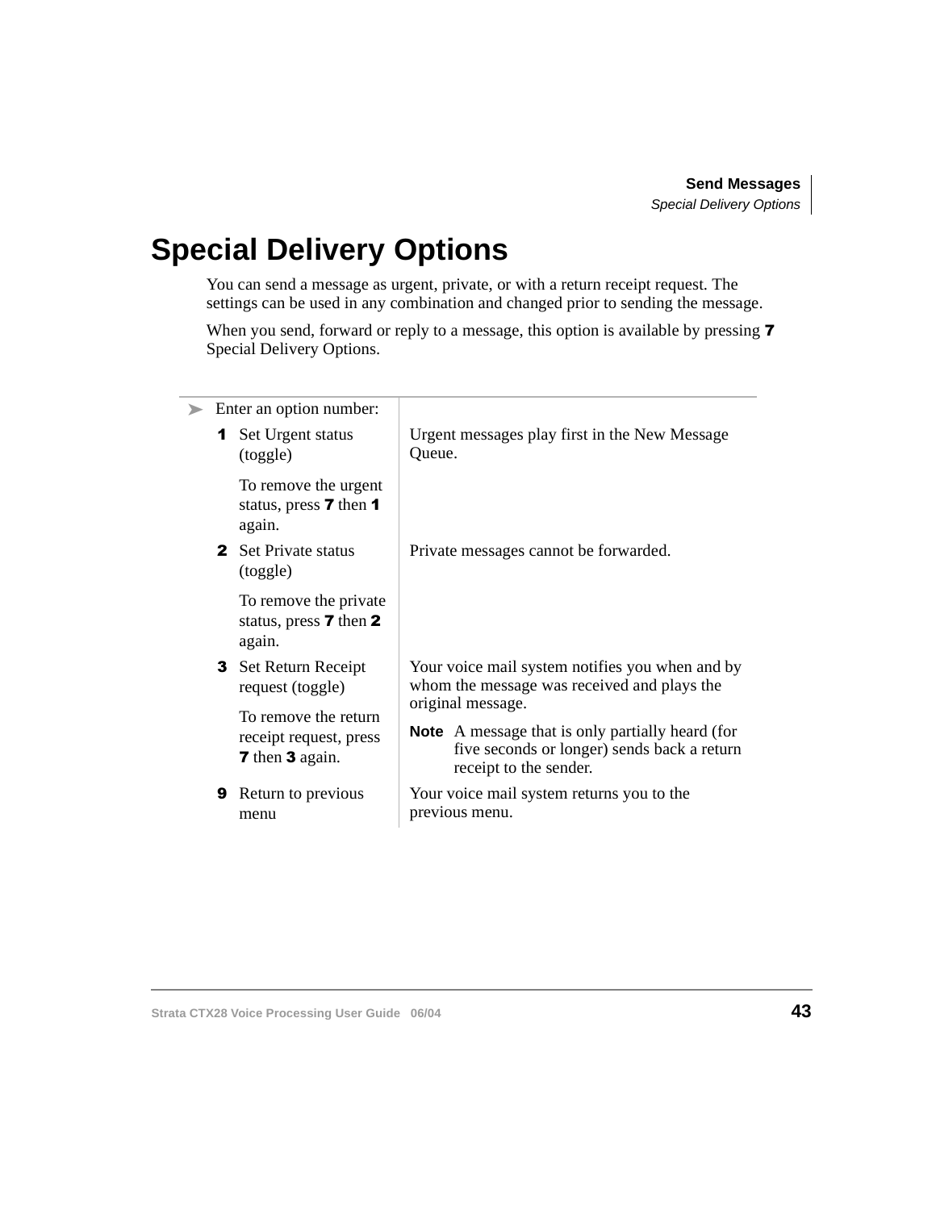# Special Delivery Options

You can send a message as urgent, private, or with a return receipt request. The settings can be used in any combination and changed prior to sending the message.

When you send, forward or reply to a message, this option is available by pressing **7** Special Delivery Options.

➤ Enter an option number:

| Option | Action | Result |
|---|---|---|
| **1** | Set Urgent status (toggle)<br><br>To remove the urgent status, press **7** then **1** again. | Urgent messages play first in the New Message Queue. |
| **2** | Set Private status (toggle)<br><br>To remove the private status, press **7** then **2** again. | Private messages cannot be forwarded. |
| **3** | Set Return Receipt request (toggle)<br><br>To remove the return receipt request, press **7** then **3** again. | Your voice mail system notifies you when and by whom the message was received and plays the original message.<br><br>**Note** A message that is only partially heard (for five seconds or longer) sends back a return receipt to the sender. |
| **9** | Return to previous menu | Your voice mail system returns you to the previous menu. |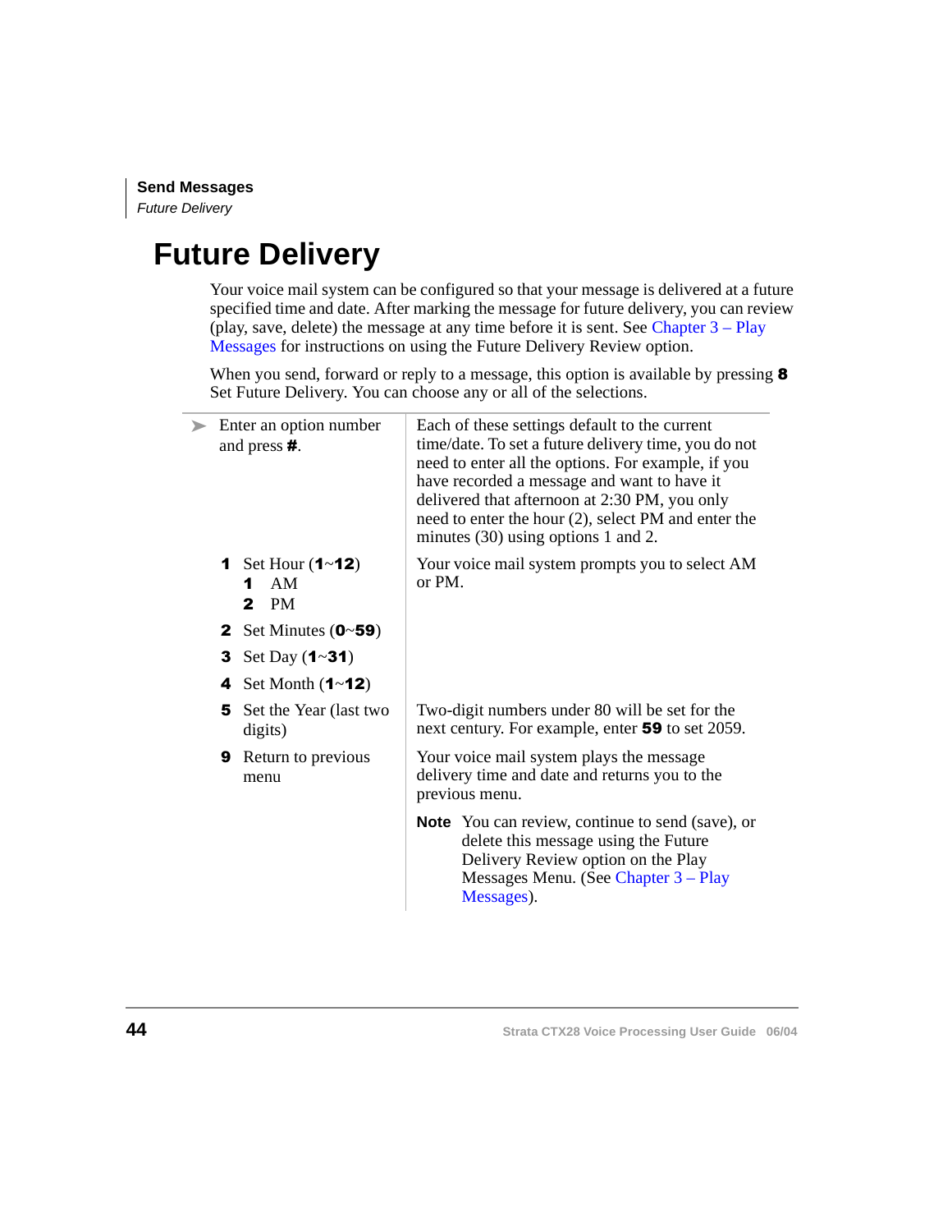# Future Delivery

Your voice mail system can be configured so that your message is delivered at a future specified time and date. After marking the message for future delivery, you can review (play, save, delete) the message at any time before it is sent. See Chapter 3 – Play Messages for instructions on using the Future Delivery Review option.

When you send, forward or reply to a message, this option is available by pressing **8** Set Future Delivery. You can choose any or all of the selections.

| | |
|---|---|
| ➤ Enter an option number and press **#**. | Each of these settings default to the current time/date. To set a future delivery time, you do not need to enter all the options. For example, if you have recorded a message and want to have it delivered that afternoon at 2:30 PM, you only need to enter the hour (2), select PM and enter the minutes (30) using options 1 and 2. |
| **1** Set Hour (**1**~**12**)<br>**1** AM<br>**2** PM | Your voice mail system prompts you to select AM or PM. |
| **2** Set Minutes (**0**~**59**) | |
| **3** Set Day (**1**~**31**) | |
| **4** Set Month (**1**~**12**) | |
| **5** Set the Year (last two digits) | Two-digit numbers under 80 will be set for the next century. For example, enter **59** to set 2059. |
| **9** Return to previous menu | Your voice mail system plays the message delivery time and date and returns you to the previous menu.<br><br>**Note** You can review, continue to send (save), or delete this message using the Future Delivery Review option on the Play Messages Menu. (See Chapter 3 – Play Messages). |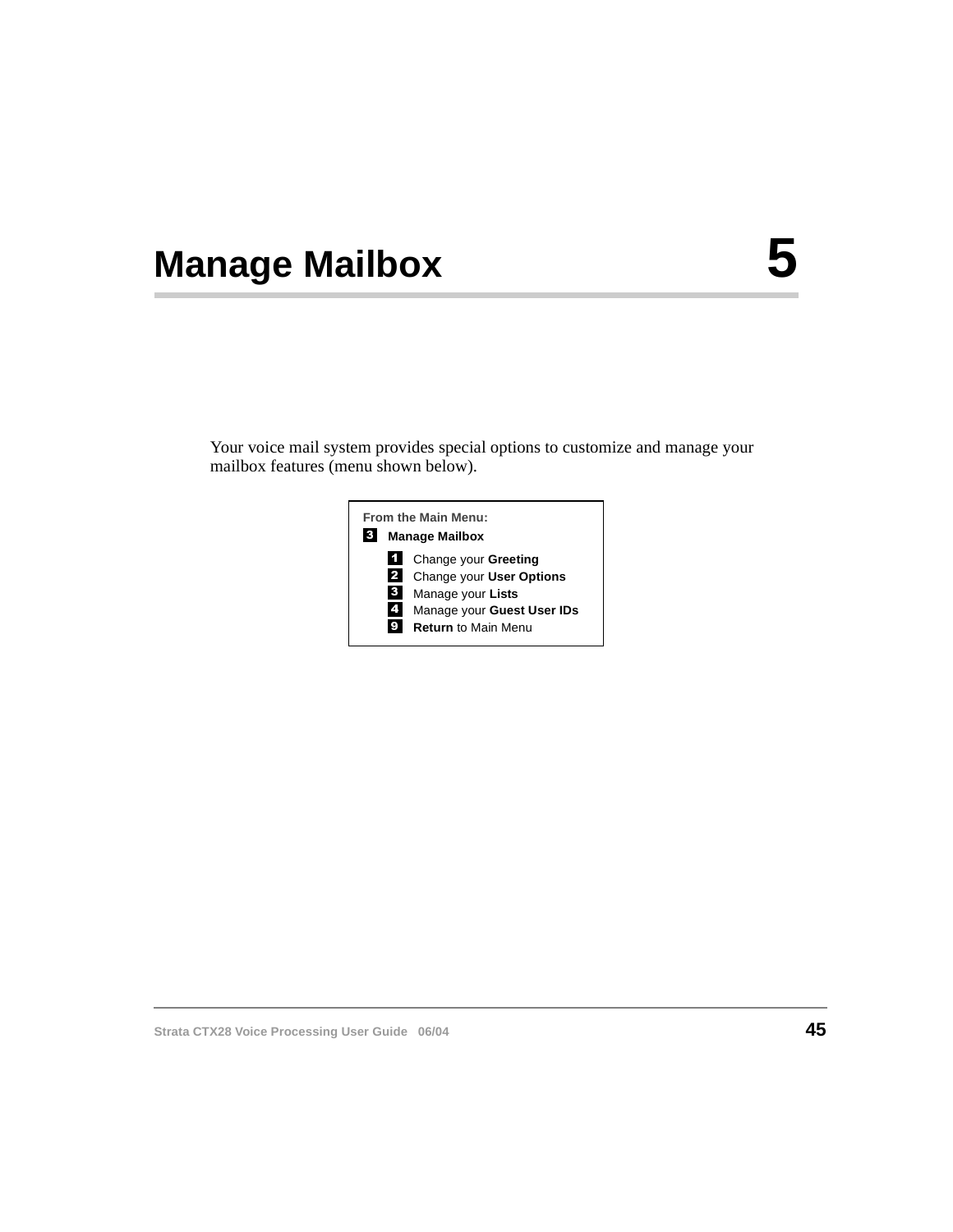# Manage Mailbox 5

Your voice mail system provides special options to customize and manage your mailbox features (menu shown below).

**From the Main Menu:**

**3** **Manage Mailbox**

- **1** Change your **Greeting**
- **2** Change your **User Options**
- **3** Manage your **Lists**
- **4** Manage your **Guest User IDs**
- **9** **Return** to Main Menu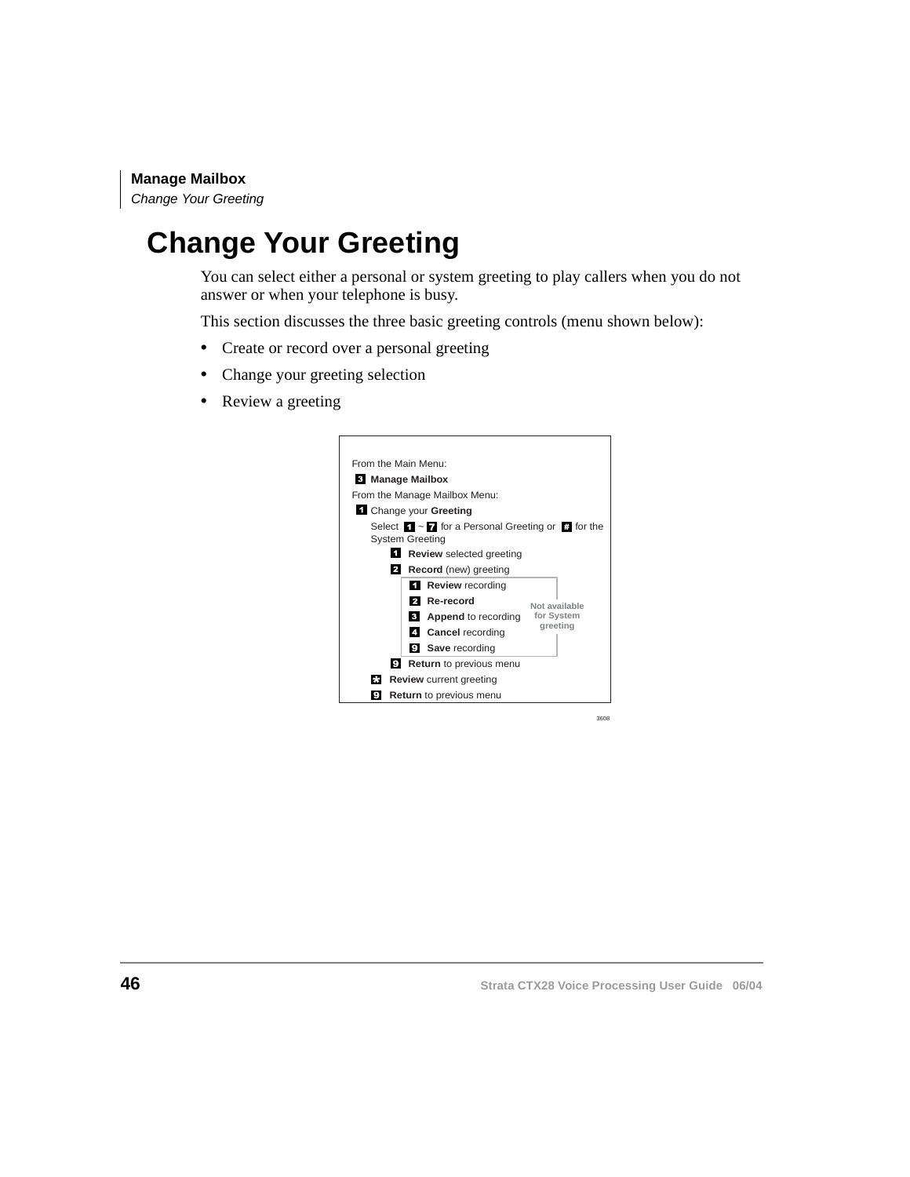# Change Your Greeting

You can select either a personal or system greeting to play callers when you do not answer or when your telephone is busy.

This section discusses the three basic greeting controls (menu shown below):

- Create or record over a personal greeting
- Change your greeting selection
- Review a greeting

From the Main Menu:

3 **Manage Mailbox**

From the Manage Mailbox Menu:

1 Change your **Greeting**

Select 1 ~ 7 for a Personal Greeting or # for the System Greeting

- 1 **Review** selected greeting
- 2 **Record** (new) greeting
  - 1 **Review** recording
  - 2 **Re-record**
  - 3 **Append** to recording
  - 4 **Cancel** recording
  - 9 **Save** recording

  (Not available for System greeting)
- 9 **Return** to previous menu

\* **Review** current greeting

9 **Return** to previous menu

3608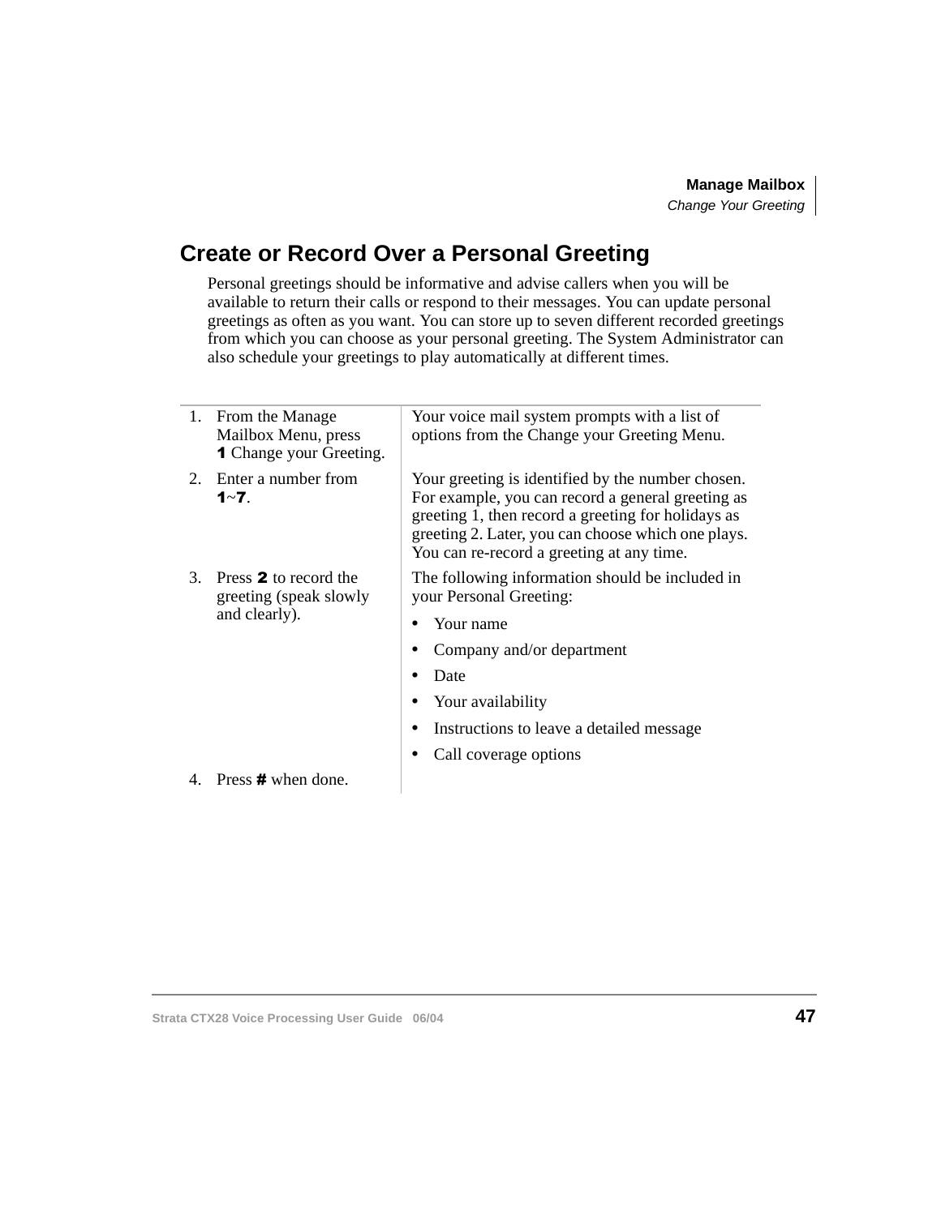## Create or Record Over a Personal Greeting

Personal greetings should be informative and advise callers when you will be available to return their calls or respond to their messages. You can update personal greetings as often as you want. You can store up to seven different recorded greetings from which you can choose as your personal greeting. The System Administrator can also schedule your greetings to play automatically at different times.

| Step | Description |
|---|---|
| 1. From the Manage Mailbox Menu, press **1** Change your Greeting. | Your voice mail system prompts with a list of options from the Change your Greeting Menu. |
| 2. Enter a number from **1**~**7**. | Your greeting is identified by the number chosen. For example, you can record a general greeting as greeting 1, then record a greeting for holidays as greeting 2. Later, you can choose which one plays. You can re-record a greeting at any time. |
| 3. Press **2** to record the greeting (speak slowly and clearly). | The following information should be included in your Personal Greeting:<br>• Your name<br>• Company and/or department<br>• Date<br>• Your availability<br>• Instructions to leave a detailed message<br>• Call coverage options |
| 4. Press **#** when done. | |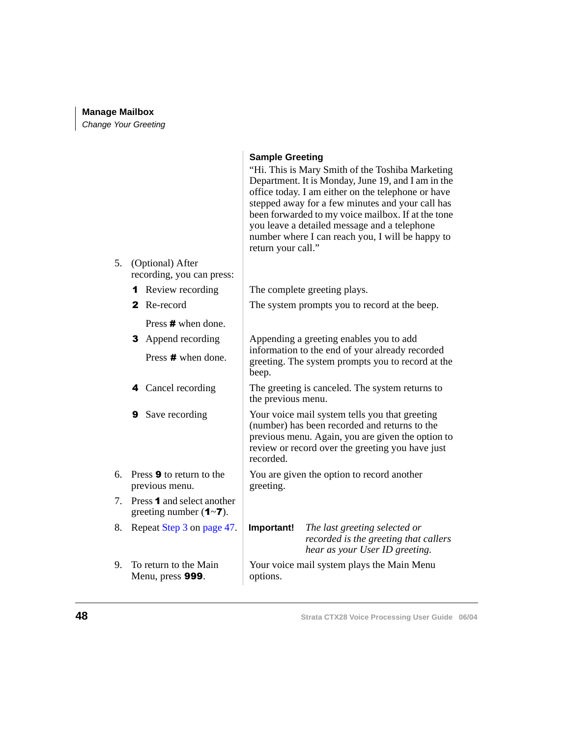**Sample Greeting**

"Hi. This is Mary Smith of the Toshiba Marketing Department. It is Monday, June 19, and I am in the office today. I am either on the telephone or have stepped away for a few minutes and your call has been forwarded to my voice mailbox. If at the tone you leave a detailed message and a telephone number where I can reach you, I will be happy to return your call."

5. (Optional) After recording, you can press:

   - **1** Review recording — The complete greeting plays.
   - **2** Re-record — The system prompts you to record at the beep.

     Press **#** when done.
   - **3** Append recording — Appending a greeting enables you to add information to the end of your already recorded greeting. The system prompts you to record at the beep.

     Press **#** when done.
   - **4** Cancel recording — The greeting is canceled. The system returns to the previous menu.
   - **9** Save recording — Your voice mail system tells you that greeting (number) has been recorded and returns to the previous menu. Again, you are given the option to review or record over the greeting you have just recorded.

6. Press **9** to return to the previous menu. — You are given the option to record another greeting.
7. Press **1** and select another greeting number (**1**~**7**).
8. Repeat Step 3 on page 47.

   **Important!** *The last greeting selected or recorded is the greeting that callers hear as your User ID greeting.*
9. To return to the Main Menu, press **999**. — Your voice mail system plays the Main Menu options.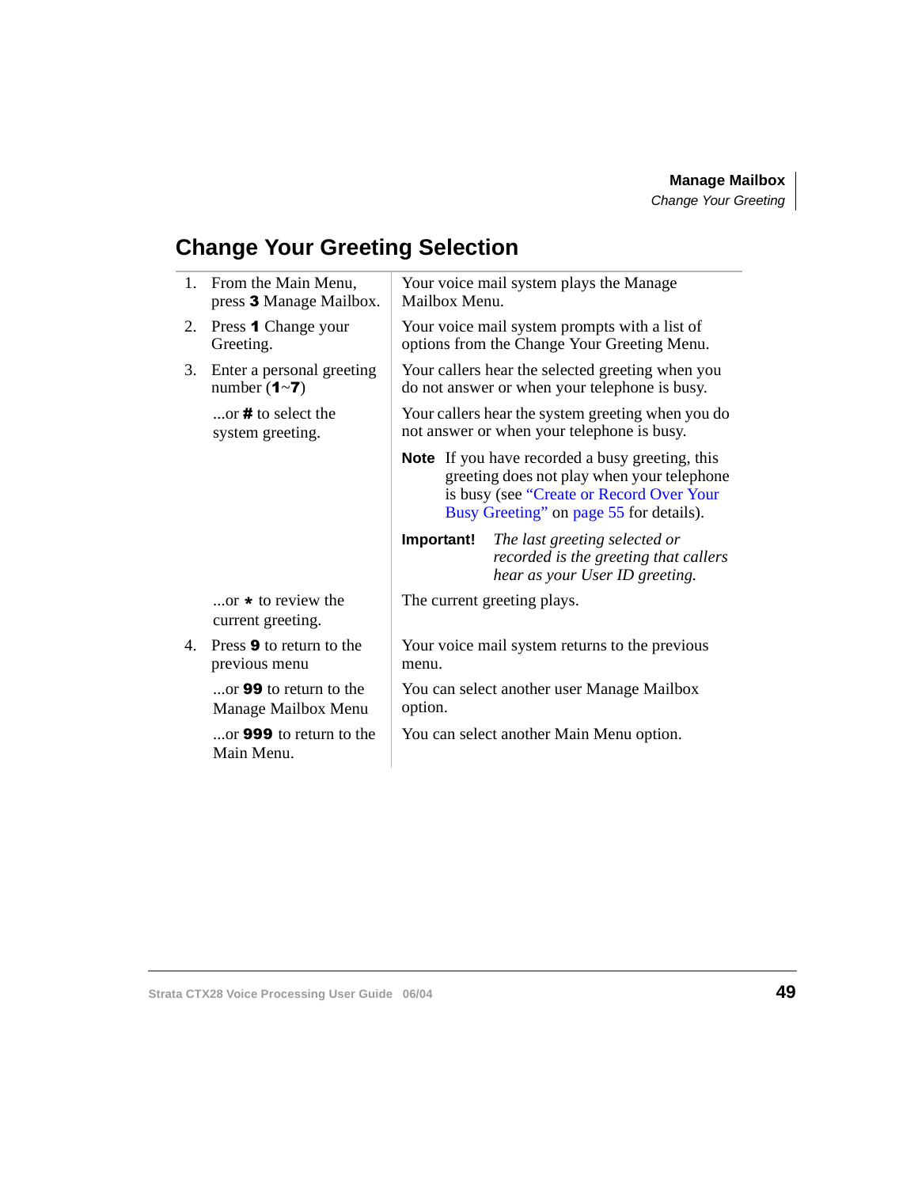# Change Your Greeting Selection

| | |
|---|---|
| 1. From the Main Menu, press **3** Manage Mailbox. | Your voice mail system plays the Manage Mailbox Menu. |
| 2. Press **1** Change your Greeting. | Your voice mail system prompts with a list of options from the Change Your Greeting Menu. |
| 3. Enter a personal greeting number (**1**~**7**) | Your callers hear the selected greeting when you do not answer or when your telephone is busy. |
| ...or **#** to select the system greeting. | Your callers hear the system greeting when you do not answer or when your telephone is busy.<br><br>**Note** If you have recorded a busy greeting, this greeting does not play when your telephone is busy (see "Create or Record Over Your Busy Greeting" on page 55 for details).<br><br>**Important!** *The last greeting selected or recorded is the greeting that callers hear as your User ID greeting.* |
| ...or **\*** to review the current greeting. | The current greeting plays. |
| 4. Press **9** to return to the previous menu | Your voice mail system returns to the previous menu. |
| ...or **99** to return to the Manage Mailbox Menu | You can select another user Manage Mailbox option. |
| ...or **999** to return to the Main Menu. | You can select another Main Menu option. |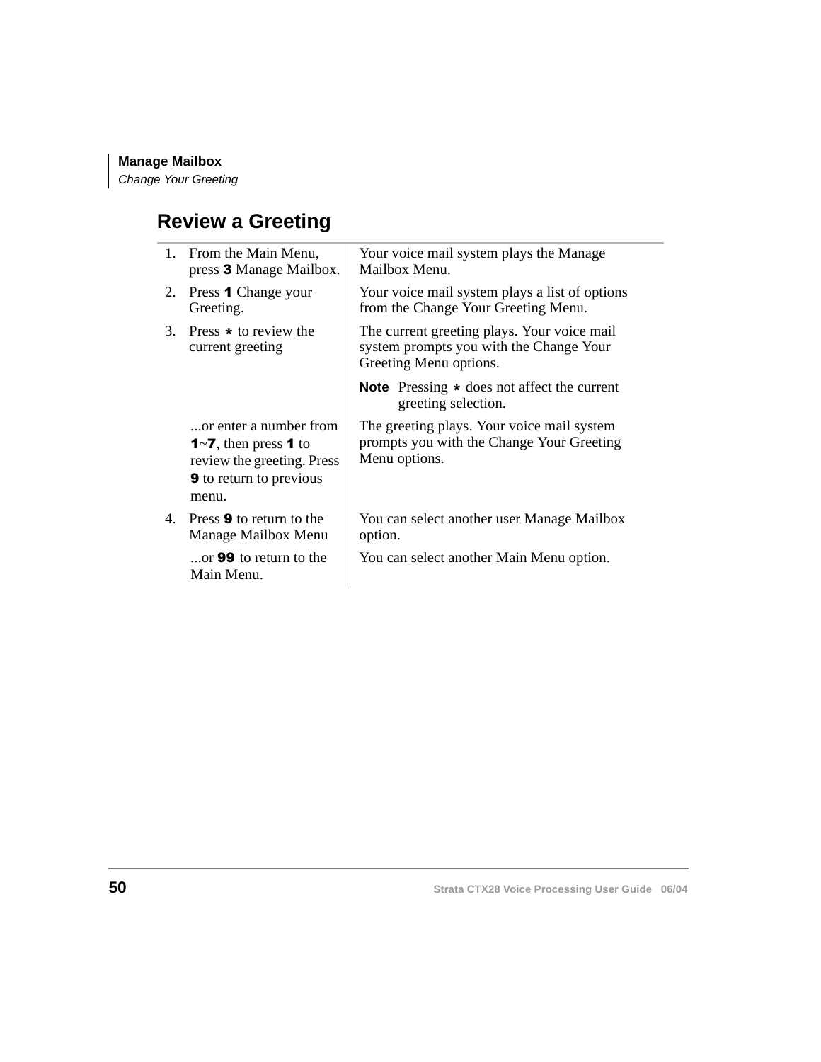## Review a Greeting

| Step | Action | Result |
|---|---|---|
| 1. | From the Main Menu, press **3** Manage Mailbox. | Your voice mail system plays the Manage Mailbox Menu. |
| 2. | Press **1** Change your Greeting. | Your voice mail system plays a list of options from the Change Your Greeting Menu. |
| 3. | Press * to review the current greeting | The current greeting plays. Your voice mail system prompts you with the Change Your Greeting Menu options. **Note** Pressing * does not affect the current greeting selection. |
| | ...or enter a number from **1**~**7**, then press **1** to review the greeting. Press **9** to return to previous menu. | The greeting plays. Your voice mail system prompts you with the Change Your Greeting Menu options. |
| 4. | Press **9** to return to the Manage Mailbox Menu | You can select another user Manage Mailbox option. |
| | ...or **99** to return to the Main Menu. | You can select another Main Menu option. |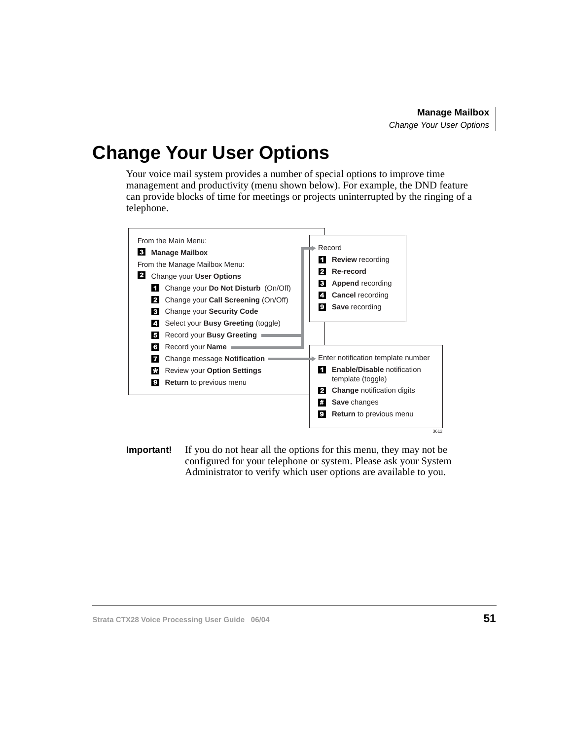# Change Your User Options

Your voice mail system provides a number of special options to improve time management and productivity (menu shown below). For example, the DND feature can provide blocks of time for meetings or projects uninterrupted by the ringing of a telephone.

From the Main Menu:

**3** **Manage Mailbox**

From the Manage Mailbox Menu:

**2** Change your **User Options**

- **1** Change your **Do Not Disturb** (On/Off)
- **2** Change your **Call Screening** (On/Off)
- **3** Change your **Security Code**
- **4** Select your **Busy Greeting** (toggle)
- **5** Record your **Busy Greeting** → Record
- **6** Record your **Name** → Record
- **7** Change message **Notification** → Enter notification template number
- **\*** Review your **Option Settings**
- **9** **Return** to previous menu

Record

- **1** **Review** recording
- **2** **Re-record**
- **3** **Append** recording
- **4** **Cancel** recording
- **9** **Save** recording

Enter notification template number

- **1** **Enable/Disable** notification template (toggle)
- **2** **Change** notification digits
- **#** **Save** changes
- **9** **Return** to previous menu

3612

**Important!** If you do not hear all the options for this menu, they may not be configured for your telephone or system. Please ask your System Administrator to verify which user options are available to you.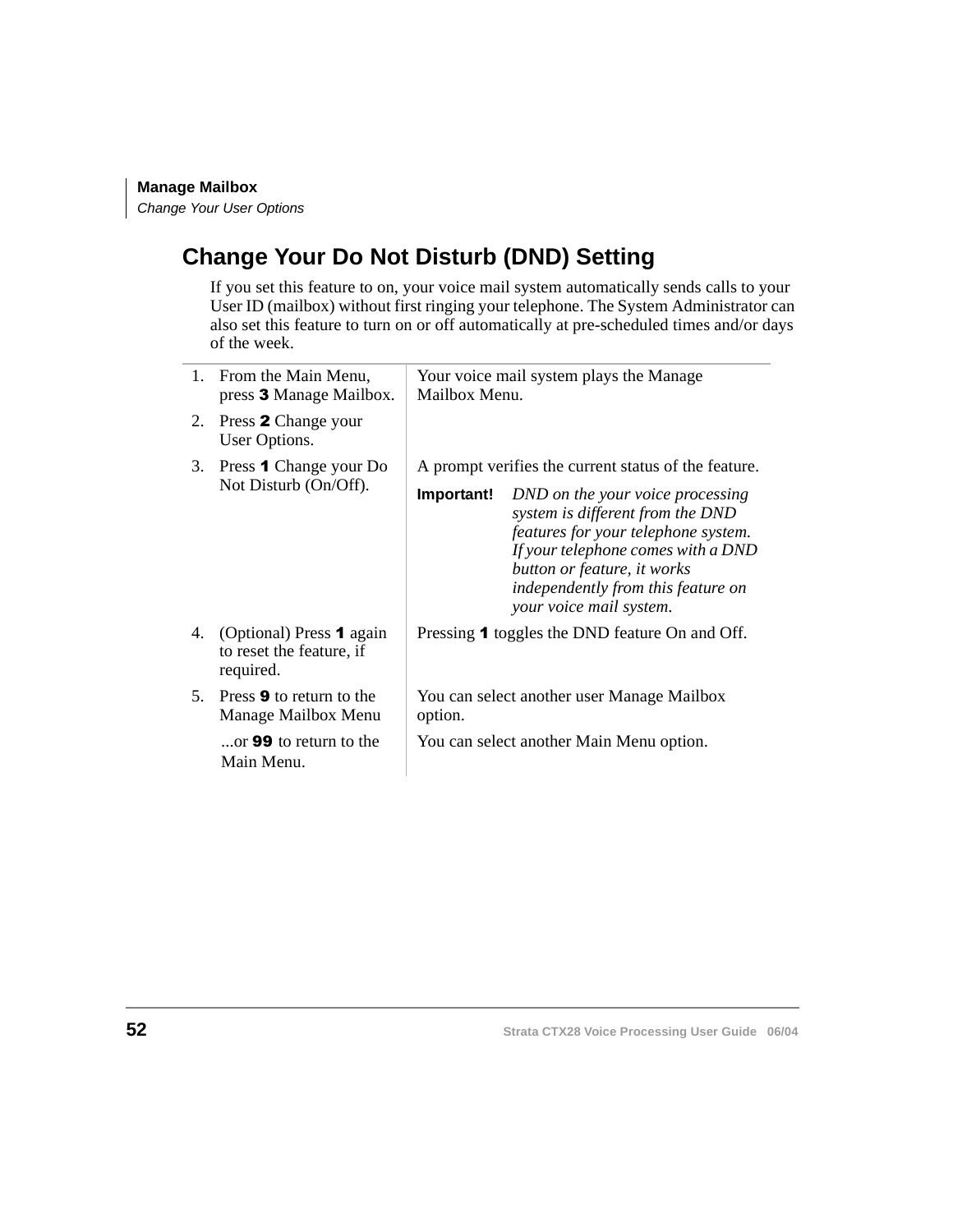## Change Your Do Not Disturb (DND) Setting

If you set this feature to on, your voice mail system automatically sends calls to your User ID (mailbox) without first ringing your telephone. The System Administrator can also set this feature to turn on or off automatically at pre-scheduled times and/or days of the week.

| Step | Result |
|---|---|
| 1. From the Main Menu, press **3** Manage Mailbox. | Your voice mail system plays the Manage Mailbox Menu. |
| 2. Press **2** Change your User Options. | |
| 3. Press **1** Change your Do Not Disturb (On/Off). | A prompt verifies the current status of the feature. **Important!** *DND on the your voice processing system is different from the DND features for your telephone system. If your telephone comes with a DND button or feature, it works independently from this feature on your voice mail system.* |
| 4. (Optional) Press **1** again to reset the feature, if required. | Pressing **1** toggles the DND feature On and Off. |
| 5. Press **9** to return to the Manage Mailbox Menu | You can select another user Manage Mailbox option. |
| ...or **99** to return to the Main Menu. | You can select another Main Menu option. |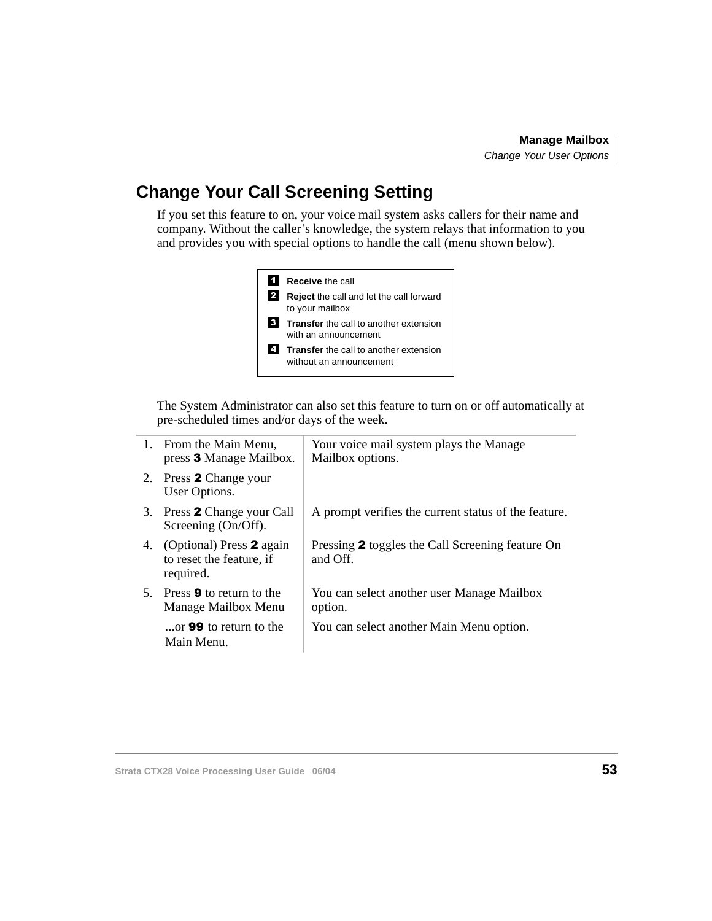## Change Your Call Screening Setting

If you set this feature to on, your voice mail system asks callers for their name and company. Without the caller's knowledge, the system relays that information to you and provides you with special options to handle the call (menu shown below).

| | |
|---|---|
| **1** | **Receive** the call |
| **2** | **Reject** the call and let the call forward to your mailbox |
| **3** | **Transfer** the call to another extension with an announcement |
| **4** | **Transfer** the call to another extension without an announcement |

The System Administrator can also set this feature to turn on or off automatically at pre-scheduled times and/or days of the week.

| Step | Result |
|---|---|
| 1. From the Main Menu, press **3** Manage Mailbox. | Your voice mail system plays the Manage Mailbox options. |
| 2. Press **2** Change your User Options. | |
| 3. Press **2** Change your Call Screening (On/Off). | A prompt verifies the current status of the feature. |
| 4. (Optional) Press **2** again to reset the feature, if required. | Pressing **2** toggles the Call Screening feature On and Off. |
| 5. Press **9** to return to the Manage Mailbox Menu | You can select another user Manage Mailbox option. |
| ...or **99** to return to the Main Menu. | You can select another Main Menu option. |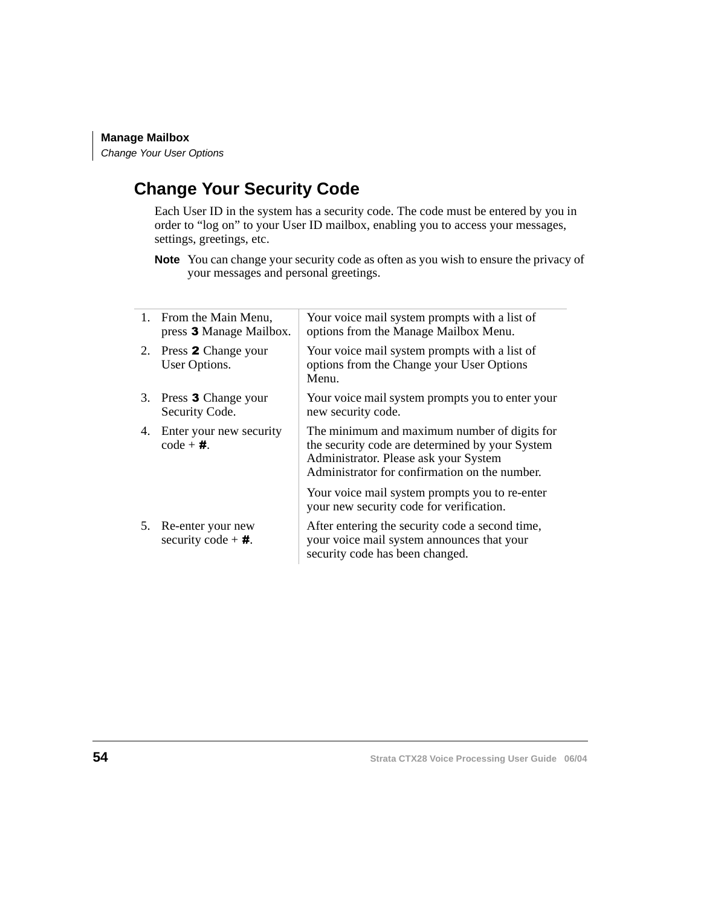## Change Your Security Code

Each User ID in the system has a security code. The code must be entered by you in order to "log on" to your User ID mailbox, enabling you to access your messages, settings, greetings, etc.

**Note** You can change your security code as often as you wish to ensure the privacy of your messages and personal greetings.

| Step | Action | Result |
|---|---|---|
| 1. | From the Main Menu, press **3** Manage Mailbox. | Your voice mail system prompts with a list of options from the Manage Mailbox Menu. |
| 2. | Press **2** Change your User Options. | Your voice mail system prompts with a list of options from the Change your User Options Menu. |
| 3. | Press **3** Change your Security Code. | Your voice mail system prompts you to enter your new security code. |
| 4. | Enter your new security code + **#**. | The minimum and maximum number of digits for the security code are determined by your System Administrator. Please ask your System Administrator for confirmation on the number.<br><br>Your voice mail system prompts you to re-enter your new security code for verification. |
| 5. | Re-enter your new security code + **#**. | After entering the security code a second time, your voice mail system announces that your security code has been changed. |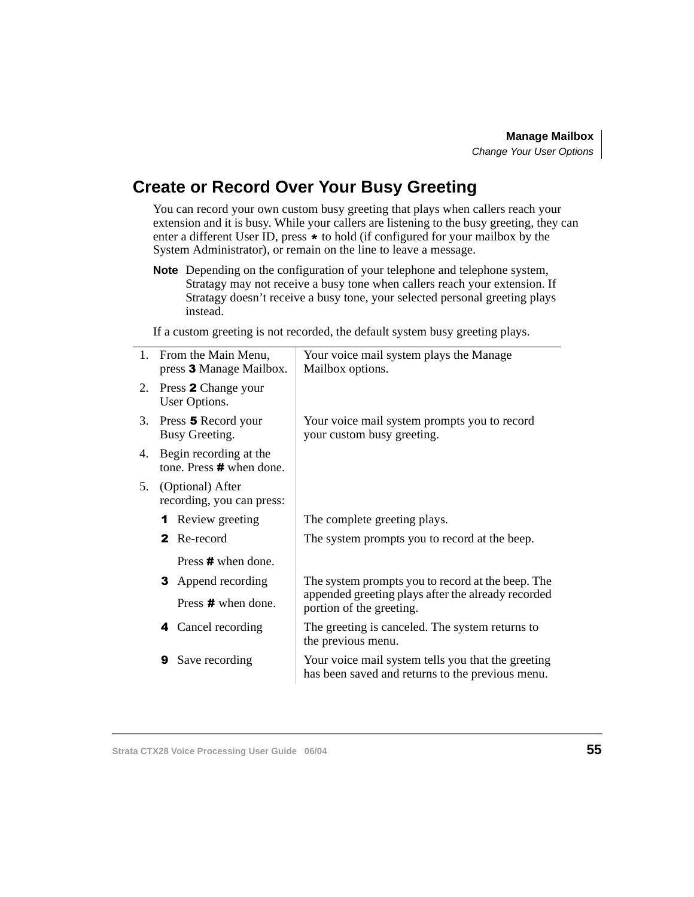## Create or Record Over Your Busy Greeting

You can record your own custom busy greeting that plays when callers reach your extension and it is busy. While your callers are listening to the busy greeting, they can enter a different User ID, press * to hold (if configured for your mailbox by the System Administrator), or remain on the line to leave a message.

**Note** Depending on the configuration of your telephone and telephone system, Stratagy may not receive a busy tone when callers reach your extension. If Stratagy doesn't receive a busy tone, your selected personal greeting plays instead.

If a custom greeting is not recorded, the default system busy greeting plays.

| Step | Action | Result |
|---|---|---|
| 1. | From the Main Menu, press **3** Manage Mailbox. | Your voice mail system plays the Manage Mailbox options. |
| 2. | Press **2** Change your User Options. | |
| 3. | Press **5** Record your Busy Greeting. | Your voice mail system prompts you to record your custom busy greeting. |
| 4. | Begin recording at the tone. Press **#** when done. | |
| 5. | (Optional) After recording, you can press: | |
| | **1** Review greeting | The complete greeting plays. |
| | **2** Re-record<br>Press **#** when done. | The system prompts you to record at the beep. |
| | **3** Append recording<br>Press **#** when done. | The system prompts you to record at the beep. The appended greeting plays after the already recorded portion of the greeting. |
| | **4** Cancel recording | The greeting is canceled. The system returns to the previous menu. |
| | **9** Save recording | Your voice mail system tells you that the greeting has been saved and returns to the previous menu. |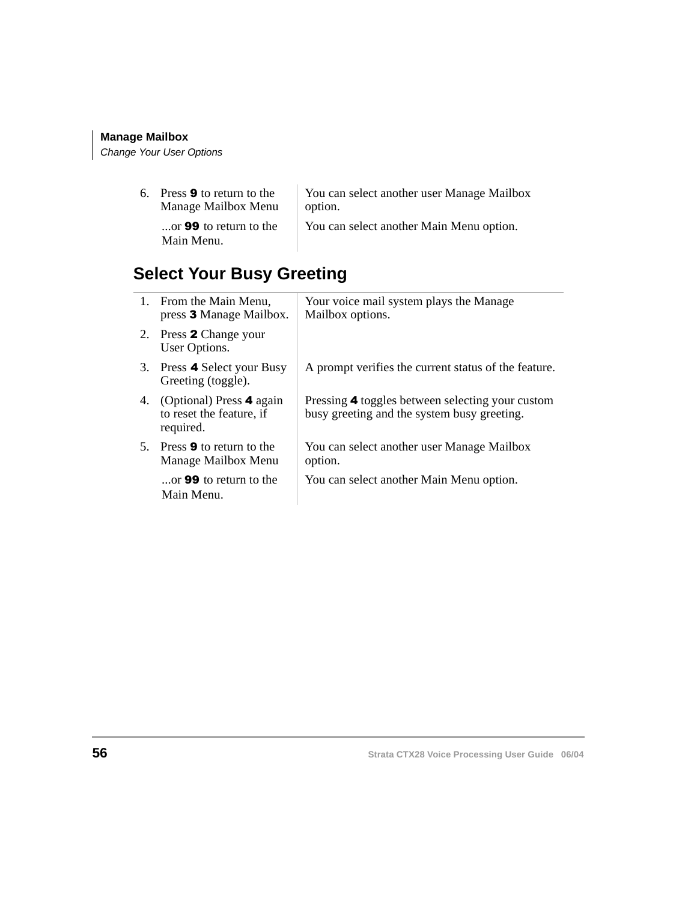| | |
|---|---|
| 6. Press **9** to return to the Manage Mailbox Menu | You can select another user Manage Mailbox option. |
| ...or **99** to return to the Main Menu. | You can select another Main Menu option. |

## Select Your Busy Greeting

| | |
|---|---|
| 1. From the Main Menu, press **3** Manage Mailbox. | Your voice mail system plays the Manage Mailbox options. |
| 2. Press **2** Change your User Options. | |
| 3. Press **4** Select your Busy Greeting (toggle). | A prompt verifies the current status of the feature. |
| 4. (Optional) Press **4** again to reset the feature, if required. | Pressing **4** toggles between selecting your custom busy greeting and the system busy greeting. |
| 5. Press **9** to return to the Manage Mailbox Menu | You can select another user Manage Mailbox option. |
| ...or **99** to return to the Main Menu. | You can select another Main Menu option. |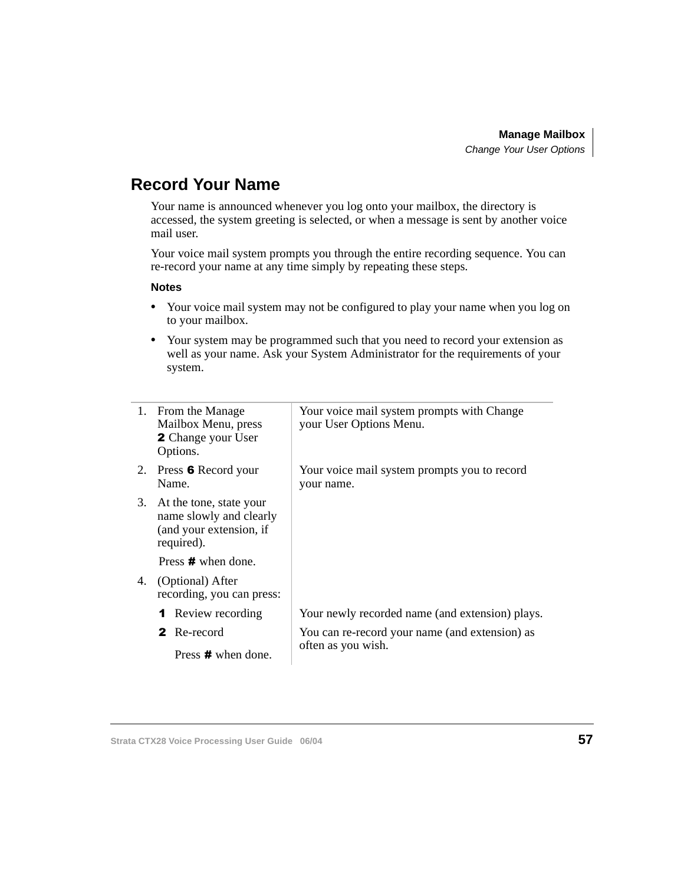## Record Your Name

Your name is announced whenever you log onto your mailbox, the directory is accessed, the system greeting is selected, or when a message is sent by another voice mail user.

Your voice mail system prompts you through the entire recording sequence. You can re-record your name at any time simply by repeating these steps.

**Notes**

- Your voice mail system may not be configured to play your name when you log on to your mailbox.
- Your system may be programmed such that you need to record your extension as well as your name. Ask your System Administrator for the requirements of your system.

| Step | Action | Result |
|---|---|---|
| 1. | From the Manage Mailbox Menu, press **2** Change your User Options. | Your voice mail system prompts with Change your User Options Menu. |
| 2. | Press **6** Record your Name. | Your voice mail system prompts you to record your name. |
| 3. | At the tone, state your name slowly and clearly (and your extension, if required). Press **#** when done. | |
| 4. | (Optional) After recording, you can press: | |
| | **1** Review recording | Your newly recorded name (and extension) plays. |
| | **2** Re-record. Press **#** when done. | You can re-record your name (and extension) as often as you wish. |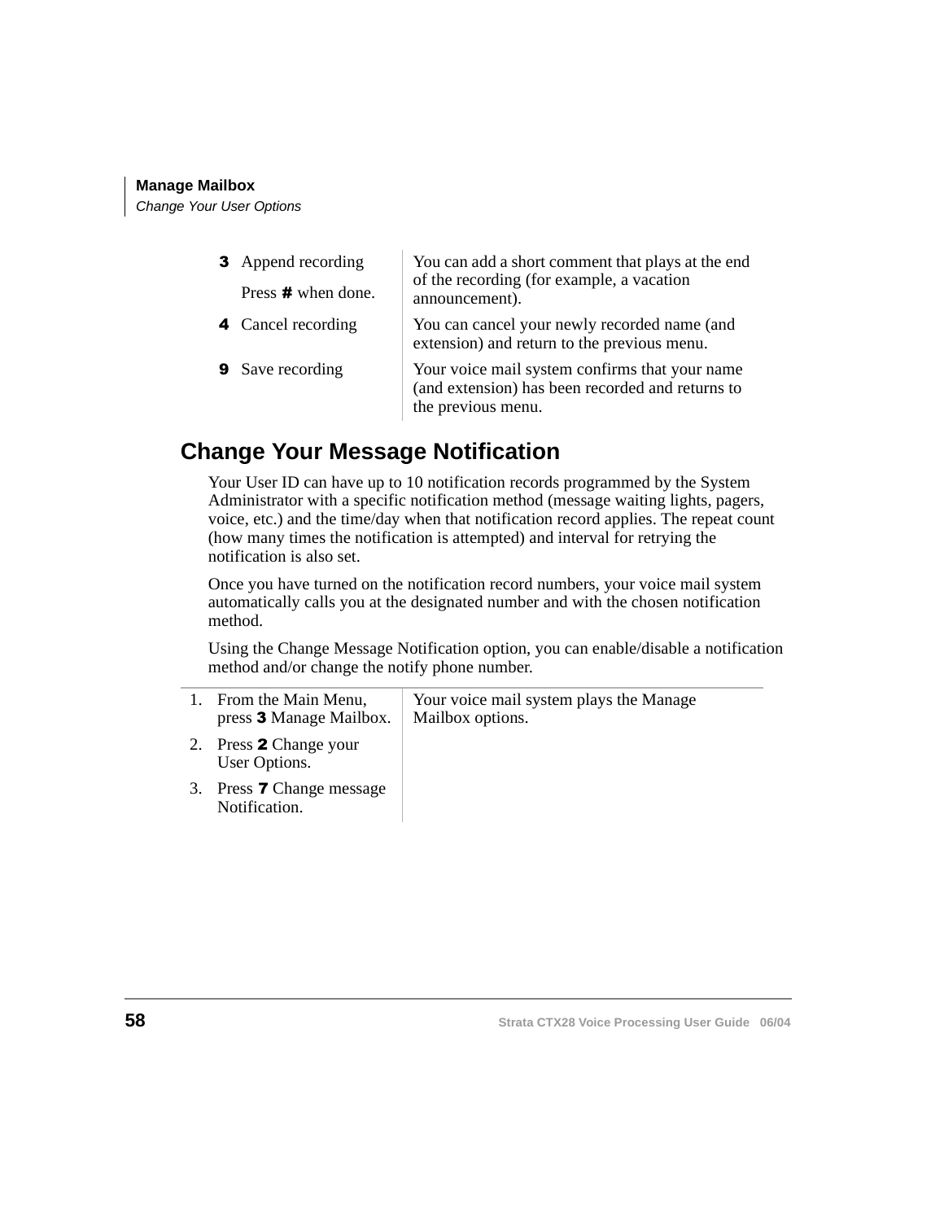| | |
|---|---|
| **3** Append recording<br><br>Press **#** when done. | You can add a short comment that plays at the end of the recording (for example, a vacation announcement). |
| **4** Cancel recording | You can cancel your newly recorded name (and extension) and return to the previous menu. |
| **9** Save recording | Your voice mail system confirms that your name (and extension) has been recorded and returns to the previous menu. |

## Change Your Message Notification

Your User ID can have up to 10 notification records programmed by the System Administrator with a specific notification method (message waiting lights, pagers, voice, etc.) and the time/day when that notification record applies. The repeat count (how many times the notification is attempted) and interval for retrying the notification is also set.

Once you have turned on the notification record numbers, your voice mail system automatically calls you at the designated number and with the chosen notification method.

Using the Change Message Notification option, you can enable/disable a notification method and/or change the notify phone number.

| | |
|---|---|
| 1. From the Main Menu, press **3** Manage Mailbox.<br>2. Press **2** Change your User Options.<br>3. Press **7** Change message Notification. | Your voice mail system plays the Manage Mailbox options. |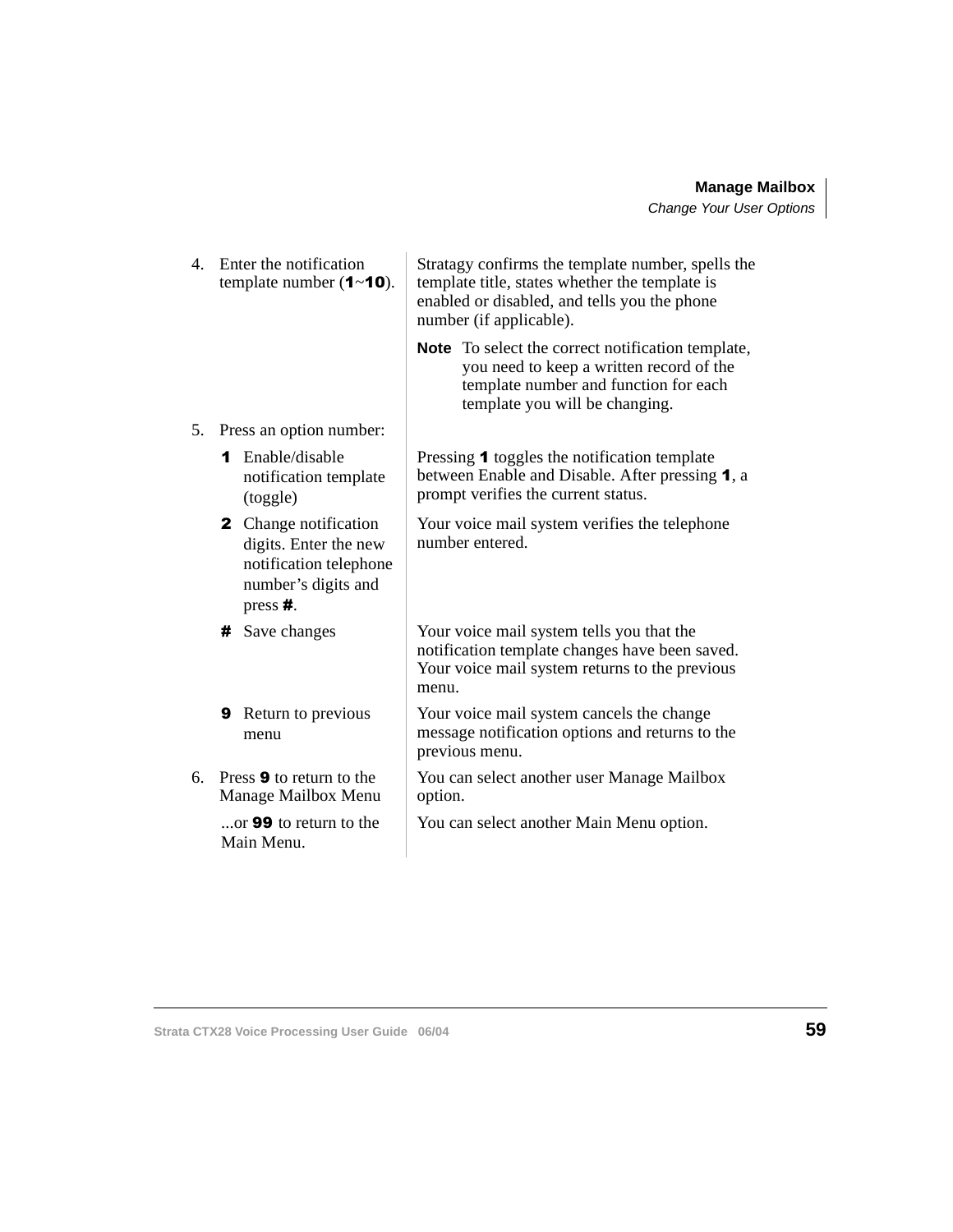| | |
|---|---|
| 4. Enter the notification template number (**1**~**10**). | Stratagy confirms the template number, spells the template title, states whether the template is enabled or disabled, and tells you the phone number (if applicable).<br><br>**Note** To select the correct notification template, you need to keep a written record of the template number and function for each template you will be changing. |
| 5. Press an option number: | |
| **1** Enable/disable notification template (toggle) | Pressing **1** toggles the notification template between Enable and Disable. After pressing **1**, a prompt verifies the current status. |
| **2** Change notification digits. Enter the new notification telephone number's digits and press **#**. | Your voice mail system verifies the telephone number entered. |
| **#** Save changes | Your voice mail system tells you that the notification template changes have been saved. Your voice mail system returns to the previous menu. |
| **9** Return to previous menu | Your voice mail system cancels the change message notification options and returns to the previous menu. |
| 6. Press **9** to return to the Manage Mailbox Menu | You can select another user Manage Mailbox option. |
| ...or **99** to return to the Main Menu. | You can select another Main Menu option. |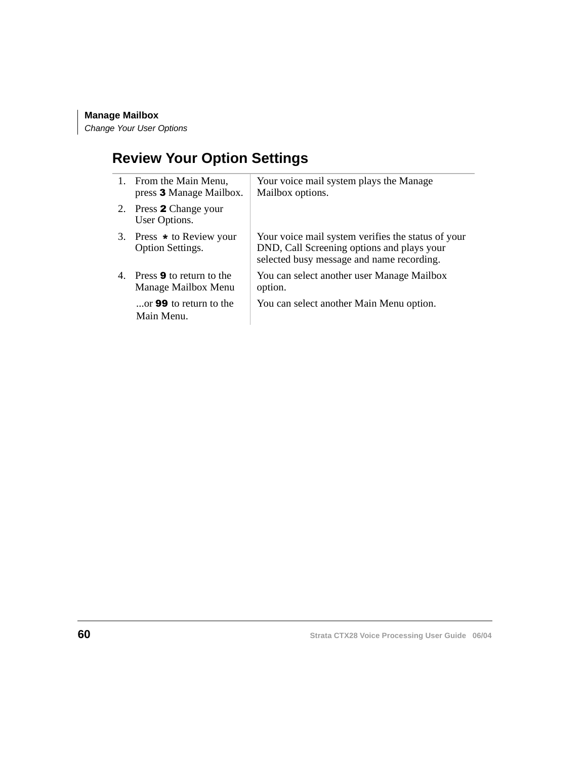# Review Your Option Settings

| | |
|---|---|
| 1. From the Main Menu, press **3** Manage Mailbox. | Your voice mail system plays the Manage Mailbox options. |
| 2. Press **2** Change your User Options. | |
| 3. Press **\*** to Review your Option Settings. | Your voice mail system verifies the status of your DND, Call Screening options and plays your selected busy message and name recording. |
| 4. Press **9** to return to the Manage Mailbox Menu | You can select another user Manage Mailbox option. |
| ...or **99** to return to the Main Menu. | You can select another Main Menu option. |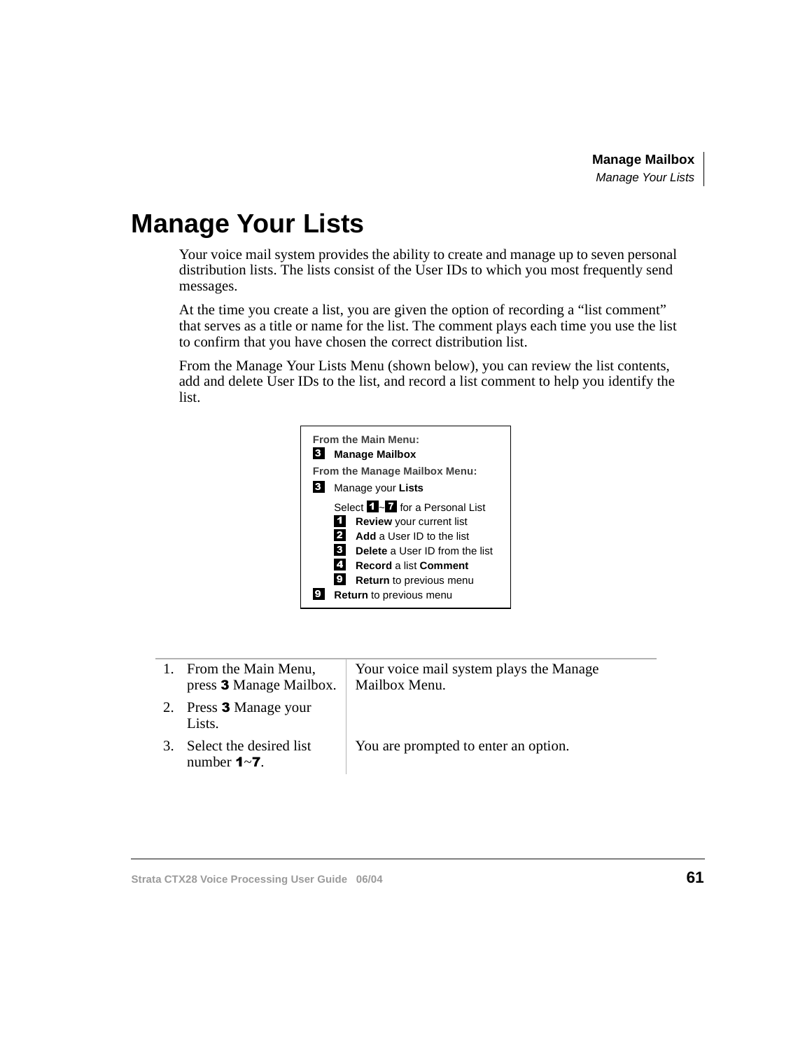# Manage Your Lists

Your voice mail system provides the ability to create and manage up to seven personal distribution lists. The lists consist of the User IDs to which you most frequently send messages.

At the time you create a list, you are given the option of recording a “list comment” that serves as a title or name for the list. The comment plays each time you use the list to confirm that you have chosen the correct distribution list.

From the Manage Your Lists Menu (shown below), you can review the list contents, add and delete User IDs to the list, and record a list comment to help you identify the list.

**From the Main Menu:**
- **3** **Manage Mailbox**

**From the Manage Mailbox Menu:**
- **3** Manage your **Lists**
  - Select **1**~**7** for a Personal List
    - **1** **Review** your current list
    - **2** **Add** a User ID to the list
    - **3** **Delete** a User ID from the list
    - **4** **Record** a list **Comment**
    - **9** **Return** to previous menu
- **9** **Return** to previous menu

| Step | Result |
|---|---|
| 1. From the Main Menu, press **3** Manage Mailbox. | Your voice mail system plays the Manage Mailbox Menu. |
| 2. Press **3** Manage your Lists. | |
| 3. Select the desired list number **1**~**7**. | You are prompted to enter an option. |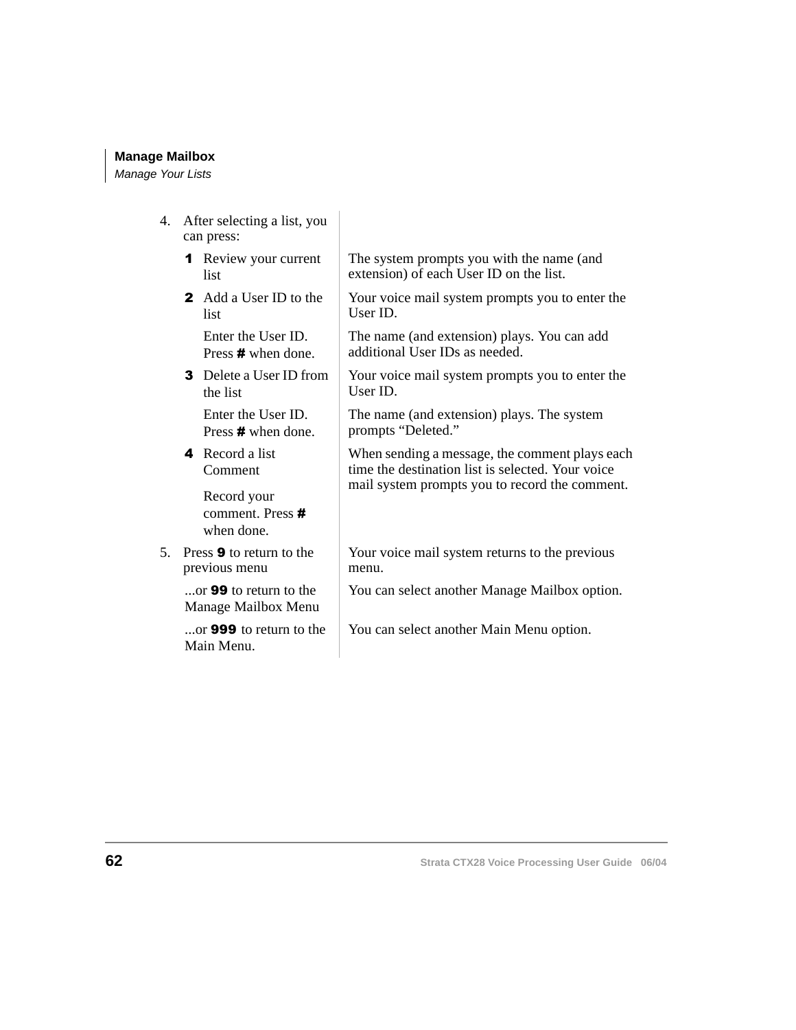4. After selecting a list, you can press:

| | |
|---|---|
| **1** Review your current list | The system prompts you with the name (and extension) of each User ID on the list. |
| **2** Add a User ID to the list | Your voice mail system prompts you to enter the User ID. |
| Enter the User ID. Press **#** when done. | The name (and extension) plays. You can add additional User IDs as needed. |
| **3** Delete a User ID from the list | Your voice mail system prompts you to enter the User ID. |
| Enter the User ID. Press **#** when done. | The name (and extension) plays. The system prompts “Deleted.” |
| **4** Record a list Comment | When sending a message, the comment plays each time the destination list is selected. Your voice mail system prompts you to record the comment. |
| Record your comment. Press **#** when done. | |

5. Press **9** to return to the previous menu — Your voice mail system returns to the previous menu.

   ...or **99** to return to the Manage Mailbox Menu — You can select another Manage Mailbox option.

   ...or **999** to return to the Main Menu. — You can select another Main Menu option.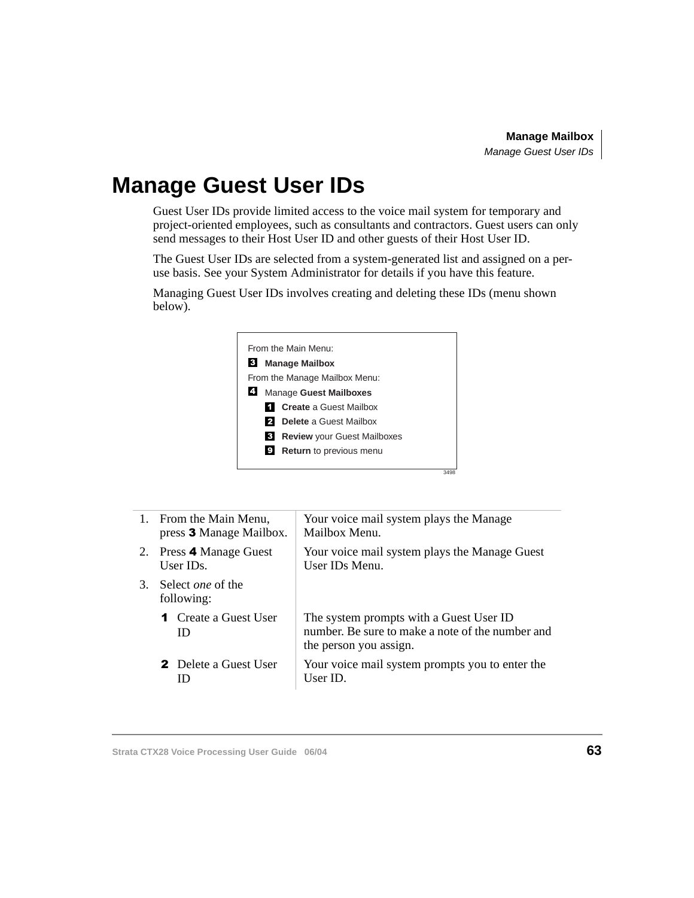# Manage Guest User IDs

Guest User IDs provide limited access to the voice mail system for temporary and project-oriented employees, such as consultants and contractors. Guest users can only send messages to their Host User ID and other guests of their Host User ID.

The Guest User IDs are selected from a system-generated list and assigned on a per-use basis. See your System Administrator for details if you have this feature.

Managing Guest User IDs involves creating and deleting these IDs (menu shown below).

From the Main Menu:

**3** **Manage Mailbox**

From the Manage Mailbox Menu:

**4** Manage **Guest Mailboxes**

- **1** **Create** a Guest Mailbox
- **2** **Delete** a Guest Mailbox
- **3** **Review** your Guest Mailboxes
- **9** **Return** to previous menu

3498

| | |
|---|---|
| 1. From the Main Menu, press **3** Manage Mailbox. | Your voice mail system plays the Manage Mailbox Menu. |
| 2. Press **4** Manage Guest User IDs. | Your voice mail system plays the Manage Guest User IDs Menu. |
| 3. Select *one* of the following: | |
| **1** Create a Guest User ID | The system prompts with a Guest User ID number. Be sure to make a note of the number and the person you assign. |
| **2** Delete a Guest User ID | Your voice mail system prompts you to enter the User ID. |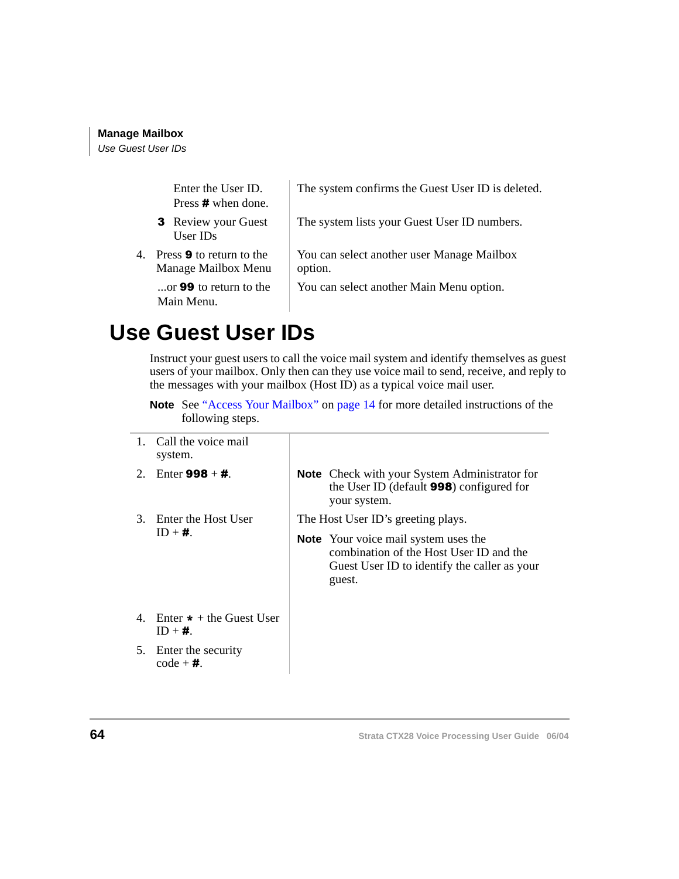| | |
|---|---|
| Enter the User ID. Press **#** when done. | The system confirms the Guest User ID is deleted. |
| **3** Review your Guest User IDs | The system lists your Guest User ID numbers. |
| 4. Press **9** to return to the Manage Mailbox Menu | You can select another user Manage Mailbox option. |
| ...or **99** to return to the Main Menu. | You can select another Main Menu option. |

# Use Guest User IDs

Instruct your guest users to call the voice mail system and identify themselves as guest users of your mailbox. Only then can they use voice mail to send, receive, and reply to the messages with your mailbox (Host ID) as a typical voice mail user.

**Note** See "Access Your Mailbox" on page 14 for more detailed instructions of the following steps.

| | |
|---|---|
| 1. Call the voice mail system. | |
| 2. Enter **998** + **#**. | **Note** Check with your System Administrator for the User ID (default **998**) configured for your system. |
| 3. Enter the Host User ID + **#**. | The Host User ID's greeting plays. **Note** Your voice mail system uses the combination of the Host User ID and the Guest User ID to identify the caller as your guest. |
| 4. Enter * + the Guest User ID + **#**. | |
| 5. Enter the security code + **#**. | |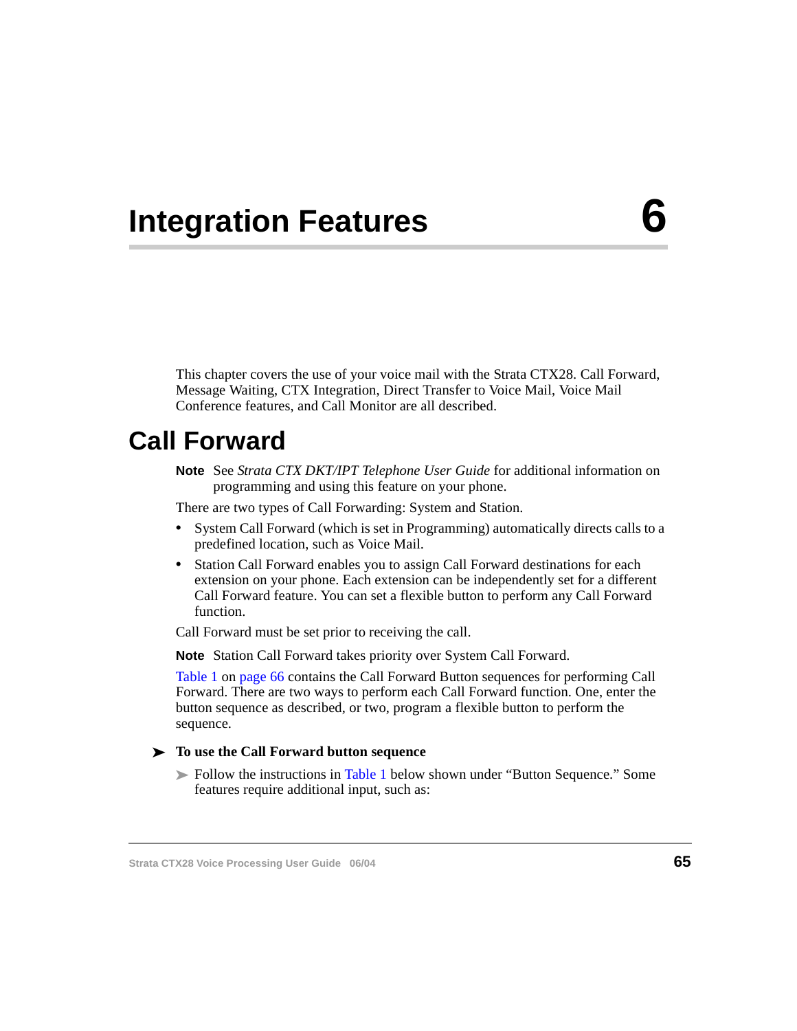# Integration Features 6

This chapter covers the use of your voice mail with the Strata CTX28. Call Forward, Message Waiting, CTX Integration, Direct Transfer to Voice Mail, Voice Mail Conference features, and Call Monitor are all described.

## Call Forward

**Note** See *Strata CTX DKT/IPT Telephone User Guide* for additional information on programming and using this feature on your phone.

There are two types of Call Forwarding: System and Station.

- System Call Forward (which is set in Programming) automatically directs calls to a predefined location, such as Voice Mail.
- Station Call Forward enables you to assign Call Forward destinations for each extension on your phone. Each extension can be independently set for a different Call Forward feature. You can set a flexible button to perform any Call Forward function.

Call Forward must be set prior to receiving the call.

**Note** Station Call Forward takes priority over System Call Forward.

Table 1 on page 66 contains the Call Forward Button sequences for performing Call Forward. There are two ways to perform each Call Forward function. One, enter the button sequence as described, or two, program a flexible button to perform the sequence.

➤ **To use the Call Forward button sequence**

➤ Follow the instructions in Table 1 below shown under "Button Sequence." Some features require additional input, such as: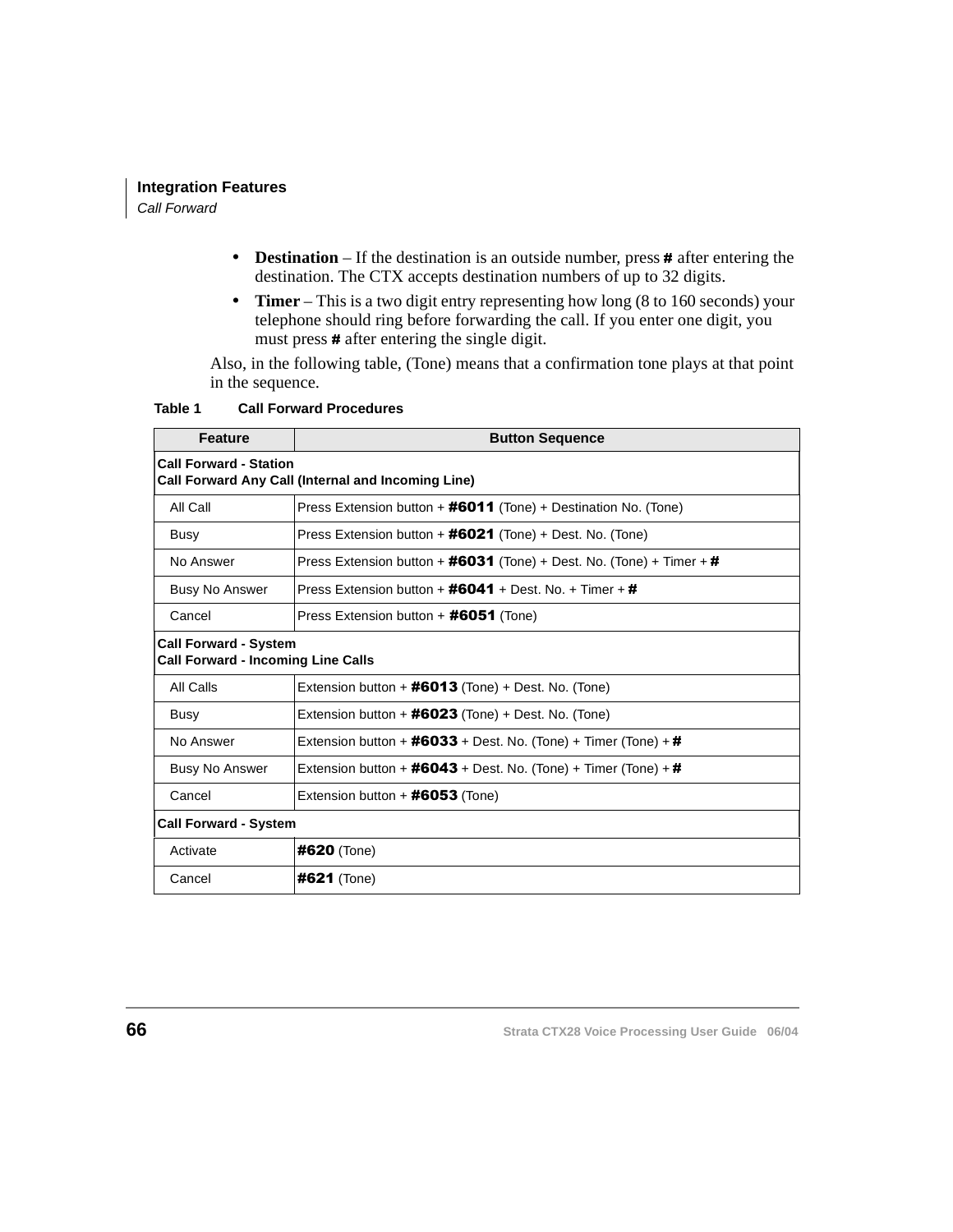- **Destination** – If the destination is an outside number, press **#** after entering the destination. The CTX accepts destination numbers of up to 32 digits.
- **Timer** – This is a two digit entry representing how long (8 to 160 seconds) your telephone should ring before forwarding the call. If you enter one digit, you must press **#** after entering the single digit.

Also, in the following table, (Tone) means that a confirmation tone plays at that point in the sequence.

**Table 1 Call Forward Procedures**

| Feature | Button Sequence |
|---|---|
| **Call Forward - Station**<br>**Call Forward Any Call (Internal and Incoming Line)** | |
| All Call | Press Extension button + **#6011** (Tone) + Destination No. (Tone) |
| Busy | Press Extension button + **#6021** (Tone) + Dest. No. (Tone) |
| No Answer | Press Extension button + **#6031** (Tone) + Dest. No. (Tone) + Timer + **#** |
| Busy No Answer | Press Extension button + **#6041** + Dest. No. + Timer + **#** |
| Cancel | Press Extension button + **#6051** (Tone) |
| **Call Forward - System**<br>**Call Forward - Incoming Line Calls** | |
| All Calls | Extension button + **#6013** (Tone) + Dest. No. (Tone) |
| Busy | Extension button + **#6023** (Tone) + Dest. No. (Tone) |
| No Answer | Extension button + **#6033** + Dest. No. (Tone) + Timer (Tone) + **#** |
| Busy No Answer | Extension button + **#6043** + Dest. No. (Tone) + Timer (Tone) + **#** |
| Cancel | Extension button + **#6053** (Tone) |
| **Call Forward - System** | |
| Activate | **#620** (Tone) |
| Cancel | **#621** (Tone) |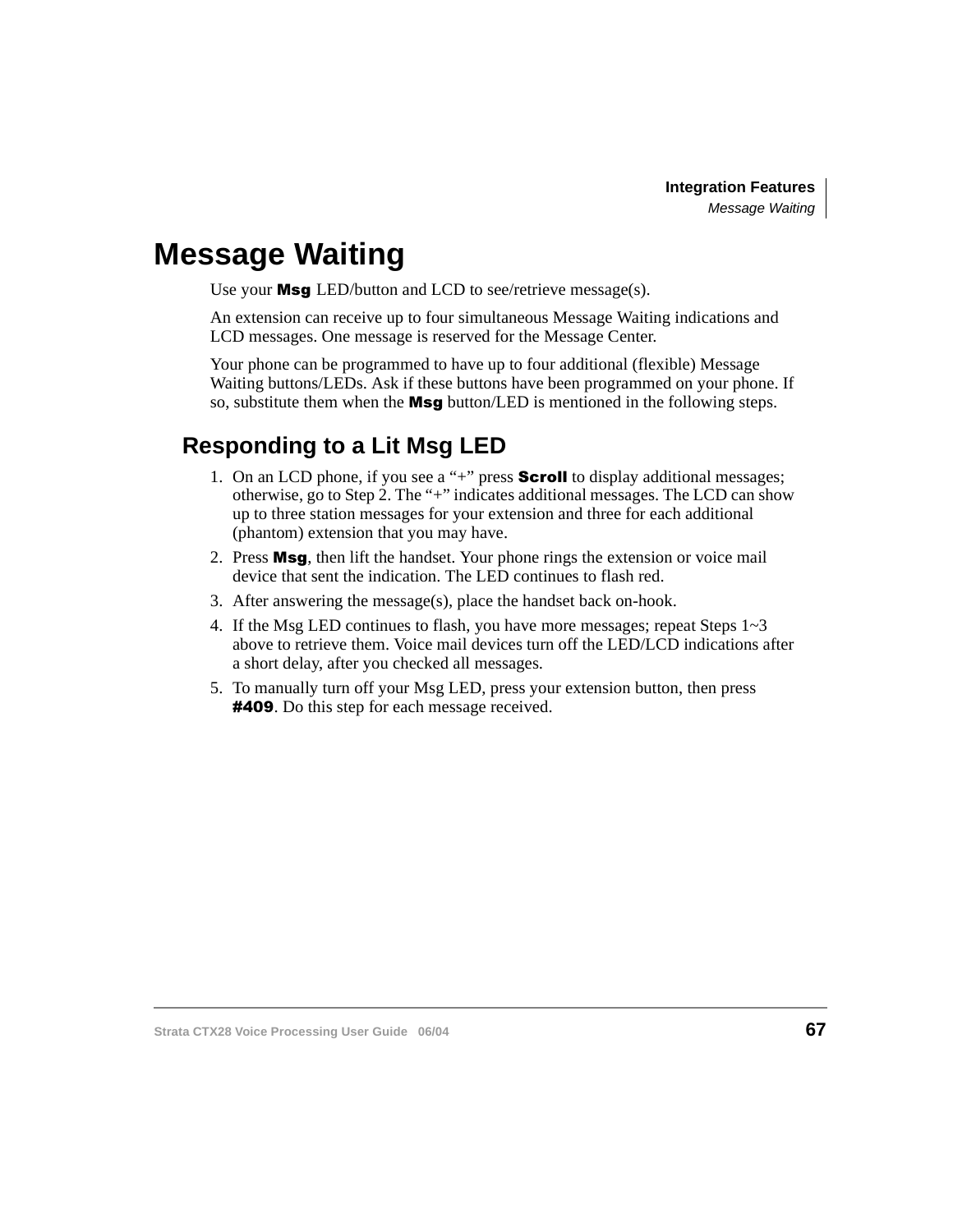# Message Waiting

Use your **Msg** LED/button and LCD to see/retrieve message(s).

An extension can receive up to four simultaneous Message Waiting indications and LCD messages. One message is reserved for the Message Center.

Your phone can be programmed to have up to four additional (flexible) Message Waiting buttons/LEDs. Ask if these buttons have been programmed on your phone. If so, substitute them when the **Msg** button/LED is mentioned in the following steps.

## Responding to a Lit Msg LED

1. On an LCD phone, if you see a "+" press **Scroll** to display additional messages; otherwise, go to Step 2. The "+" indicates additional messages. The LCD can show up to three station messages for your extension and three for each additional (phantom) extension that you may have.
2. Press **Msg**, then lift the handset. Your phone rings the extension or voice mail device that sent the indication. The LED continues to flash red.
3. After answering the message(s), place the handset back on-hook.
4. If the Msg LED continues to flash, you have more messages; repeat Steps 1~3 above to retrieve them. Voice mail devices turn off the LED/LCD indications after a short delay, after you checked all messages.
5. To manually turn off your Msg LED, press your extension button, then press **#409**. Do this step for each message received.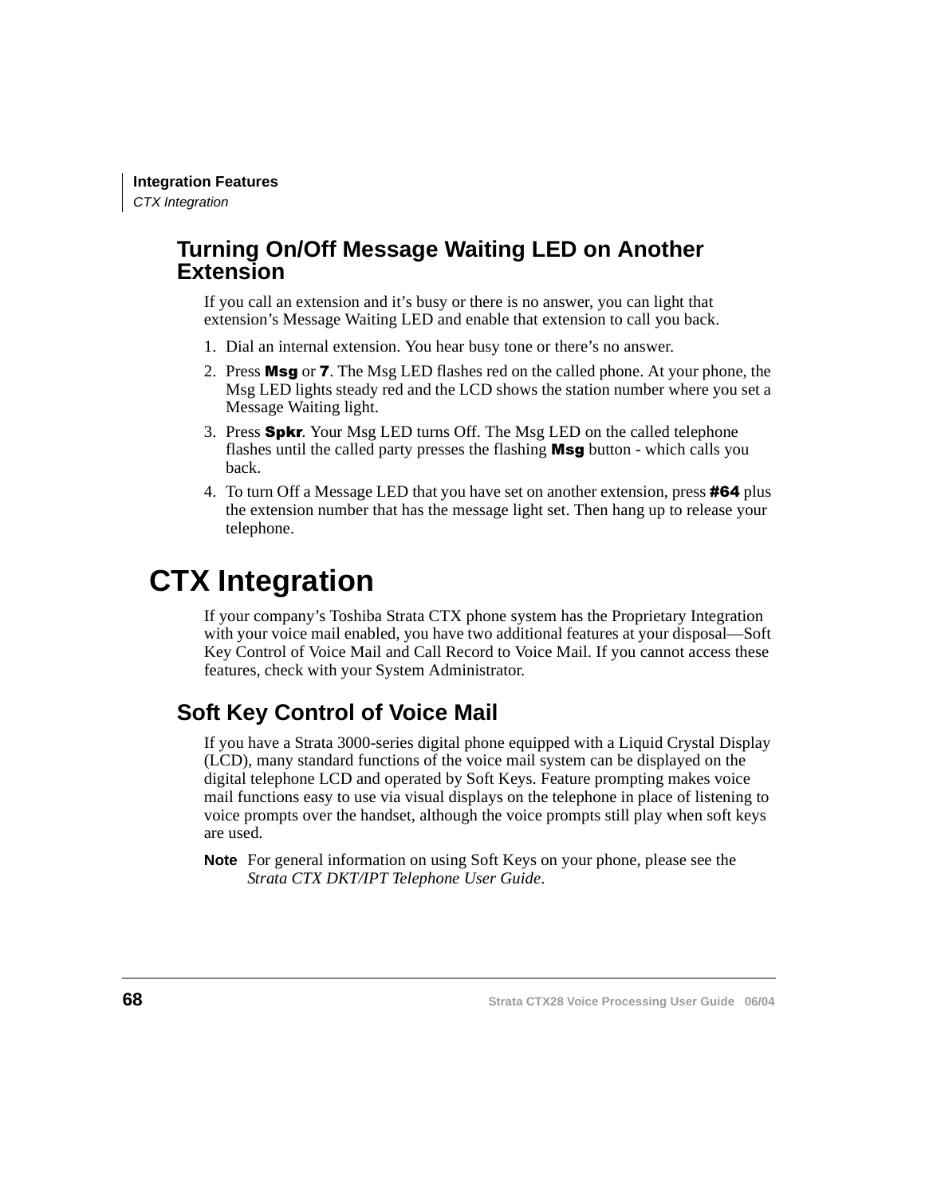## Turning On/Off Message Waiting LED on Another Extension

If you call an extension and it's busy or there is no answer, you can light that extension's Message Waiting LED and enable that extension to call you back.

1. Dial an internal extension. You hear busy tone or there's no answer.
2. Press **Msg** or **7**. The Msg LED flashes red on the called phone. At your phone, the Msg LED lights steady red and the LCD shows the station number where you set a Message Waiting light.
3. Press **Spkr**. Your Msg LED turns Off. The Msg LED on the called telephone flashes until the called party presses the flashing **Msg** button - which calls you back.
4. To turn Off a Message LED that you have set on another extension, press **#64** plus the extension number that has the message light set. Then hang up to release your telephone.

# CTX Integration

If your company's Toshiba Strata CTX phone system has the Proprietary Integration with your voice mail enabled, you have two additional features at your disposal—Soft Key Control of Voice Mail and Call Record to Voice Mail. If you cannot access these features, check with your System Administrator.

## Soft Key Control of Voice Mail

If you have a Strata 3000-series digital phone equipped with a Liquid Crystal Display (LCD), many standard functions of the voice mail system can be displayed on the digital telephone LCD and operated by Soft Keys. Feature prompting makes voice mail functions easy to use via visual displays on the telephone in place of listening to voice prompts over the handset, although the voice prompts still play when soft keys are used.

**Note** For general information on using Soft Keys on your phone, please see the *Strata CTX DKT/IPT Telephone User Guide*.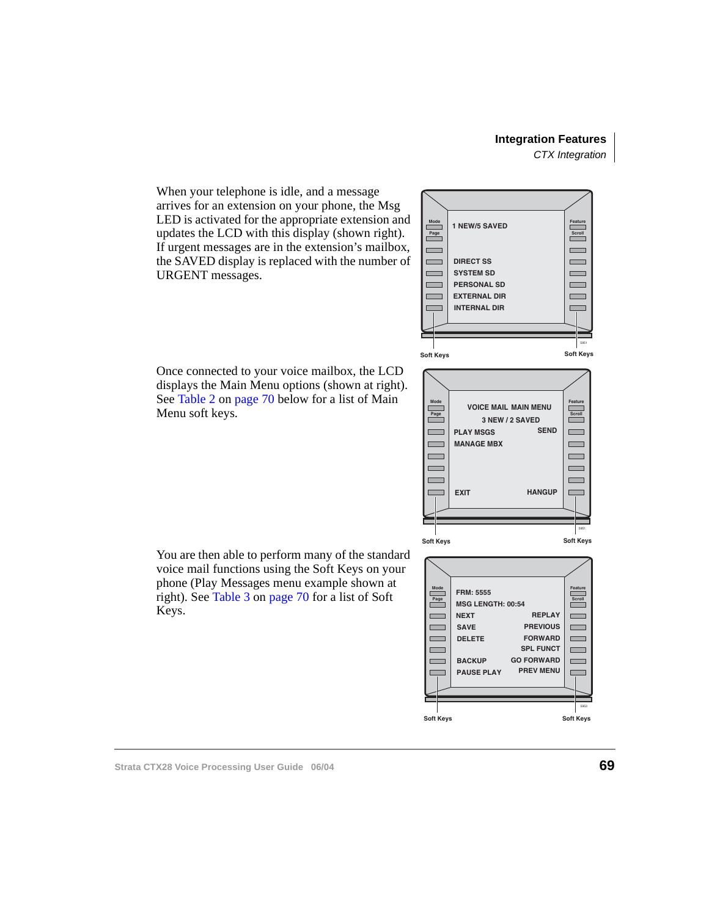When your telephone is idle, and a message arrives for an extension on your phone, the Msg LED is activated for the appropriate extension and updates the LCD with this display (shown right). If urgent messages are in the extension's mailbox, the SAVED display is replaced with the number of URGENT messages.

Once connected to your voice mailbox, the LCD displays the Main Menu options (shown at right). See Table 2 on page 70 below for a list of Main Menu soft keys.

You are then able to perform many of the standard voice mail functions using the Soft Keys on your phone (Play Messages menu example shown at right). See Table 3 on page 70 for a list of Soft Keys.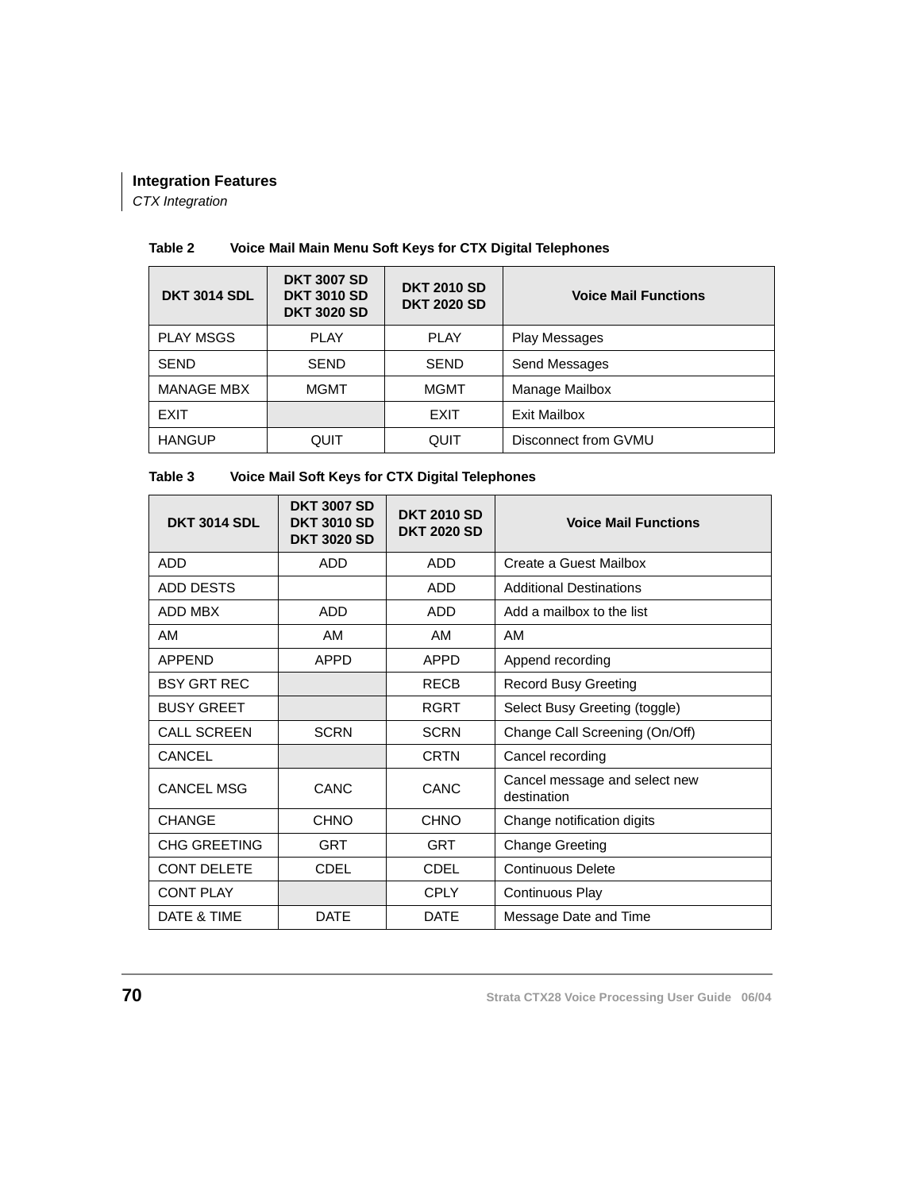Table 2 Voice Mail Main Menu Soft Keys for CTX Digital Telephones

| DKT 3014 SDL | DKT 3007 SD DKT 3010 SD DKT 3020 SD | DKT 2010 SD DKT 2020 SD | Voice Mail Functions |
|---|---|---|---|
| PLAY MSGS | PLAY | PLAY | Play Messages |
| SEND | SEND | SEND | Send Messages |
| MANAGE MBX | MGMT | MGMT | Manage Mailbox |
| EXIT | | EXIT | Exit Mailbox |
| HANGUP | QUIT | QUIT | Disconnect from GVMU |

Table 3 Voice Mail Soft Keys for CTX Digital Telephones

| DKT 3014 SDL | DKT 3007 SD DKT 3010 SD DKT 3020 SD | DKT 2010 SD DKT 2020 SD | Voice Mail Functions |
|---|---|---|---|
| ADD | ADD | ADD | Create a Guest Mailbox |
| ADD DESTS | | ADD | Additional Destinations |
| ADD MBX | ADD | ADD | Add a mailbox to the list |
| AM | AM | AM | AM |
| APPEND | APPD | APPD | Append recording |
| BSY GRT REC | | RECB | Record Busy Greeting |
| BUSY GREET | | RGRT | Select Busy Greeting (toggle) |
| CALL SCREEN | SCRN | SCRN | Change Call Screening (On/Off) |
| CANCEL | | CRTN | Cancel recording |
| CANCEL MSG | CANC | CANC | Cancel message and select new destination |
| CHANGE | CHNO | CHNO | Change notification digits |
| CHG GREETING | GRT | GRT | Change Greeting |
| CONT DELETE | CDEL | CDEL | Continuous Delete |
| CONT PLAY | | CPLY | Continuous Play |
| DATE & TIME | DATE | DATE | Message Date and Time |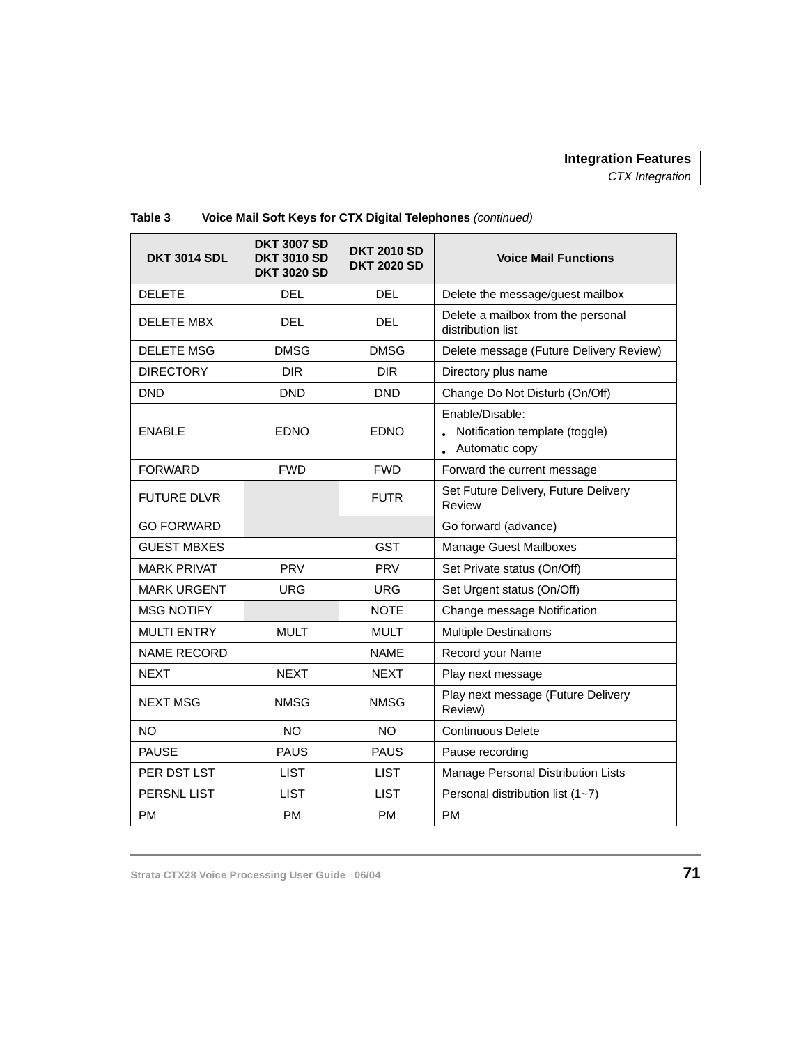**Table 3 Voice Mail Soft Keys for CTX Digital Telephones** *(continued)*

| DKT 3014 SDL | DKT 3007 SD DKT 3010 SD DKT 3020 SD | DKT 2010 SD DKT 2020 SD | Voice Mail Functions |
|---|---|---|---|
| DELETE | DEL | DEL | Delete the message/guest mailbox |
| DELETE MBX | DEL | DEL | Delete a mailbox from the personal distribution list |
| DELETE MSG | DMSG | DMSG | Delete message (Future Delivery Review) |
| DIRECTORY | DIR | DIR | Directory plus name |
| DND | DND | DND | Change Do Not Disturb (On/Off) |
| ENABLE | EDNO | EDNO | Enable/Disable:<br>• Notification template (toggle)<br>• Automatic copy |
| FORWARD | FWD | FWD | Forward the current message |
| FUTURE DLVR | | FUTR | Set Future Delivery, Future Delivery Review |
| GO FORWARD | | | Go forward (advance) |
| GUEST MBXES | | GST | Manage Guest Mailboxes |
| MARK PRIVAT | PRV | PRV | Set Private status (On/Off) |
| MARK URGENT | URG | URG | Set Urgent status (On/Off) |
| MSG NOTIFY | | NOTE | Change message Notification |
| MULTI ENTRY | MULT | MULT | Multiple Destinations |
| NAME RECORD | | NAME | Record your Name |
| NEXT | NEXT | NEXT | Play next message |
| NEXT MSG | NMSG | NMSG | Play next message (Future Delivery Review) |
| NO | NO | NO | Continuous Delete |
| PAUSE | PAUS | PAUS | Pause recording |
| PER DST LST | LIST | LIST | Manage Personal Distribution Lists |
| PERSNL LIST | LIST | LIST | Personal distribution list (1~7) |
| PM | PM | PM | PM |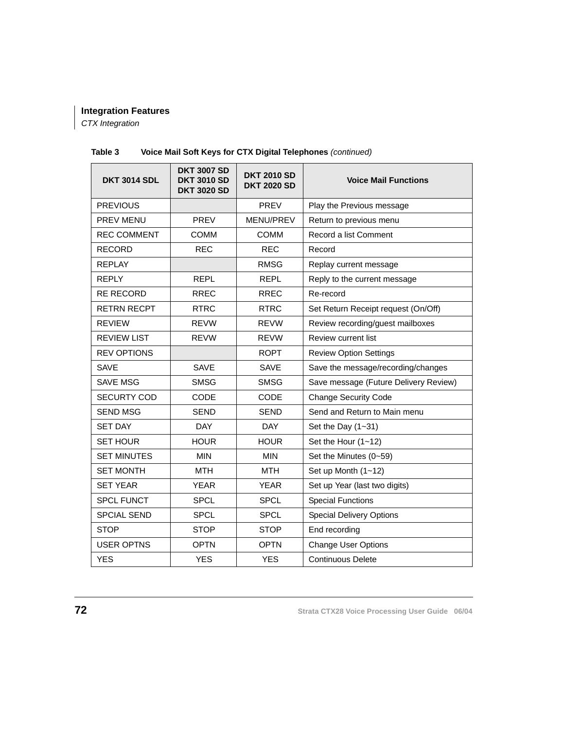Table 3 Voice Mail Soft Keys for CTX Digital Telephones *(continued)*

| DKT 3014 SDL | DKT 3007 SD DKT 3010 SD DKT 3020 SD | DKT 2010 SD DKT 2020 SD | Voice Mail Functions |
|---|---|---|---|
| PREVIOUS | | PREV | Play the Previous message |
| PREV MENU | PREV | MENU/PREV | Return to previous menu |
| REC COMMENT | COMM | COMM | Record a list Comment |
| RECORD | REC | REC | Record |
| REPLAY | | RMSG | Replay current message |
| REPLY | REPL | REPL | Reply to the current message |
| RE RECORD | RREC | RREC | Re-record |
| RETRN RECPT | RTRC | RTRC | Set Return Receipt request (On/Off) |
| REVIEW | REVW | REVW | Review recording/guest mailboxes |
| REVIEW LIST | REVW | REVW | Review current list |
| REV OPTIONS | | ROPT | Review Option Settings |
| SAVE | SAVE | SAVE | Save the message/recording/changes |
| SAVE MSG | SMSG | SMSG | Save message (Future Delivery Review) |
| SECURTY COD | CODE | CODE | Change Security Code |
| SEND MSG | SEND | SEND | Send and Return to Main menu |
| SET DAY | DAY | DAY | Set the Day (1~31) |
| SET HOUR | HOUR | HOUR | Set the Hour (1~12) |
| SET MINUTES | MIN | MIN | Set the Minutes (0~59) |
| SET MONTH | MTH | MTH | Set up Month (1~12) |
| SET YEAR | YEAR | YEAR | Set up Year (last two digits) |
| SPCL FUNCT | SPCL | SPCL | Special Functions |
| SPCIAL SEND | SPCL | SPCL | Special Delivery Options |
| STOP | STOP | STOP | End recording |
| USER OPTNS | OPTN | OPTN | Change User Options |
| YES | YES | YES | Continuous Delete |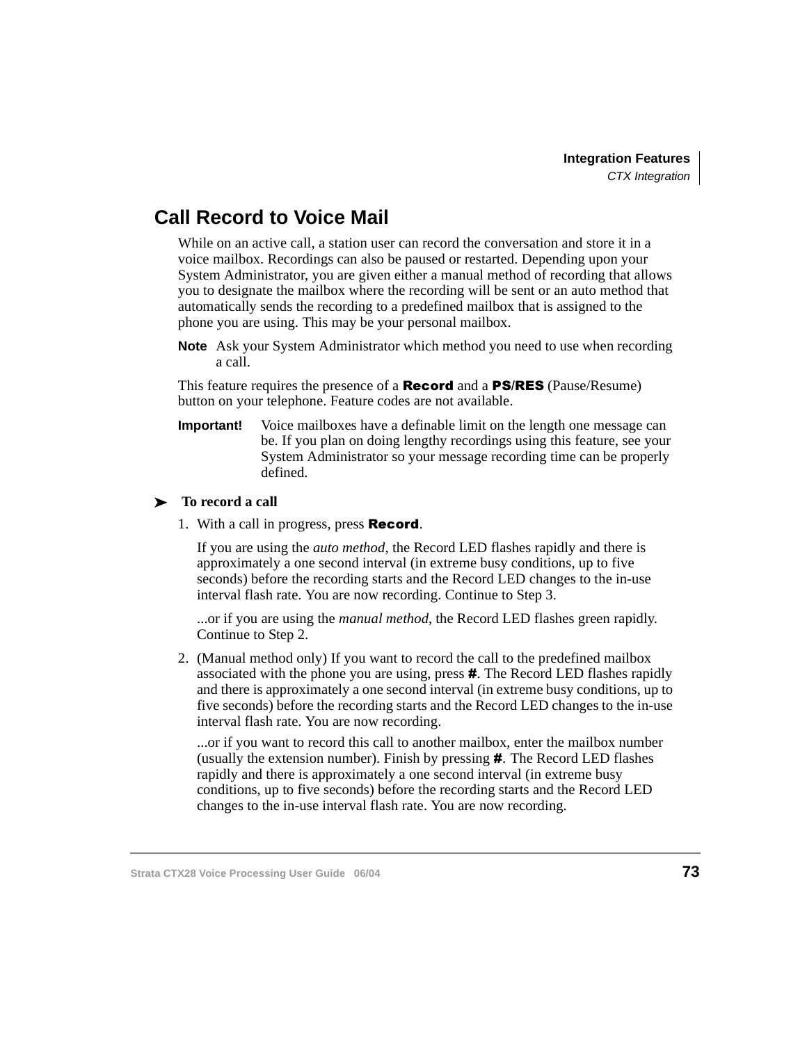## Call Record to Voice Mail

While on an active call, a station user can record the conversation and store it in a voice mailbox. Recordings can also be paused or restarted. Depending upon your System Administrator, you are given either a manual method of recording that allows you to designate the mailbox where the recording will be sent or an auto method that automatically sends the recording to a predefined mailbox that is assigned to the phone you are using. This may be your personal mailbox.

**Note** Ask your System Administrator which method you need to use when recording a call.

This feature requires the presence of a **Record** and a **PS/RES** (Pause/Resume) button on your telephone. Feature codes are not available.

**Important!** Voice mailboxes have a definable limit on the length one message can be. If you plan on doing lengthy recordings using this feature, see your System Administrator so your message recording time can be properly defined.

➤ **To record a call**

1. With a call in progress, press **Record**.

   If you are using the *auto method*, the Record LED flashes rapidly and there is approximately a one second interval (in extreme busy conditions, up to five seconds) before the recording starts and the Record LED changes to the in-use interval flash rate. You are now recording. Continue to Step 3.

   ...or if you are using the *manual method*, the Record LED flashes green rapidly. Continue to Step 2.

2. (Manual method only) If you want to record the call to the predefined mailbox associated with the phone you are using, press **#**. The Record LED flashes rapidly and there is approximately a one second interval (in extreme busy conditions, up to five seconds) before the recording starts and the Record LED changes to the in-use interval flash rate. You are now recording.

   ...or if you want to record this call to another mailbox, enter the mailbox number (usually the extension number). Finish by pressing **#**. The Record LED flashes rapidly and there is approximately a one second interval (in extreme busy conditions, up to five seconds) before the recording starts and the Record LED changes to the in-use interval flash rate. You are now recording.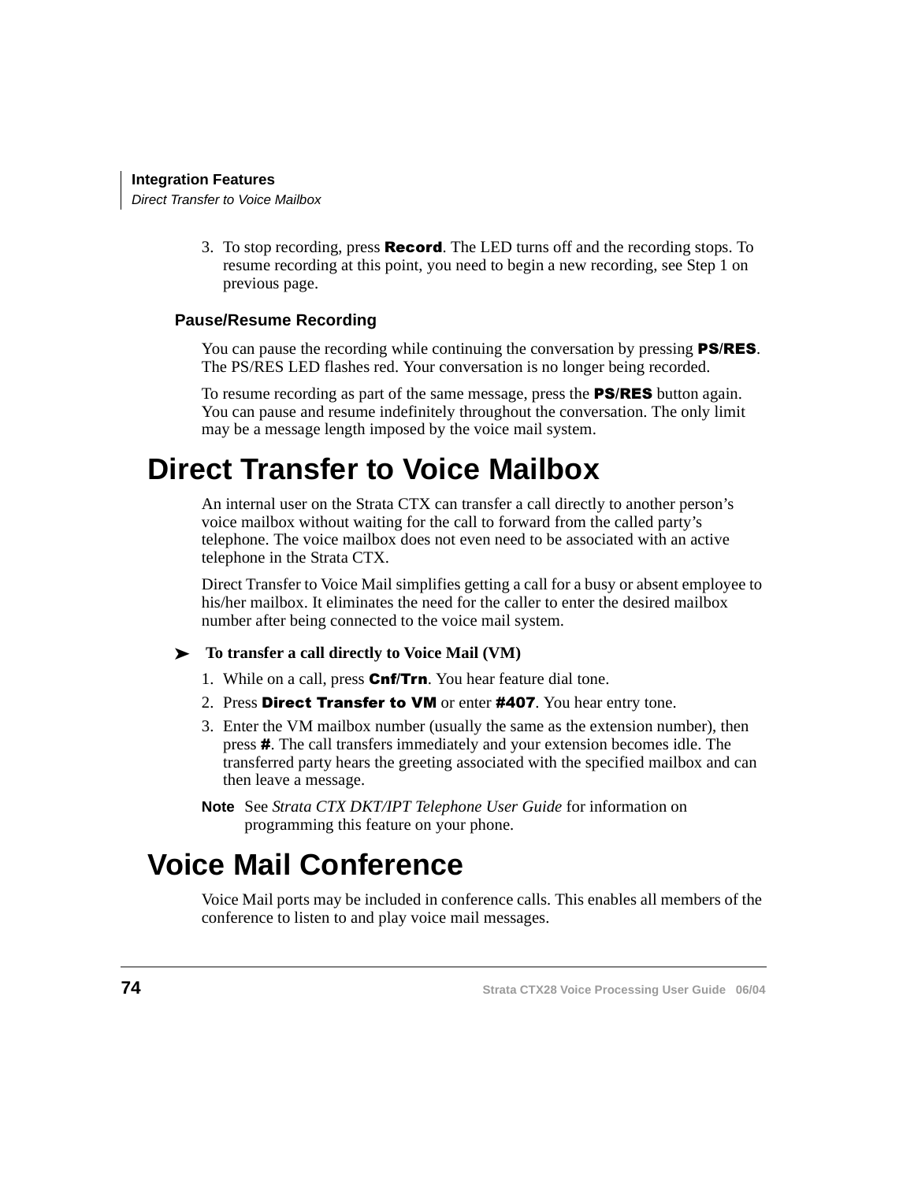3. To stop recording, press **Record**. The LED turns off and the recording stops. To resume recording at this point, you need to begin a new recording, see Step 1 on previous page.

### Pause/Resume Recording

You can pause the recording while continuing the conversation by pressing **PS/RES**. The PS/RES LED flashes red. Your conversation is no longer being recorded.

To resume recording as part of the same message, press the **PS/RES** button again. You can pause and resume indefinitely throughout the conversation. The only limit may be a message length imposed by the voice mail system.

## Direct Transfer to Voice Mailbox

An internal user on the Strata CTX can transfer a call directly to another person’s voice mailbox without waiting for the call to forward from the called party’s telephone. The voice mailbox does not even need to be associated with an active telephone in the Strata CTX.

Direct Transfer to Voice Mail simplifies getting a call for a busy or absent employee to his/her mailbox. It eliminates the need for the caller to enter the desired mailbox number after being connected to the voice mail system.

➤ **To transfer a call directly to Voice Mail (VM)**

1. While on a call, press **Cnf/Trn**. You hear feature dial tone.
2. Press **Direct Transfer to VM** or enter **#407**. You hear entry tone.
3. Enter the VM mailbox number (usually the same as the extension number), then press **#**. The call transfers immediately and your extension becomes idle. The transferred party hears the greeting associated with the specified mailbox and can then leave a message.

**Note** See *Strata CTX DKT/IPT Telephone User Guide* for information on programming this feature on your phone.

## Voice Mail Conference

Voice Mail ports may be included in conference calls. This enables all members of the conference to listen to and play voice mail messages.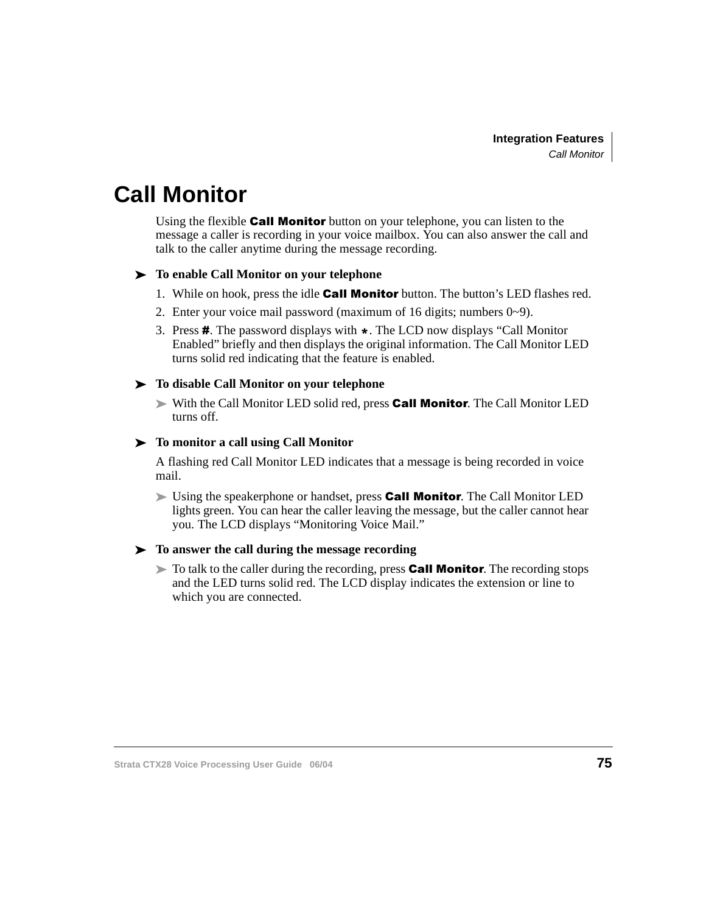# Call Monitor

Using the flexible **Call Monitor** button on your telephone, you can listen to the message a caller is recording in your voice mailbox. You can also answer the call and talk to the caller anytime during the message recording.

➤ **To enable Call Monitor on your telephone**

1. While on hook, press the idle **Call Monitor** button. The button's LED flashes red.
2. Enter your voice mail password (maximum of 16 digits; numbers 0~9).
3. Press **#**. The password displays with *. The LCD now displays "Call Monitor Enabled" briefly and then displays the original information. The Call Monitor LED turns solid red indicating that the feature is enabled.

➤ **To disable Call Monitor on your telephone**

➤ With the Call Monitor LED solid red, press **Call Monitor**. The Call Monitor LED turns off.

➤ **To monitor a call using Call Monitor**

A flashing red Call Monitor LED indicates that a message is being recorded in voice mail.

➤ Using the speakerphone or handset, press **Call Monitor**. The Call Monitor LED lights green. You can hear the caller leaving the message, but the caller cannot hear you. The LCD displays "Monitoring Voice Mail."

➤ **To answer the call during the message recording**

➤ To talk to the caller during the recording, press **Call Monitor**. The recording stops and the LED turns solid red. The LCD display indicates the extension or line to which you are connected.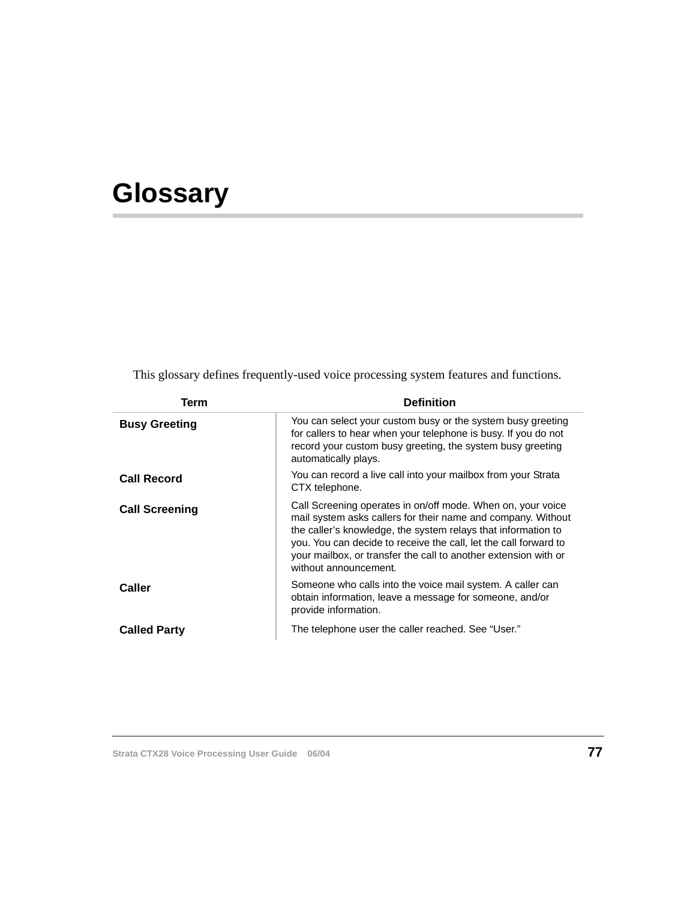# Glossary

This glossary defines frequently-used voice processing system features and functions.

| Term | Definition |
|---|---|
| **Busy Greeting** | You can select your custom busy or the system busy greeting for callers to hear when your telephone is busy. If you do not record your custom busy greeting, the system busy greeting automatically plays. |
| **Call Record** | You can record a live call into your mailbox from your Strata CTX telephone. |
| **Call Screening** | Call Screening operates in on/off mode. When on, your voice mail system asks callers for their name and company. Without the caller's knowledge, the system relays that information to you. You can decide to receive the call, let the call forward to your mailbox, or transfer the call to another extension with or without announcement. |
| **Caller** | Someone who calls into the voice mail system. A caller can obtain information, leave a message for someone, and/or provide information. |
| **Called Party** | The telephone user the caller reached. See "User." |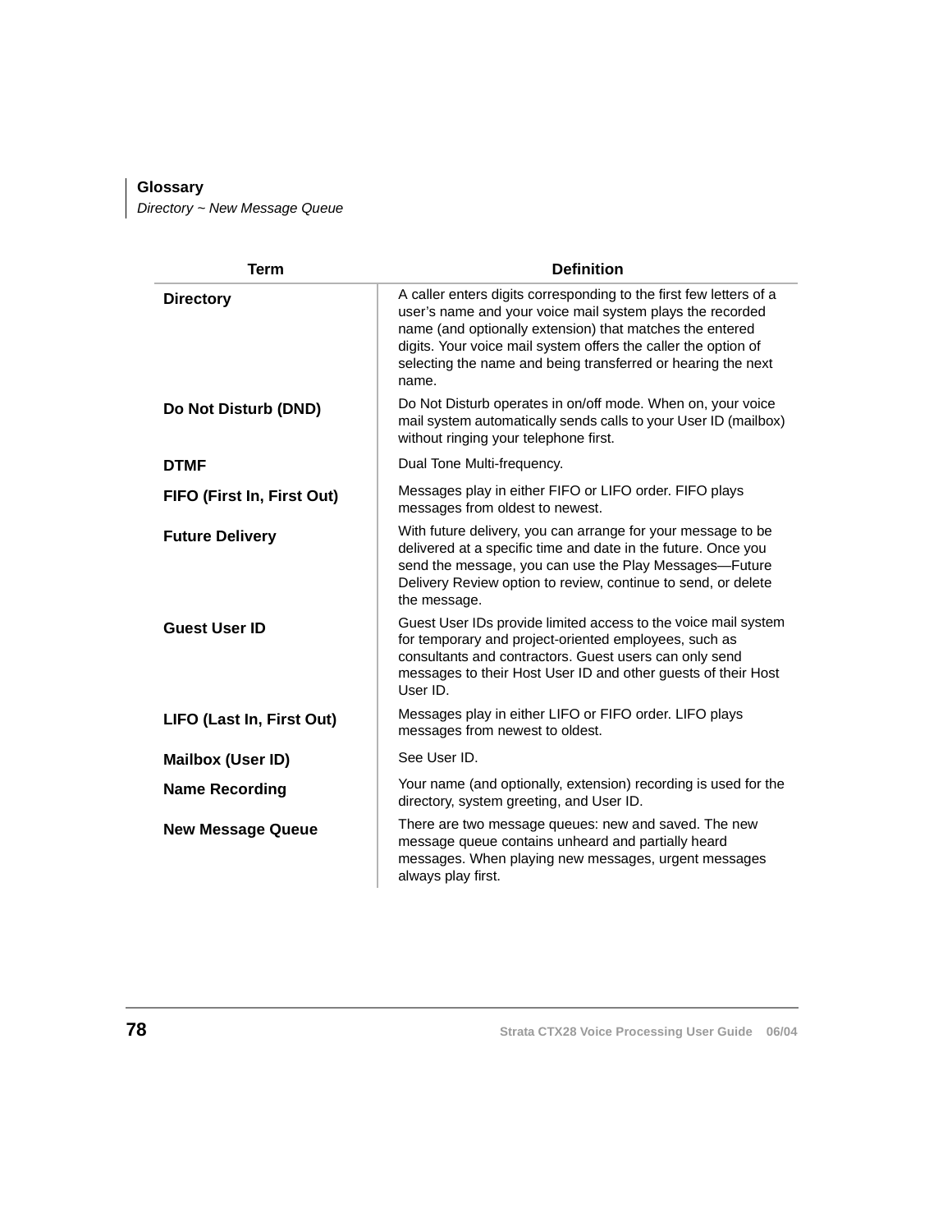| Term | Definition |
|---|---|
| **Directory** | A caller enters digits corresponding to the first few letters of a user’s name and your voice mail system plays the recorded name (and optionally extension) that matches the entered digits. Your voice mail system offers the caller the option of selecting the name and being transferred or hearing the next name. |
| **Do Not Disturb (DND)** | Do Not Disturb operates in on/off mode. When on, your voice mail system automatically sends calls to your User ID (mailbox) without ringing your telephone first. |
| **DTMF** | Dual Tone Multi-frequency. |
| **FIFO (First In, First Out)** | Messages play in either FIFO or LIFO order. FIFO plays messages from oldest to newest. |
| **Future Delivery** | With future delivery, you can arrange for your message to be delivered at a specific time and date in the future. Once you send the message, you can use the Play Messages—Future Delivery Review option to review, continue to send, or delete the message. |
| **Guest User ID** | Guest User IDs provide limited access to the voice mail system for temporary and project-oriented employees, such as consultants and contractors. Guest users can only send messages to their Host User ID and other guests of their Host User ID. |
| **LIFO (Last In, First Out)** | Messages play in either LIFO or FIFO order. LIFO plays messages from newest to oldest. |
| **Mailbox (User ID)** | See User ID. |
| **Name Recording** | Your name (and optionally, extension) recording is used for the directory, system greeting, and User ID. |
| **New Message Queue** | There are two message queues: new and saved. The new message queue contains unheard and partially heard messages. When playing new messages, urgent messages always play first. |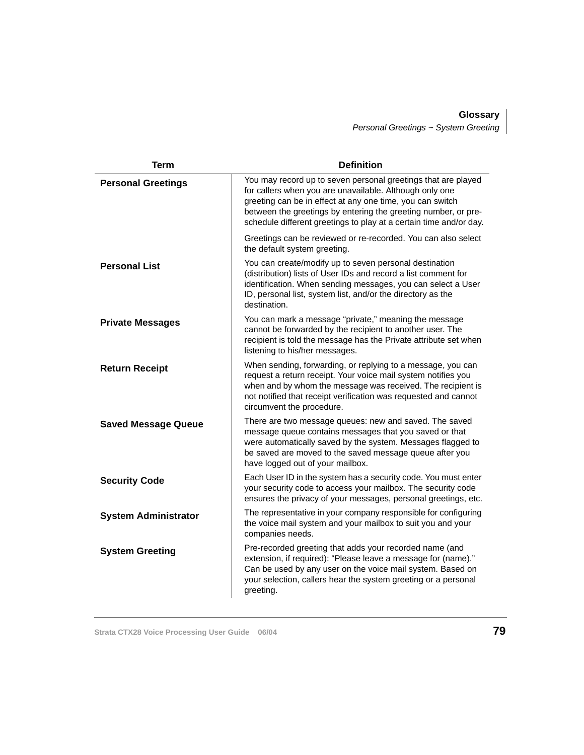| Term | Definition |
| --- | --- |
| **Personal Greetings** | You may record up to seven personal greetings that are played for callers when you are unavailable. Although only one greeting can be in effect at any one time, you can switch between the greetings by entering the greeting number, or pre-schedule different greetings to play at a certain time and/or day.<br><br>Greetings can be reviewed or re-recorded. You can also select the default system greeting. |
| **Personal List** | You can create/modify up to seven personal destination (distribution) lists of User IDs and record a list comment for identification. When sending messages, you can select a User ID, personal list, system list, and/or the directory as the destination. |
| **Private Messages** | You can mark a message “private,” meaning the message cannot be forwarded by the recipient to another user. The recipient is told the message has the Private attribute set when listening to his/her messages. |
| **Return Receipt** | When sending, forwarding, or replying to a message, you can request a return receipt. Your voice mail system notifies you when and by whom the message was received. The recipient is not notified that receipt verification was requested and cannot circumvent the procedure. |
| **Saved Message Queue** | There are two message queues: new and saved. The saved message queue contains messages that you saved or that were automatically saved by the system. Messages flagged to be saved are moved to the saved message queue after you have logged out of your mailbox. |
| **Security Code** | Each User ID in the system has a security code. You must enter your security code to access your mailbox. The security code ensures the privacy of your messages, personal greetings, etc. |
| **System Administrator** | The representative in your company responsible for configuring the voice mail system and your mailbox to suit you and your companies needs. |
| **System Greeting** | Pre-recorded greeting that adds your recorded name (and extension, if required): “Please leave a message for (name).” Can be used by any user on the voice mail system. Based on your selection, callers hear the system greeting or a personal greeting. |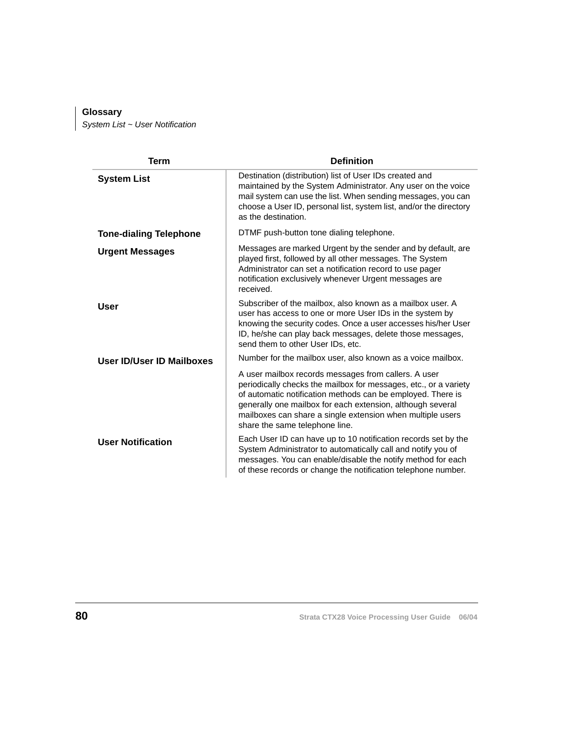# Glossary

*System List ~ User Notification*

| Term | Definition |
|---|---|
| **System List** | Destination (distribution) list of User IDs created and maintained by the System Administrator. Any user on the voice mail system can use the list. When sending messages, you can choose a User ID, personal list, system list, and/or the directory as the destination. |
| **Tone-dialing Telephone** | DTMF push-button tone dialing telephone. |
| **Urgent Messages** | Messages are marked Urgent by the sender and by default, are played first, followed by all other messages. The System Administrator can set a notification record to use pager notification exclusively whenever Urgent messages are received. |
| **User** | Subscriber of the mailbox, also known as a mailbox user. A user has access to one or more User IDs in the system by knowing the security codes. Once a user accesses his/her User ID, he/she can play back messages, delete those messages, send them to other User IDs, etc. |
| **User ID/User ID Mailboxes** | Number for the mailbox user, also known as a voice mailbox.<br><br>A user mailbox records messages from callers. A user periodically checks the mailbox for messages, etc., or a variety of automatic notification methods can be employed. There is generally one mailbox for each extension, although several mailboxes can share a single extension when multiple users share the same telephone line. |
| **User Notification** | Each User ID can have up to 10 notification records set by the System Administrator to automatically call and notify you of messages. You can enable/disable the notify method for each of these records or change the notification telephone number. |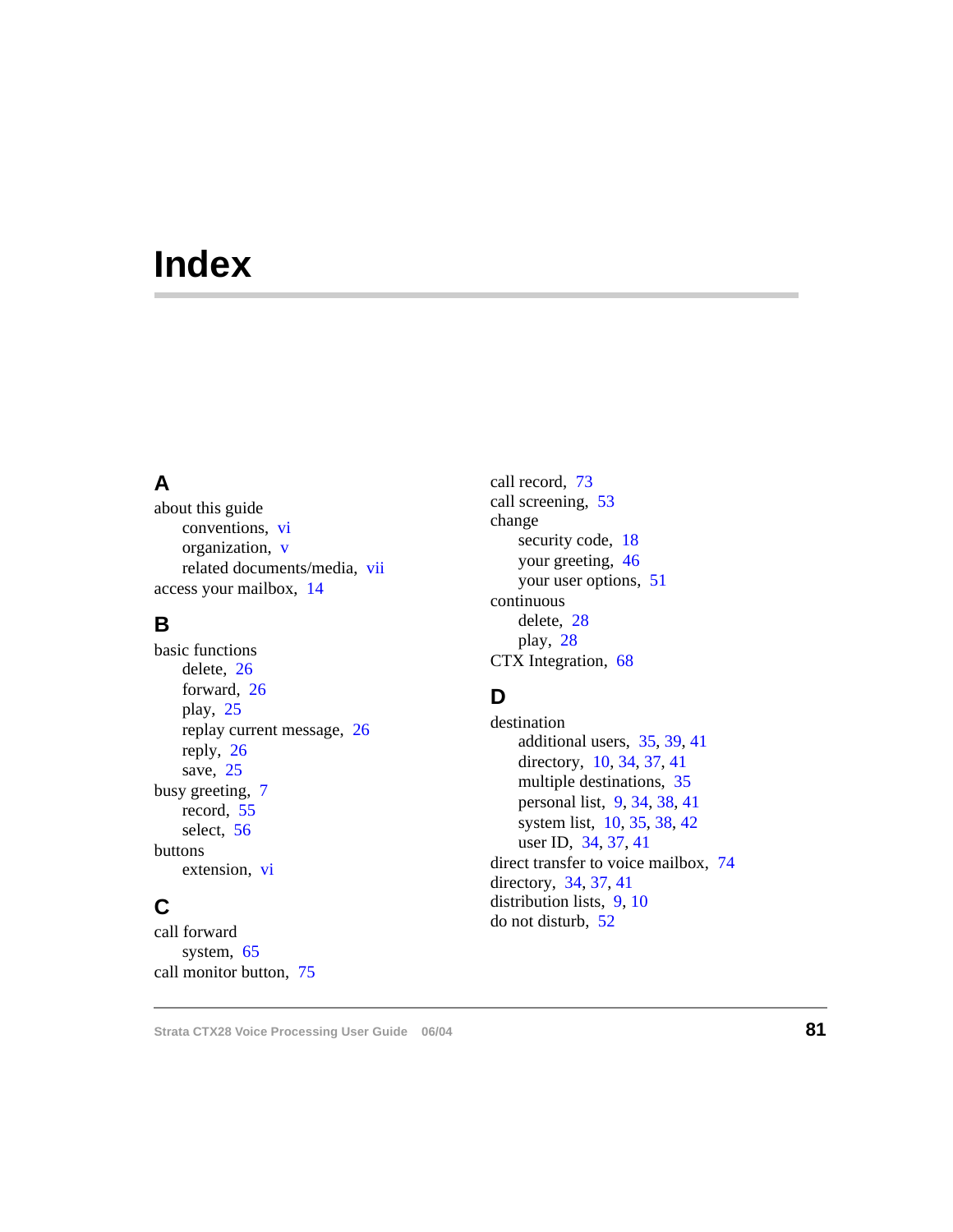# Index

## A

about this guide
- conventions, vi
- organization, v
- related documents/media, vii

access your mailbox, 14

## B

basic functions
- delete, 26
- forward, 26
- play, 25
- replay current message, 26
- reply, 26
- save, 25

busy greeting, 7
- record, 55
- select, 56

buttons
- extension, vi

## C

call forward
- system, 65

call monitor button, 75

call record, 73

call screening, 53

change
- security code, 18
- your greeting, 46
- your user options, 51

continuous
- delete, 28
- play, 28

CTX Integration, 68

## D

destination
- additional users, 35, 39, 41
- directory, 10, 34, 37, 41
- multiple destinations, 35
- personal list, 9, 34, 38, 41
- system list, 10, 35, 38, 42
- user ID, 34, 37, 41

direct transfer to voice mailbox, 74

directory, 34, 37, 41

distribution lists, 9, 10

do not disturb, 52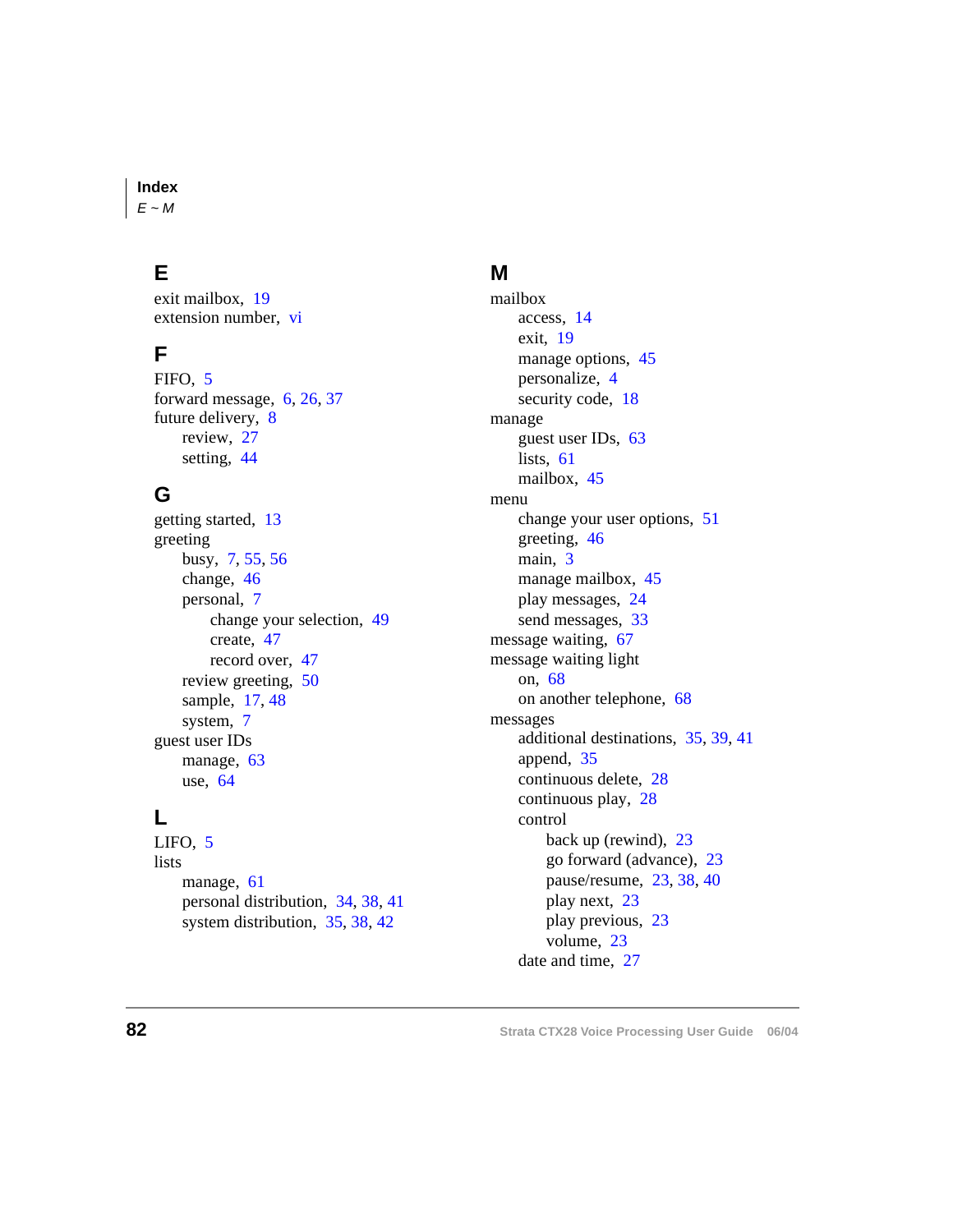## E

exit mailbox, 19
extension number, vi

## F

FIFO, 5
forward message, 6, 26, 37
future delivery, 8
- review, 27
- setting, 44

## G

getting started, 13
greeting
- busy, 7, 55, 56
- change, 46
- personal, 7
  - change your selection, 49
  - create, 47
  - record over, 47
- review greeting, 50
- sample, 17, 48
- system, 7

guest user IDs
- manage, 63
- use, 64

## L

LIFO, 5
lists
- manage, 61
- personal distribution, 34, 38, 41
- system distribution, 35, 38, 42

## M

mailbox
- access, 14
- exit, 19
- manage options, 45
- personalize, 4
- security code, 18

manage
- guest user IDs, 63
- lists, 61
- mailbox, 45

menu
- change your user options, 51
- greeting, 46
- main, 3
- manage mailbox, 45
- play messages, 24
- send messages, 33

message waiting, 67
message waiting light
- on, 68
- on another telephone, 68

messages
- additional destinations, 35, 39, 41
- append, 35
- continuous delete, 28
- continuous play, 28
- control
  - back up (rewind), 23
  - go forward (advance), 23
  - pause/resume, 23, 38, 40
  - play next, 23
  - play previous, 23
  - volume, 23
- date and time, 27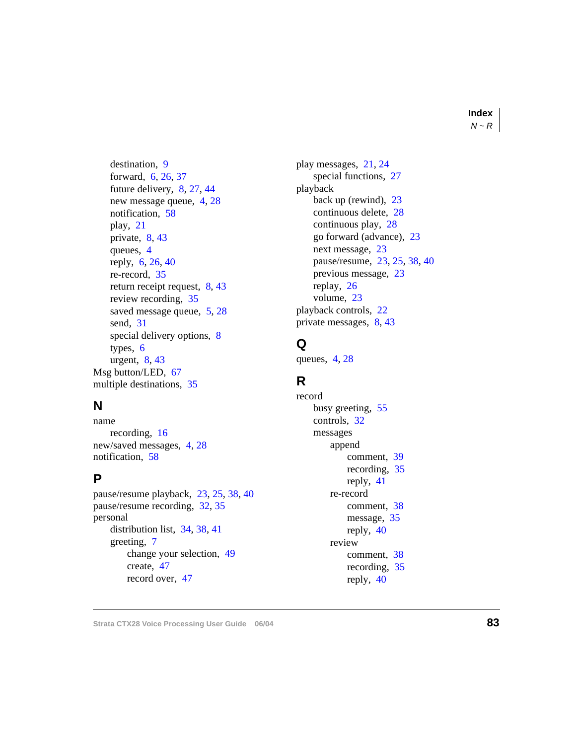destination, 9
forward, 6, 26, 37
future delivery, 8, 27, 44
new message queue, 4, 28
notification, 58
play, 21
private, 8, 43
queues, 4
reply, 6, 26, 40
re-record, 35
return receipt request, 8, 43
review recording, 35
saved message queue, 5, 28
send, 31
special delivery options, 8
types, 6
urgent, 8, 43

Msg button/LED, 67
multiple destinations, 35

## N

name
- recording, 16

new/saved messages, 4, 28
notification, 58

## P

pause/resume playback, 23, 25, 38, 40
pause/resume recording, 32, 35
personal
- distribution list, 34, 38, 41
- greeting, 7
  - change your selection, 49
  - create, 47
  - record over, 47

play messages, 21, 24
- special functions, 27

playback
- back up (rewind), 23
- continuous delete, 28
- continuous play, 28
- go forward (advance), 23
- next message, 23
- pause/resume, 23, 25, 38, 40
- previous message, 23
- replay, 26
- volume, 23

playback controls, 22
private messages, 8, 43

## Q

queues, 4, 28

## R

record
- busy greeting, 55
- controls, 32
- messages
  - append
    - comment, 39
    - recording, 35
    - reply, 41
  - re-record
    - comment, 38
    - message, 35
    - reply, 40
  - review
    - comment, 38
    - recording, 35
    - reply, 40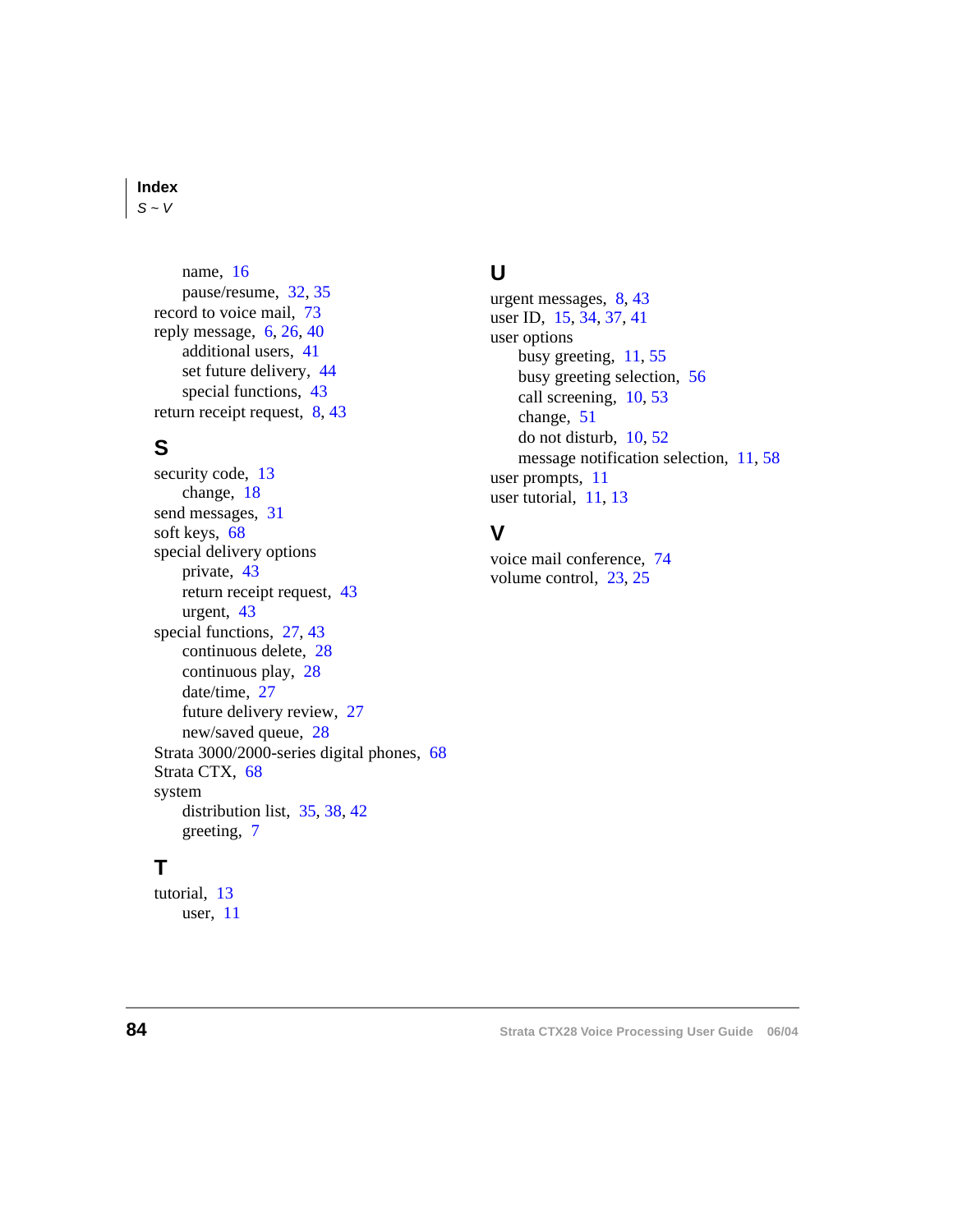name, 16
pause/resume, 32, 35

record to voice mail, 73

reply message, 6, 26, 40
additional users, 41
set future delivery, 44
special functions, 43

return receipt request, 8, 43

## S

security code, 13
change, 18

send messages, 31

soft keys, 68

special delivery options
private, 43
return receipt request, 43
urgent, 43

special functions, 27, 43
continuous delete, 28
continuous play, 28
date/time, 27
future delivery review, 27
new/saved queue, 28

Strata 3000/2000-series digital phones, 68

Strata CTX, 68

system
distribution list, 35, 38, 42
greeting, 7

## T

tutorial, 13
user, 11

## U

urgent messages, 8, 43

user ID, 15, 34, 37, 41

user options
busy greeting, 11, 55
busy greeting selection, 56
call screening, 10, 53
change, 51
do not disturb, 10, 52
message notification selection, 11, 58

user prompts, 11

user tutorial, 11, 13

## V

voice mail conference, 74

volume control, 23, 25